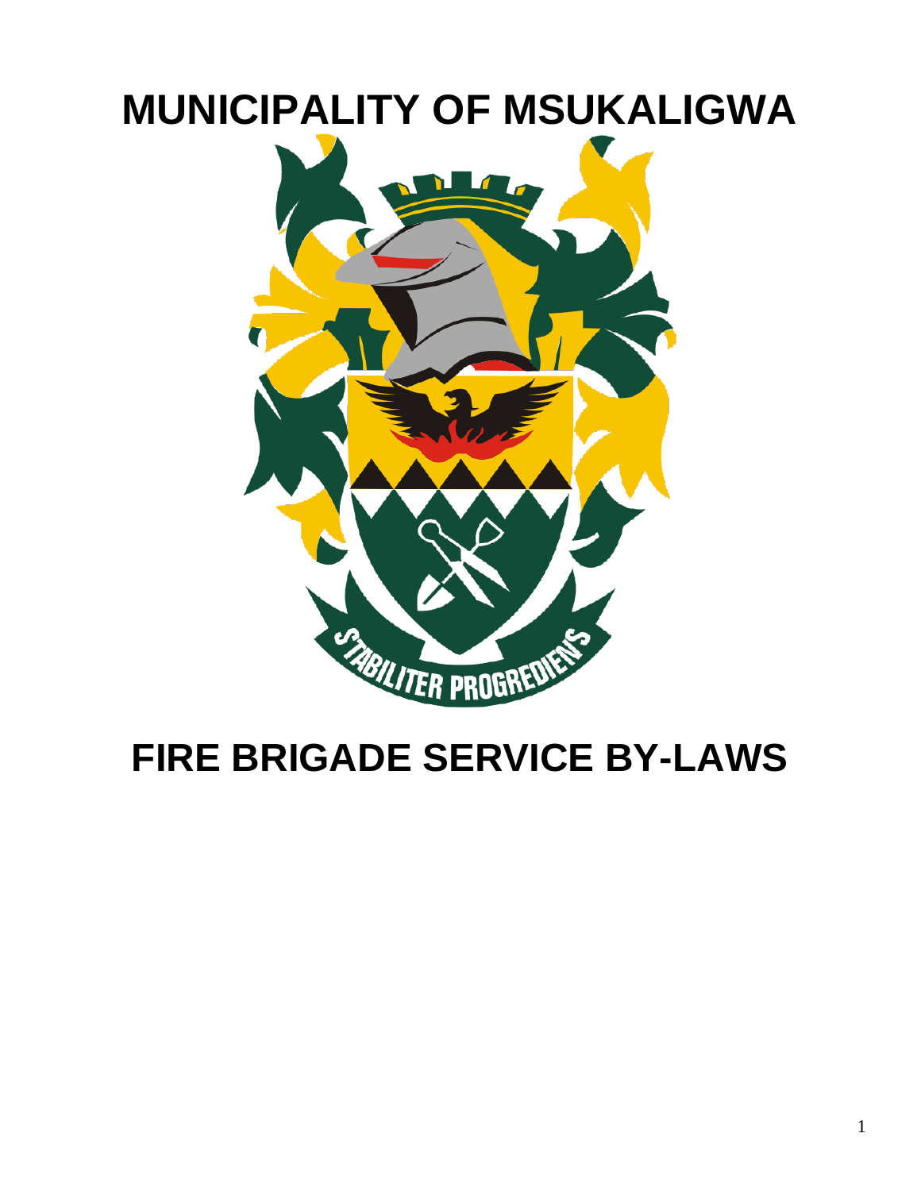# MUNICIPALITY OF MSUKALIGWA

# FIRE BRIGADE SERVICE BY-LAWS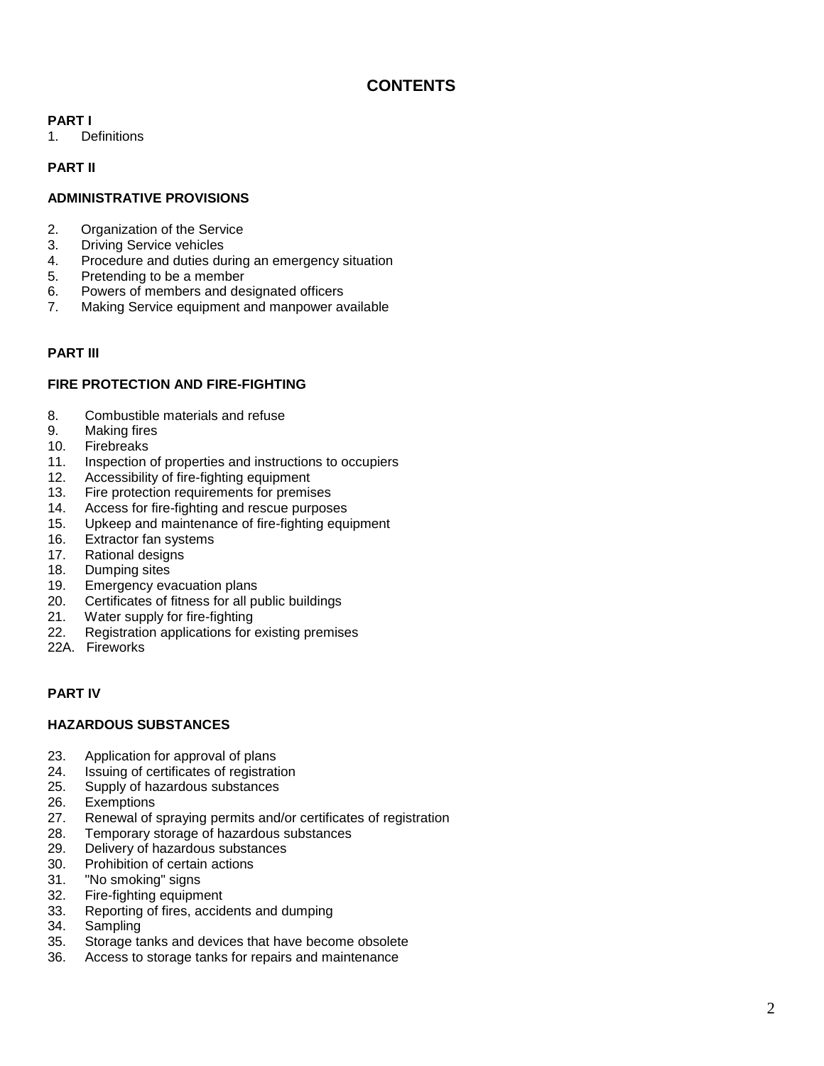# CONTENTS

**PART I**

1. Definitions

**PART II**

**ADMINISTRATIVE PROVISIONS**

2. Organization of the Service
3. Driving Service vehicles
4. Procedure and duties during an emergency situation
5. Pretending to be a member
6. Powers of members and designated officers
7. Making Service equipment and manpower available

**PART III**

**FIRE PROTECTION AND FIRE-FIGHTING**

8. Combustible materials and refuse
9. Making fires
10. Firebreaks
11. Inspection of properties and instructions to occupiers
12. Accessibility of fire-fighting equipment
13. Fire protection requirements for premises
14. Access for fire-fighting and rescue purposes
15. Upkeep and maintenance of fire-fighting equipment
16. Extractor fan systems
17. Rational designs
18. Dumping sites
19. Emergency evacuation plans
20. Certificates of fitness for all public buildings
21. Water supply for fire-fighting
22. Registration applications for existing premises

22A. Fireworks

**PART IV**

**HAZARDOUS SUBSTANCES**

23. Application for approval of plans
24. Issuing of certificates of registration
25. Supply of hazardous substances
26. Exemptions
27. Renewal of spraying permits and/or certificates of registration
28. Temporary storage of hazardous substances
29. Delivery of hazardous substances
30. Prohibition of certain actions
31. "No smoking" signs
32. Fire-fighting equipment
33. Reporting of fires, accidents and dumping
34. Sampling
35. Storage tanks and devices that have become obsolete
36. Access to storage tanks for repairs and maintenance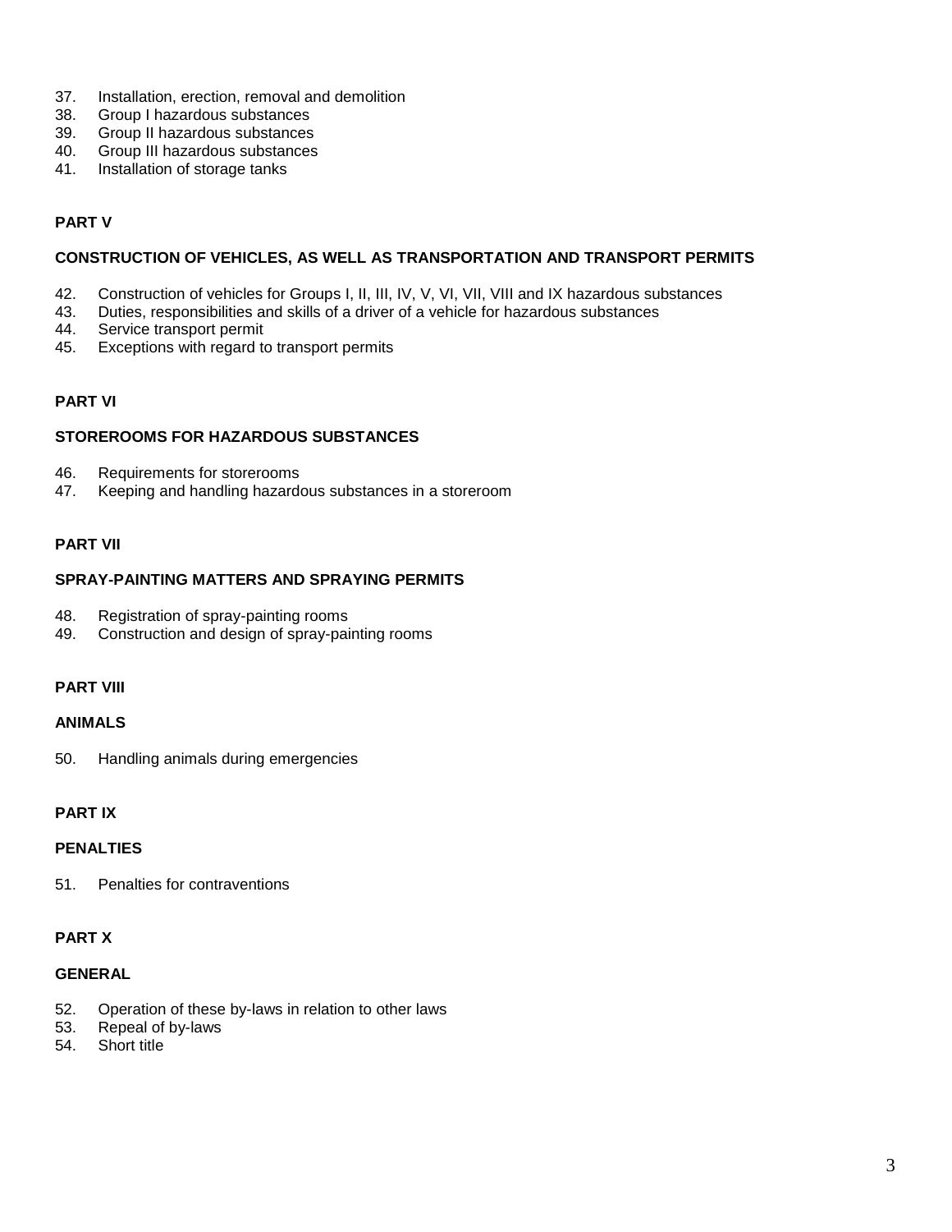37. Installation, erection, removal and demolition
38. Group I hazardous substances
39. Group II hazardous substances
40. Group III hazardous substances
41. Installation of storage tanks

**PART V**

**CONSTRUCTION OF VEHICLES, AS WELL AS TRANSPORTATION AND TRANSPORT PERMITS**

42. Construction of vehicles for Groups I, II, III, IV, V, VI, VII, VIII and IX hazardous substances
43. Duties, responsibilities and skills of a driver of a vehicle for hazardous substances
44. Service transport permit
45. Exceptions with regard to transport permits

**PART VI**

**STOREROOMS FOR HAZARDOUS SUBSTANCES**

46. Requirements for storerooms
47. Keeping and handling hazardous substances in a storeroom

**PART VII**

**SPRAY-PAINTING MATTERS AND SPRAYING PERMITS**

48. Registration of spray-painting rooms
49. Construction and design of spray-painting rooms

**PART VIII**

**ANIMALS**

50. Handling animals during emergencies

**PART IX**

**PENALTIES**

51. Penalties for contraventions

**PART X**

**GENERAL**

52. Operation of these by-laws in relation to other laws
53. Repeal of by-laws
54. Short title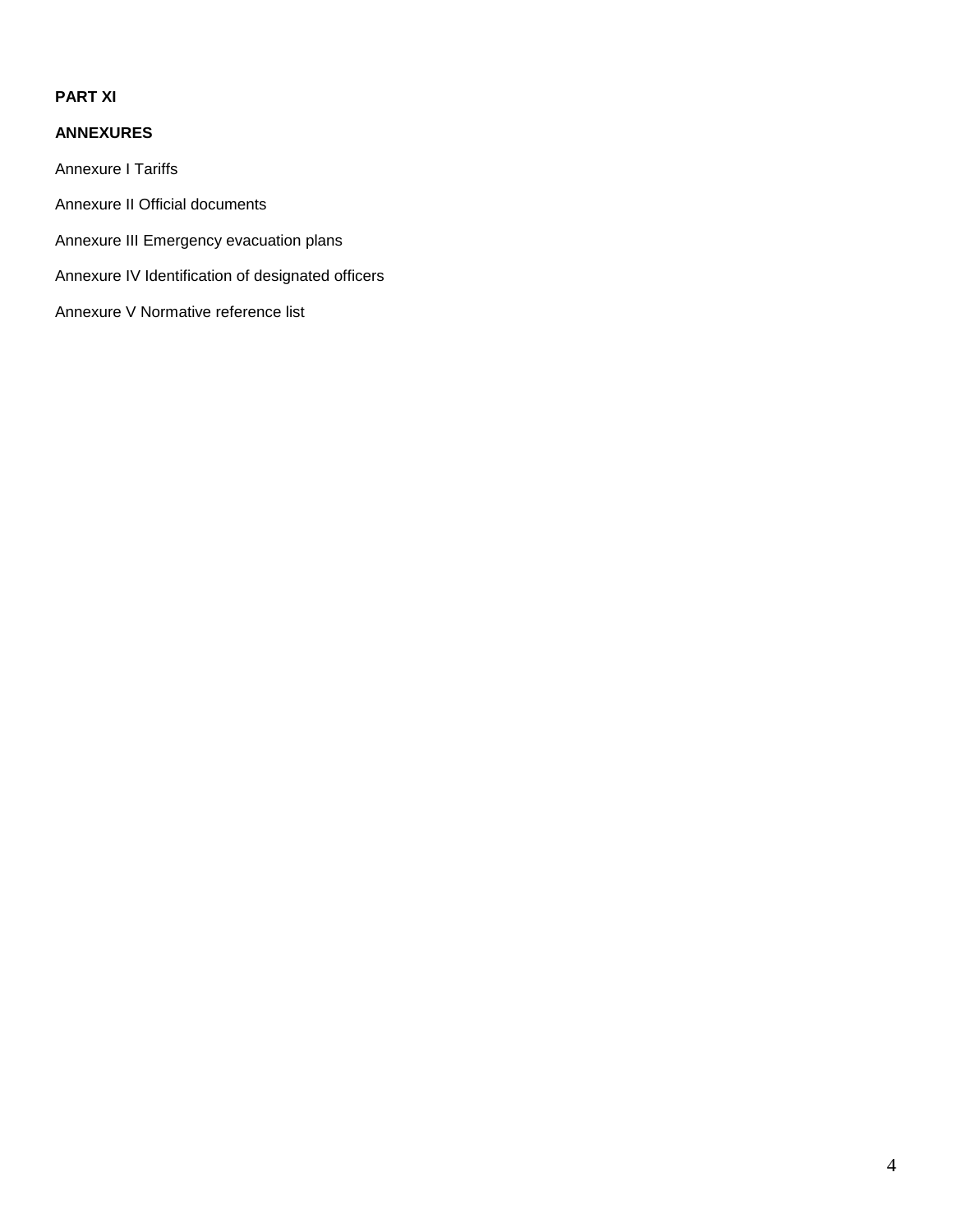**PART XI**

**ANNEXURES**

Annexure I Tariffs

Annexure II Official documents

Annexure III Emergency evacuation plans

Annexure IV Identification of designated officers

Annexure V Normative reference list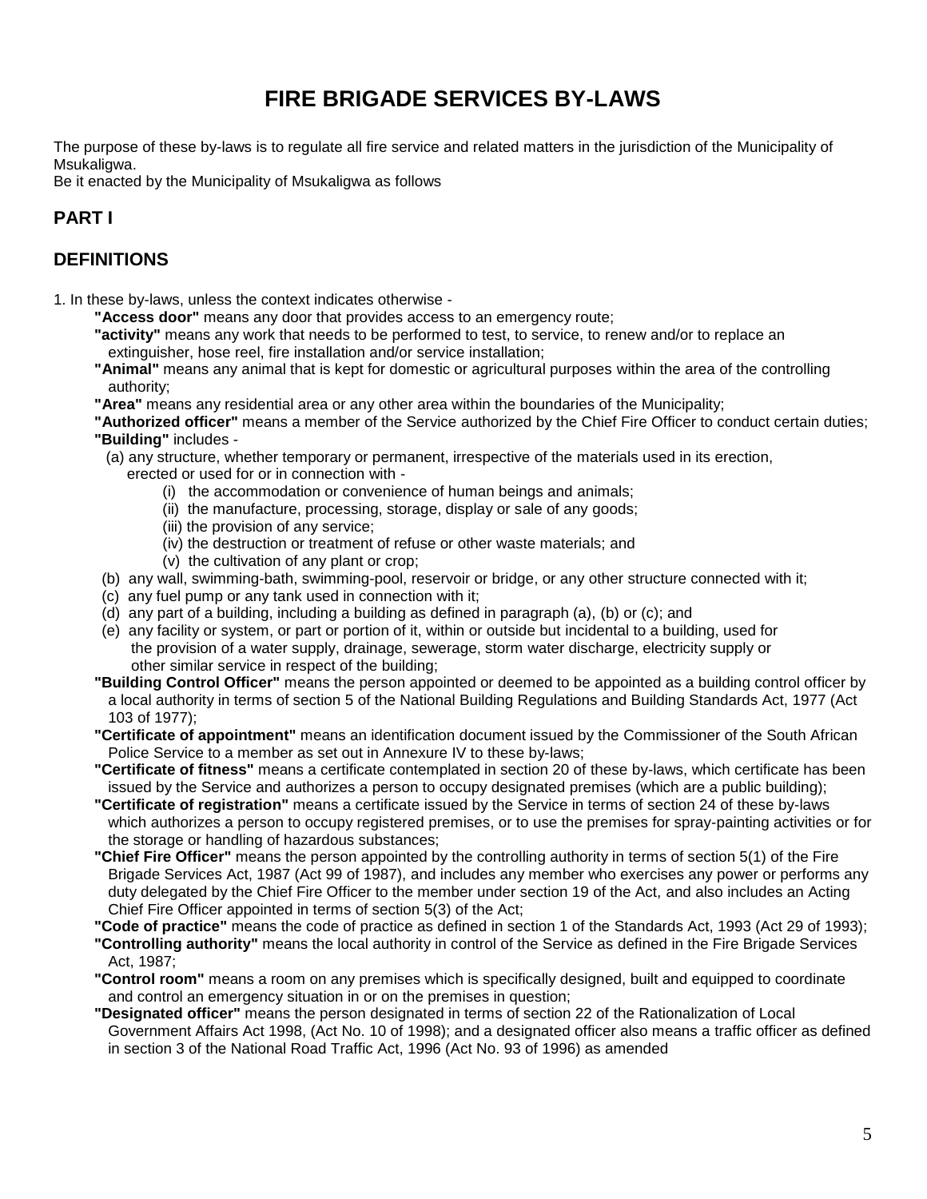# FIRE BRIGADE SERVICES BY-LAWS

The purpose of these by-laws is to regulate all fire service and related matters in the jurisdiction of the Municipality of Msukaligwa.
Be it enacted by the Municipality of Msukaligwa as follows

## PART I

## DEFINITIONS

1. In these by-laws, unless the context indicates otherwise -

**"Access door"** means any door that provides access to an emergency route;

**"activity"** means any work that needs to be performed to test, to service, to renew and/or to replace an extinguisher, hose reel, fire installation and/or service installation;

**"Animal"** means any animal that is kept for domestic or agricultural purposes within the area of the controlling authority;

**"Area"** means any residential area or any other area within the boundaries of the Municipality;

**"Authorized officer"** means a member of the Service authorized by the Chief Fire Officer to conduct certain duties;

**"Building"** includes -

(a) any structure, whether temporary or permanent, irrespective of the materials used in its erection, erected or used for or in connection with -

(i) the accommodation or convenience of human beings and animals;
(ii) the manufacture, processing, storage, display or sale of any goods;
(iii) the provision of any service;
(iv) the destruction or treatment of refuse or other waste materials; and
(v) the cultivation of any plant or crop;

(b) any wall, swimming-bath, swimming-pool, reservoir or bridge, or any other structure connected with it;
(c) any fuel pump or any tank used in connection with it;
(d) any part of a building, including a building as defined in paragraph (a), (b) or (c); and
(e) any facility or system, or part or portion of it, within or outside but incidental to a building, used for the provision of a water supply, drainage, sewerage, storm water discharge, electricity supply or other similar service in respect of the building;

**"Building Control Officer"** means the person appointed or deemed to be appointed as a building control officer by a local authority in terms of section 5 of the National Building Regulations and Building Standards Act, 1977 (Act 103 of 1977);

**"Certificate of appointment"** means an identification document issued by the Commissioner of the South African Police Service to a member as set out in Annexure IV to these by-laws;

**"Certificate of fitness"** means a certificate contemplated in section 20 of these by-laws, which certificate has been issued by the Service and authorizes a person to occupy designated premises (which are a public building);

**"Certificate of registration"** means a certificate issued by the Service in terms of section 24 of these by-laws which authorizes a person to occupy registered premises, or to use the premises for spray-painting activities or for the storage or handling of hazardous substances;

**"Chief Fire Officer"** means the person appointed by the controlling authority in terms of section 5(1) of the Fire Brigade Services Act, 1987 (Act 99 of 1987), and includes any member who exercises any power or performs any duty delegated by the Chief Fire Officer to the member under section 19 of the Act, and also includes an Acting Chief Fire Officer appointed in terms of section 5(3) of the Act;

**"Code of practice"** means the code of practice as defined in section 1 of the Standards Act, 1993 (Act 29 of 1993);

**"Controlling authority"** means the local authority in control of the Service as defined in the Fire Brigade Services Act, 1987;

**"Control room"** means a room on any premises which is specifically designed, built and equipped to coordinate and control an emergency situation in or on the premises in question;

**"Designated officer"** means the person designated in terms of section 22 of the Rationalization of Local Government Affairs Act 1998, (Act No. 10 of 1998); and a designated officer also means a traffic officer as defined in section 3 of the National Road Traffic Act, 1996 (Act No. 93 of 1996) as amended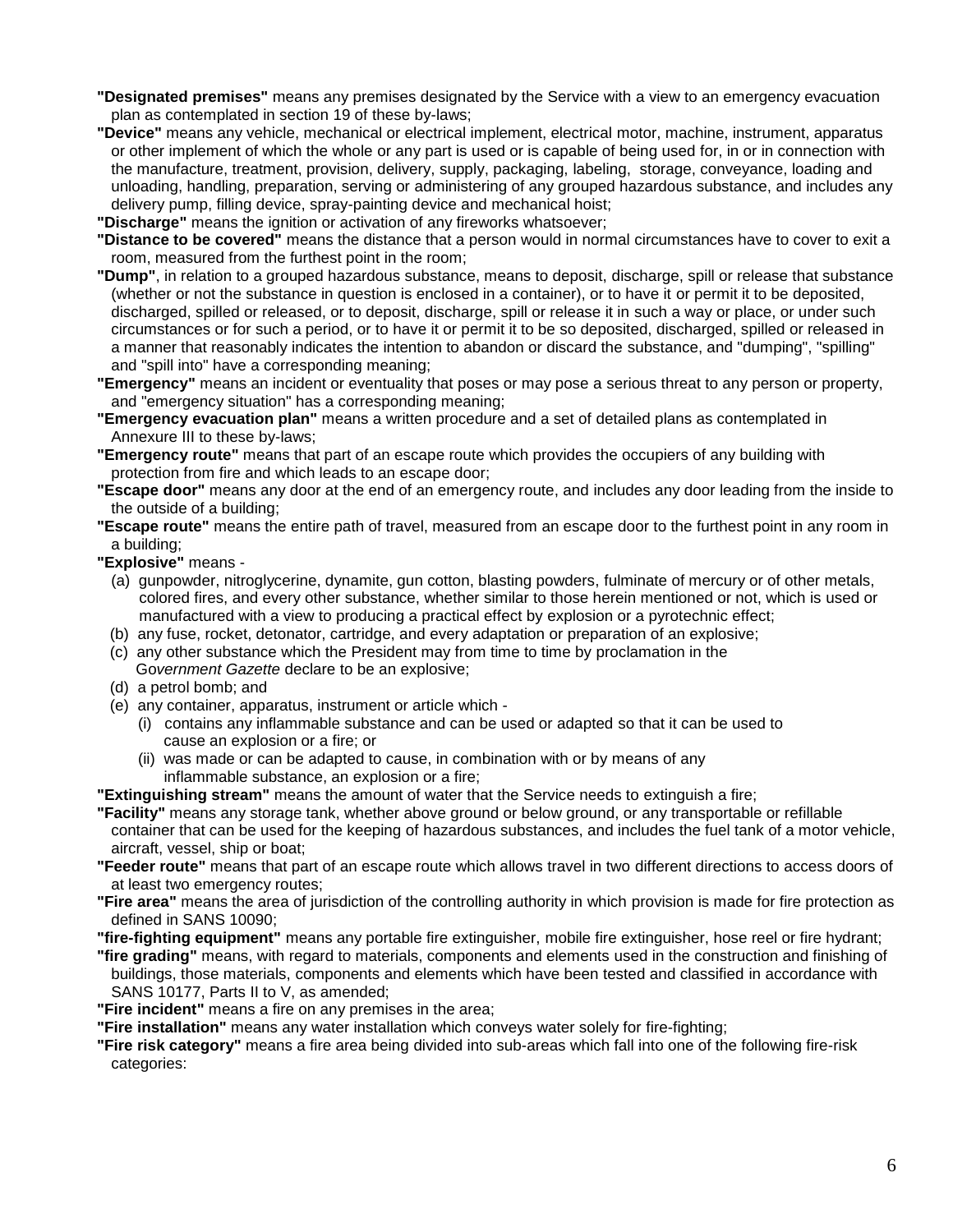**"Designated premises"** means any premises designated by the Service with a view to an emergency evacuation plan as contemplated in section 19 of these by-laws;

**"Device"** means any vehicle, mechanical or electrical implement, electrical motor, machine, instrument, apparatus or other implement of which the whole or any part is used or is capable of being used for, in or in connection with the manufacture, treatment, provision, delivery, supply, packaging, labeling, storage, conveyance, loading and unloading, handling, preparation, serving or administering of any grouped hazardous substance, and includes any delivery pump, filling device, spray-painting device and mechanical hoist;

**"Discharge"** means the ignition or activation of any fireworks whatsoever;

**"Distance to be covered"** means the distance that a person would in normal circumstances have to cover to exit a room, measured from the furthest point in the room;

**"Dump"**, in relation to a grouped hazardous substance, means to deposit, discharge, spill or release that substance (whether or not the substance in question is enclosed in a container), or to have it or permit it to be deposited, discharged, spilled or released, or to deposit, discharge, spill or release it in such a way or place, or under such circumstances or for such a period, or to have it or permit it to be so deposited, discharged, spilled or released in a manner that reasonably indicates the intention to abandon or discard the substance, and "dumping", "spilling" and "spill into" have a corresponding meaning;

**"Emergency"** means an incident or eventuality that poses or may pose a serious threat to any person or property, and "emergency situation" has a corresponding meaning;

**"Emergency evacuation plan"** means a written procedure and a set of detailed plans as contemplated in Annexure III to these by-laws;

**"Emergency route"** means that part of an escape route which provides the occupiers of any building with protection from fire and which leads to an escape door;

**"Escape door"** means any door at the end of an emergency route, and includes any door leading from the inside to the outside of a building;

**"Escape route"** means the entire path of travel, measured from an escape door to the furthest point in any room in a building;

**"Explosive"** means -

(a) gunpowder, nitroglycerine, dynamite, gun cotton, blasting powders, fulminate of mercury or of other metals, colored fires, and every other substance, whether similar to those herein mentioned or not, which is used or manufactured with a view to producing a practical effect by explosion or a pyrotechnic effect;

(b) any fuse, rocket, detonator, cartridge, and every adaptation or preparation of an explosive;

(c) any other substance which the President may from time to time by proclamation in the *Government Gazette* declare to be an explosive;

(d) a petrol bomb; and

(e) any container, apparatus, instrument or article which -

  (i) contains any inflammable substance and can be used or adapted so that it can be used to cause an explosion or a fire; or

  (ii) was made or can be adapted to cause, in combination with or by means of any inflammable substance, an explosion or a fire;

**"Extinguishing stream"** means the amount of water that the Service needs to extinguish a fire;

**"Facility"** means any storage tank, whether above ground or below ground, or any transportable or refillable container that can be used for the keeping of hazardous substances, and includes the fuel tank of a motor vehicle, aircraft, vessel, ship or boat;

**"Feeder route"** means that part of an escape route which allows travel in two different directions to access doors of at least two emergency routes;

**"Fire area"** means the area of jurisdiction of the controlling authority in which provision is made for fire protection as defined in SANS 10090;

**"fire-fighting equipment"** means any portable fire extinguisher, mobile fire extinguisher, hose reel or fire hydrant;

**"fire grading"** means, with regard to materials, components and elements used in the construction and finishing of buildings, those materials, components and elements which have been tested and classified in accordance with SANS 10177, Parts II to V, as amended;

**"Fire incident"** means a fire on any premises in the area;

**"Fire installation"** means any water installation which conveys water solely for fire-fighting;

**"Fire risk category"** means a fire area being divided into sub-areas which fall into one of the following fire-risk categories: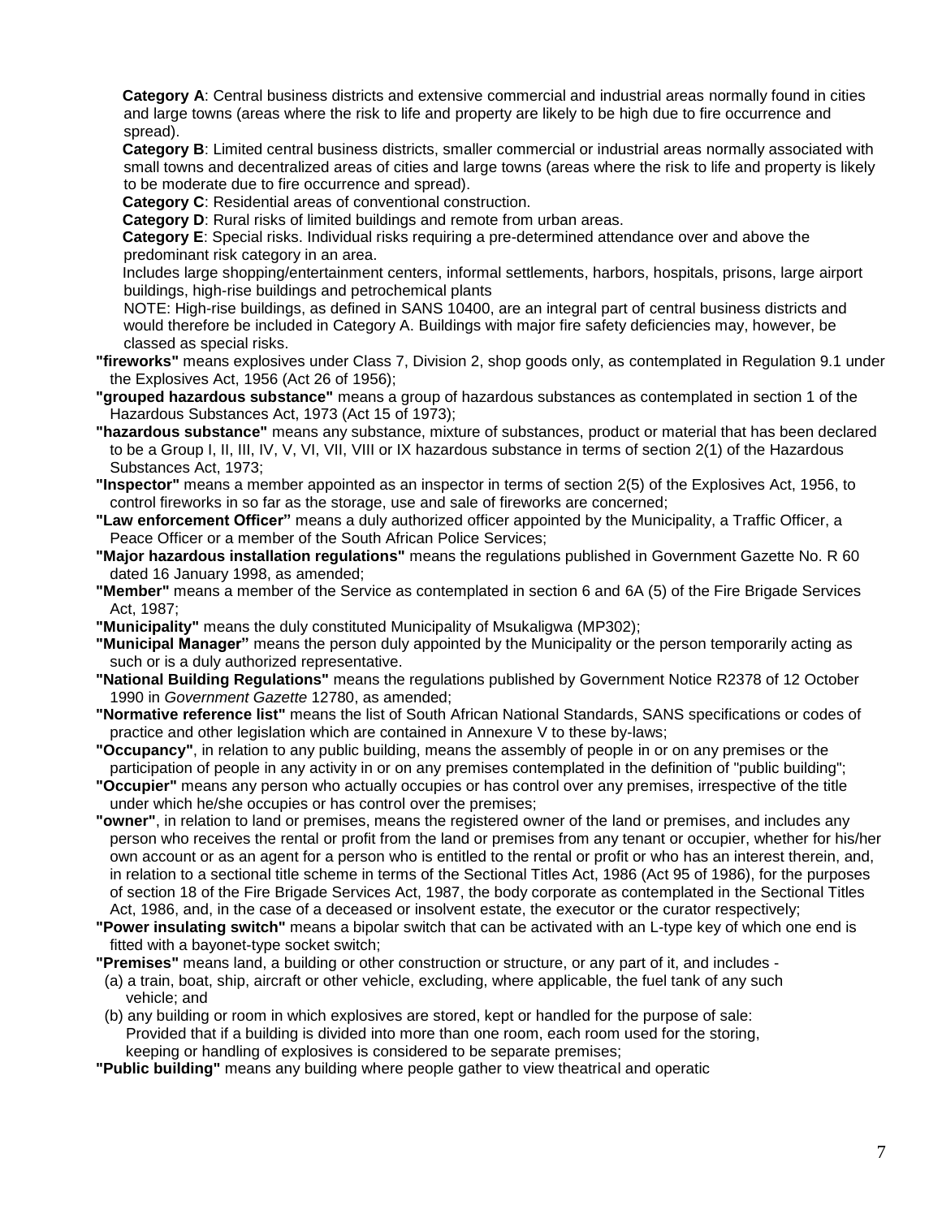**Category A**: Central business districts and extensive commercial and industrial areas normally found in cities and large towns (areas where the risk to life and property are likely to be high due to fire occurrence and spread).

**Category B**: Limited central business districts, smaller commercial or industrial areas normally associated with small towns and decentralized areas of cities and large towns (areas where the risk to life and property is likely to be moderate due to fire occurrence and spread).

**Category C**: Residential areas of conventional construction.

**Category D**: Rural risks of limited buildings and remote from urban areas.

**Category E**: Special risks. Individual risks requiring a pre-determined attendance over and above the predominant risk category in an area.

Includes large shopping/entertainment centers, informal settlements, harbors, hospitals, prisons, large airport buildings, high-rise buildings and petrochemical plants

NOTE: High-rise buildings, as defined in SANS 10400, are an integral part of central business districts and would therefore be included in Category A. Buildings with major fire safety deficiencies may, however, be classed as special risks.

**"fireworks"** means explosives under Class 7, Division 2, shop goods only, as contemplated in Regulation 9.1 under the Explosives Act, 1956 (Act 26 of 1956);

**"grouped hazardous substance"** means a group of hazardous substances as contemplated in section 1 of the Hazardous Substances Act, 1973 (Act 15 of 1973);

**"hazardous substance"** means any substance, mixture of substances, product or material that has been declared to be a Group I, II, III, IV, V, VI, VII, VIII or IX hazardous substance in terms of section 2(1) of the Hazardous Substances Act, 1973;

**"Inspector"** means a member appointed as an inspector in terms of section 2(5) of the Explosives Act, 1956, to control fireworks in so far as the storage, use and sale of fireworks are concerned;

**"Law enforcement Officer"** means a duly authorized officer appointed by the Municipality, a Traffic Officer, a Peace Officer or a member of the South African Police Services;

**"Major hazardous installation regulations"** means the regulations published in Government Gazette No. R 60 dated 16 January 1998, as amended;

**"Member"** means a member of the Service as contemplated in section 6 and 6A (5) of the Fire Brigade Services Act, 1987;

**"Municipality"** means the duly constituted Municipality of Msukaligwa (MP302);

**"Municipal Manager"** means the person duly appointed by the Municipality or the person temporarily acting as such or is a duly authorized representative.

**"National Building Regulations"** means the regulations published by Government Notice R2378 of 12 October 1990 in *Government Gazette* 12780, as amended;

**"Normative reference list"** means the list of South African National Standards, SANS specifications or codes of practice and other legislation which are contained in Annexure V to these by-laws;

**"Occupancy"**, in relation to any public building, means the assembly of people in or on any premises or the participation of people in any activity in or on any premises contemplated in the definition of "public building";

**"Occupier"** means any person who actually occupies or has control over any premises, irrespective of the title under which he/she occupies or has control over the premises;

**"owner"**, in relation to land or premises, means the registered owner of the land or premises, and includes any person who receives the rental or profit from the land or premises from any tenant or occupier, whether for his/her own account or as an agent for a person who is entitled to the rental or profit or who has an interest therein, and, in relation to a sectional title scheme in terms of the Sectional Titles Act, 1986 (Act 95 of 1986), for the purposes of section 18 of the Fire Brigade Services Act, 1987, the body corporate as contemplated in the Sectional Titles Act, 1986, and, in the case of a deceased or insolvent estate, the executor or the curator respectively;

**"Power insulating switch"** means a bipolar switch that can be activated with an L-type key of which one end is fitted with a bayonet-type socket switch;

**"Premises"** means land, a building or other construction or structure, or any part of it, and includes -

(a) a train, boat, ship, aircraft or other vehicle, excluding, where applicable, the fuel tank of any such vehicle; and

(b) any building or room in which explosives are stored, kept or handled for the purpose of sale: Provided that if a building is divided into more than one room, each room used for the storing, keeping or handling of explosives is considered to be separate premises;

**"Public building"** means any building where people gather to view theatrical and operatic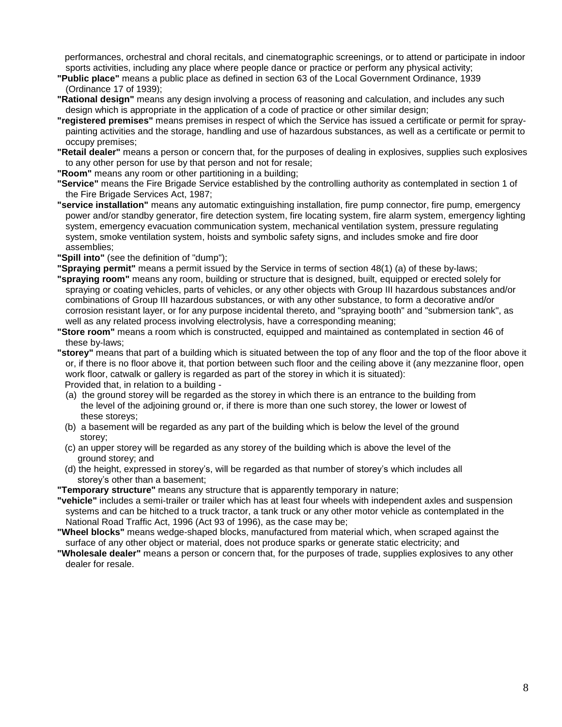performances, orchestral and choral recitals, and cinematographic screenings, or to attend or participate in indoor sports activities, including any place where people dance or practice or perform any physical activity;

**"Public place"** means a public place as defined in section 63 of the Local Government Ordinance, 1939 (Ordinance 17 of 1939);

**"Rational design"** means any design involving a process of reasoning and calculation, and includes any such design which is appropriate in the application of a code of practice or other similar design;

**"registered premises"** means premises in respect of which the Service has issued a certificate or permit for spray-painting activities and the storage, handling and use of hazardous substances, as well as a certificate or permit to occupy premises;

**"Retail dealer"** means a person or concern that, for the purposes of dealing in explosives, supplies such explosives to any other person for use by that person and not for resale;

**"Room"** means any room or other partitioning in a building;

**"Service"** means the Fire Brigade Service established by the controlling authority as contemplated in section 1 of the Fire Brigade Services Act, 1987;

**"service installation"** means any automatic extinguishing installation, fire pump connector, fire pump, emergency power and/or standby generator, fire detection system, fire locating system, fire alarm system, emergency lighting system, emergency evacuation communication system, mechanical ventilation system, pressure regulating system, smoke ventilation system, hoists and symbolic safety signs, and includes smoke and fire door assemblies;

**"Spill into"** (see the definition of "dump");

**"Spraying permit"** means a permit issued by the Service in terms of section 48(1) (a) of these by-laws;

**"spraying room"** means any room, building or structure that is designed, built, equipped or erected solely for spraying or coating vehicles, parts of vehicles, or any other objects with Group III hazardous substances and/or combinations of Group III hazardous substances, or with any other substance, to form a decorative and/or corrosion resistant layer, or for any purpose incidental thereto, and "spraying booth" and "submersion tank", as well as any related process involving electrolysis, have a corresponding meaning;

**"Store room"** means a room which is constructed, equipped and maintained as contemplated in section 46 of these by-laws;

**"storey"** means that part of a building which is situated between the top of any floor and the top of the floor above it or, if there is no floor above it, that portion between such floor and the ceiling above it (any mezzanine floor, open work floor, catwalk or gallery is regarded as part of the storey in which it is situated): Provided that, in relation to a building -

(a) the ground storey will be regarded as the storey in which there is an entrance to the building from the level of the adjoining ground or, if there is more than one such storey, the lower or lowest of these storeys;

(b) a basement will be regarded as any part of the building which is below the level of the ground storey;

(c) an upper storey will be regarded as any storey of the building which is above the level of the ground storey; and

(d) the height, expressed in storey's, will be regarded as that number of storey's which includes all storey's other than a basement;

**"Temporary structure"** means any structure that is apparently temporary in nature;

**"vehicle"** includes a semi-trailer or trailer which has at least four wheels with independent axles and suspension systems and can be hitched to a truck tractor, a tank truck or any other motor vehicle as contemplated in the National Road Traffic Act, 1996 (Act 93 of 1996), as the case may be;

**"Wheel blocks"** means wedge-shaped blocks, manufactured from material which, when scraped against the surface of any other object or material, does not produce sparks or generate static electricity; and

**"Wholesale dealer"** means a person or concern that, for the purposes of trade, supplies explosives to any other dealer for resale.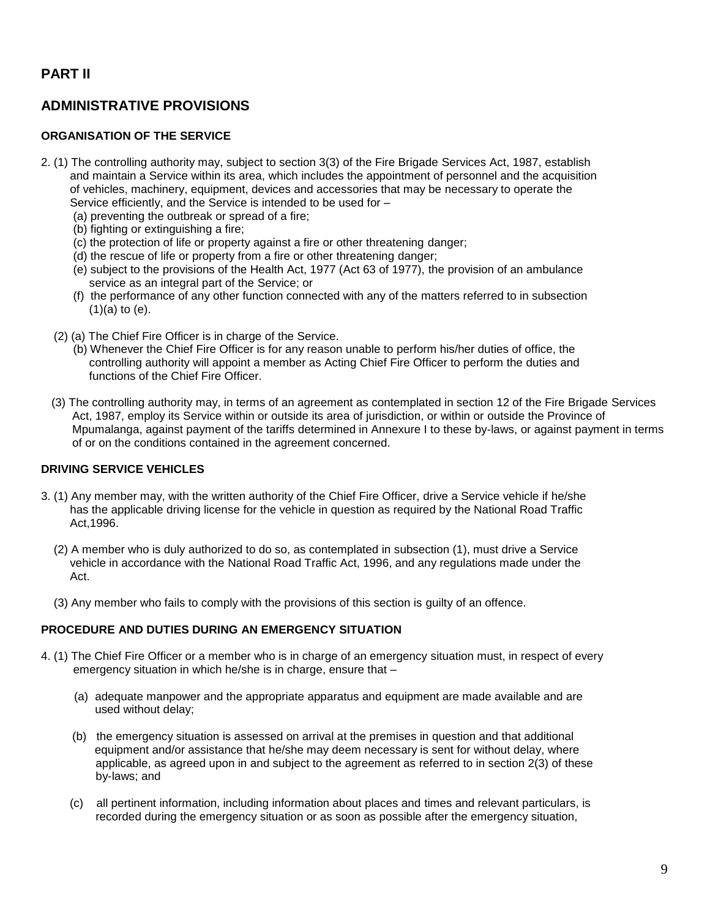## PART II

## ADMINISTRATIVE PROVISIONS

### ORGANISATION OF THE SERVICE

2. (1) The controlling authority may, subject to section 3(3) of the Fire Brigade Services Act, 1987, establish and maintain a Service within its area, which includes the appointment of personnel and the acquisition of vehicles, machinery, equipment, devices and accessories that may be necessary to operate the Service efficiently, and the Service is intended to be used for –
   (a) preventing the outbreak or spread of a fire;
   (b) fighting or extinguishing a fire;
   (c) the protection of life or property against a fire or other threatening danger;
   (d) the rescue of life or property from a fire or other threatening danger;
   (e) subject to the provisions of the Health Act, 1977 (Act 63 of 1977), the provision of an ambulance service as an integral part of the Service; or
   (f) the performance of any other function connected with any of the matters referred to in subsection (1)(a) to (e).

   (2) (a) The Chief Fire Officer is in charge of the Service.
   (b) Whenever the Chief Fire Officer is for any reason unable to perform his/her duties of office, the controlling authority will appoint a member as Acting Chief Fire Officer to perform the duties and functions of the Chief Fire Officer.

   (3) The controlling authority may, in terms of an agreement as contemplated in section 12 of the Fire Brigade Services Act, 1987, employ its Service within or outside its area of jurisdiction, or within or outside the Province of Mpumalanga, against payment of the tariffs determined in Annexure I to these by-laws, or against payment in terms of or on the conditions contained in the agreement concerned.

### DRIVING SERVICE VEHICLES

3. (1) Any member may, with the written authority of the Chief Fire Officer, drive a Service vehicle if he/she has the applicable driving license for the vehicle in question as required by the National Road Traffic Act,1996.

   (2) A member who is duly authorized to do so, as contemplated in subsection (1), must drive a Service vehicle in accordance with the National Road Traffic Act, 1996, and any regulations made under the Act.

   (3) Any member who fails to comply with the provisions of this section is guilty of an offence.

### PROCEDURE AND DUTIES DURING AN EMERGENCY SITUATION

4. (1) The Chief Fire Officer or a member who is in charge of an emergency situation must, in respect of every emergency situation in which he/she is in charge, ensure that –

   (a) adequate manpower and the appropriate apparatus and equipment are made available and are used without delay;

   (b) the emergency situation is assessed on arrival at the premises in question and that additional equipment and/or assistance that he/she may deem necessary is sent for without delay, where applicable, as agreed upon in and subject to the agreement as referred to in section 2(3) of these by-laws; and

   (c) all pertinent information, including information about places and times and relevant particulars, is recorded during the emergency situation or as soon as possible after the emergency situation,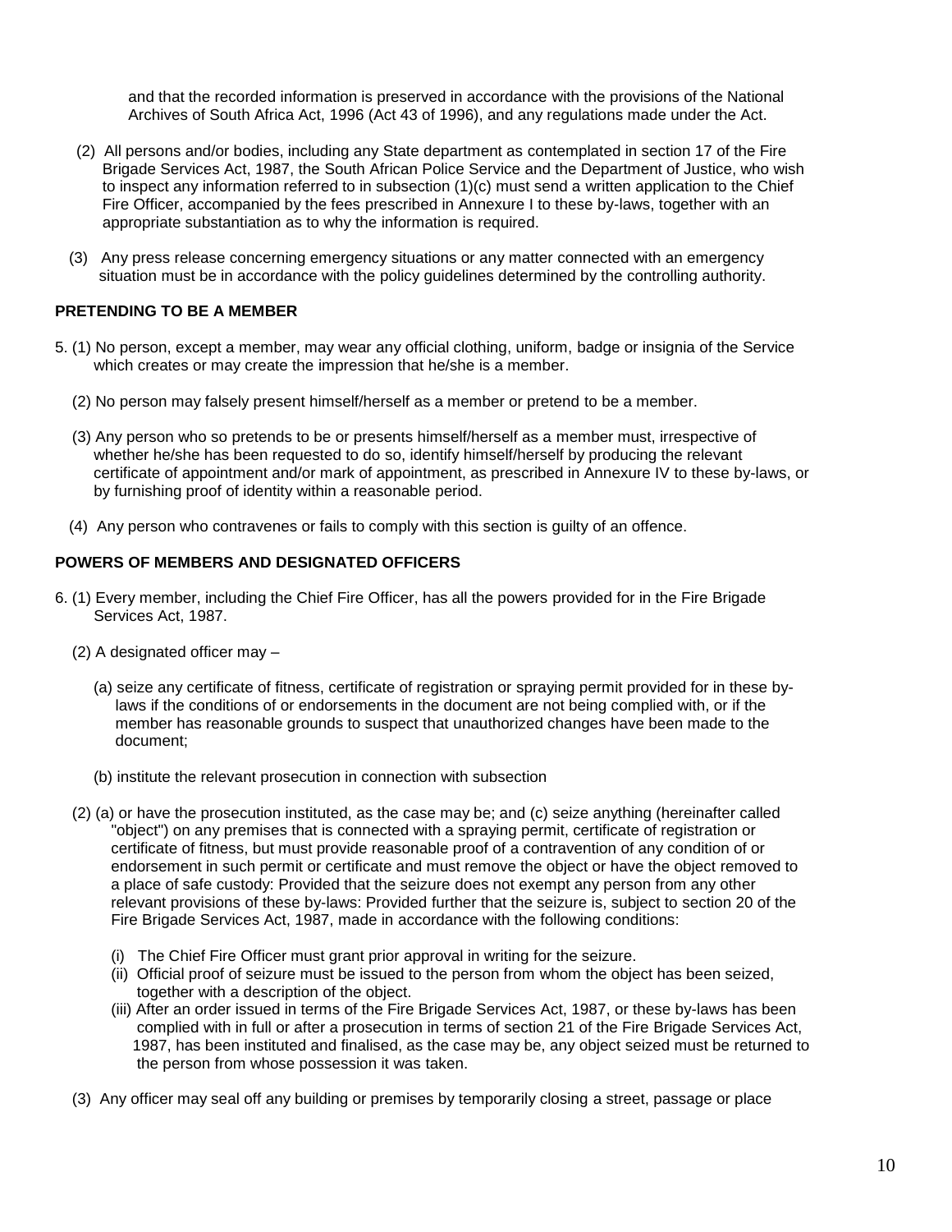and that the recorded information is preserved in accordance with the provisions of the National Archives of South Africa Act, 1996 (Act 43 of 1996), and any regulations made under the Act.

(2) All persons and/or bodies, including any State department as contemplated in section 17 of the Fire Brigade Services Act, 1987, the South African Police Service and the Department of Justice, who wish to inspect any information referred to in subsection (1)(c) must send a written application to the Chief Fire Officer, accompanied by the fees prescribed in Annexure I to these by-laws, together with an appropriate substantiation as to why the information is required.

(3) Any press release concerning emergency situations or any matter connected with an emergency situation must be in accordance with the policy guidelines determined by the controlling authority.

**PRETENDING TO BE A MEMBER**

5. (1) No person, except a member, may wear any official clothing, uniform, badge or insignia of the Service which creates or may create the impression that he/she is a member.

(2) No person may falsely present himself/herself as a member or pretend to be a member.

(3) Any person who so pretends to be or presents himself/herself as a member must, irrespective of whether he/she has been requested to do so, identify himself/herself by producing the relevant certificate of appointment and/or mark of appointment, as prescribed in Annexure IV to these by-laws, or by furnishing proof of identity within a reasonable period.

(4) Any person who contravenes or fails to comply with this section is guilty of an offence.

**POWERS OF MEMBERS AND DESIGNATED OFFICERS**

6. (1) Every member, including the Chief Fire Officer, has all the powers provided for in the Fire Brigade Services Act, 1987.

(2) A designated officer may –

(a) seize any certificate of fitness, certificate of registration or spraying permit provided for in these by-laws if the conditions of or endorsements in the document are not being complied with, or if the member has reasonable grounds to suspect that unauthorized changes have been made to the document;

(b) institute the relevant prosecution in connection with subsection

(2) (a) or have the prosecution instituted, as the case may be; and (c) seize anything (hereinafter called "object") on any premises that is connected with a spraying permit, certificate of registration or certificate of fitness, but must provide reasonable proof of a contravention of any condition of or endorsement in such permit or certificate and must remove the object or have the object removed to a place of safe custody: Provided that the seizure does not exempt any person from any other relevant provisions of these by-laws: Provided further that the seizure is, subject to section 20 of the Fire Brigade Services Act, 1987, made in accordance with the following conditions:

(i) The Chief Fire Officer must grant prior approval in writing for the seizure.

(ii) Official proof of seizure must be issued to the person from whom the object has been seized, together with a description of the object.

(iii) After an order issued in terms of the Fire Brigade Services Act, 1987, or these by-laws has been complied with in full or after a prosecution in terms of section 21 of the Fire Brigade Services Act, 1987, has been instituted and finalised, as the case may be, any object seized must be returned to the person from whose possession it was taken.

(3) Any officer may seal off any building or premises by temporarily closing a street, passage or place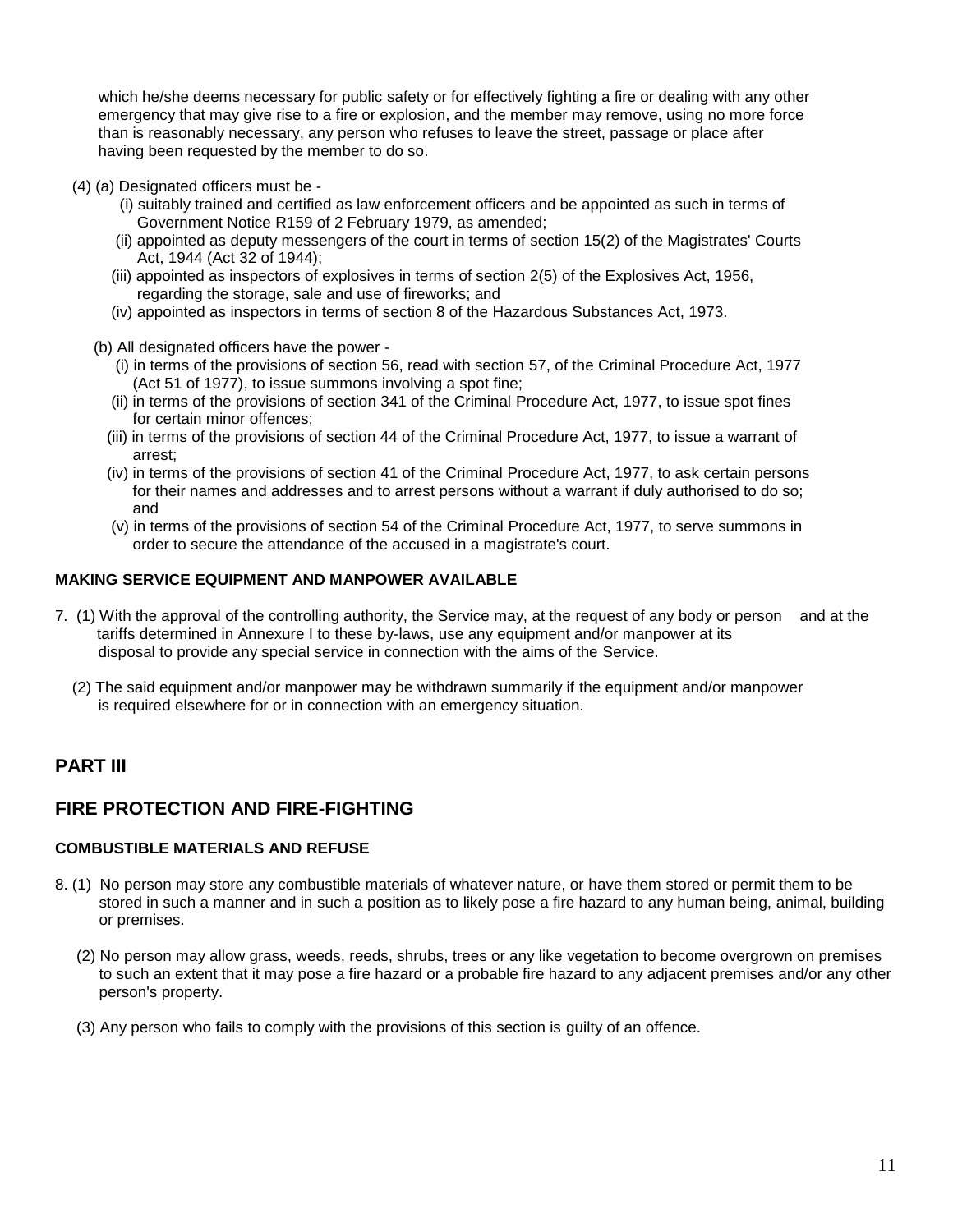which he/she deems necessary for public safety or for effectively fighting a fire or dealing with any other emergency that may give rise to a fire or explosion, and the member may remove, using no more force than is reasonably necessary, any person who refuses to leave the street, passage or place after having been requested by the member to do so.

(4) (a) Designated officers must be -

(i) suitably trained and certified as law enforcement officers and be appointed as such in terms of Government Notice R159 of 2 February 1979, as amended;

(ii) appointed as deputy messengers of the court in terms of section 15(2) of the Magistrates' Courts Act, 1944 (Act 32 of 1944);

(iii) appointed as inspectors of explosives in terms of section 2(5) of the Explosives Act, 1956, regarding the storage, sale and use of fireworks; and

(iv) appointed as inspectors in terms of section 8 of the Hazardous Substances Act, 1973.

(b) All designated officers have the power -

(i) in terms of the provisions of section 56, read with section 57, of the Criminal Procedure Act, 1977 (Act 51 of 1977), to issue summons involving a spot fine;

(ii) in terms of the provisions of section 341 of the Criminal Procedure Act, 1977, to issue spot fines for certain minor offences;

(iii) in terms of the provisions of section 44 of the Criminal Procedure Act, 1977, to issue a warrant of arrest;

(iv) in terms of the provisions of section 41 of the Criminal Procedure Act, 1977, to ask certain persons for their names and addresses and to arrest persons without a warrant if duly authorised to do so; and

(v) in terms of the provisions of section 54 of the Criminal Procedure Act, 1977, to serve summons in order to secure the attendance of the accused in a magistrate's court.

**MAKING SERVICE EQUIPMENT AND MANPOWER AVAILABLE**

7. (1) With the approval of the controlling authority, the Service may, at the request of any body or person and at the tariffs determined in Annexure I to these by-laws, use any equipment and/or manpower at its disposal to provide any special service in connection with the aims of the Service.

(2) The said equipment and/or manpower may be withdrawn summarily if the equipment and/or manpower is required elsewhere for or in connection with an emergency situation.

## PART III

## FIRE PROTECTION AND FIRE-FIGHTING

**COMBUSTIBLE MATERIALS AND REFUSE**

8. (1) No person may store any combustible materials of whatever nature, or have them stored or permit them to be stored in such a manner and in such a position as to likely pose a fire hazard to any human being, animal, building or premises.

(2) No person may allow grass, weeds, reeds, shrubs, trees or any like vegetation to become overgrown on premises to such an extent that it may pose a fire hazard or a probable fire hazard to any adjacent premises and/or any other person's property.

(3) Any person who fails to comply with the provisions of this section is guilty of an offence.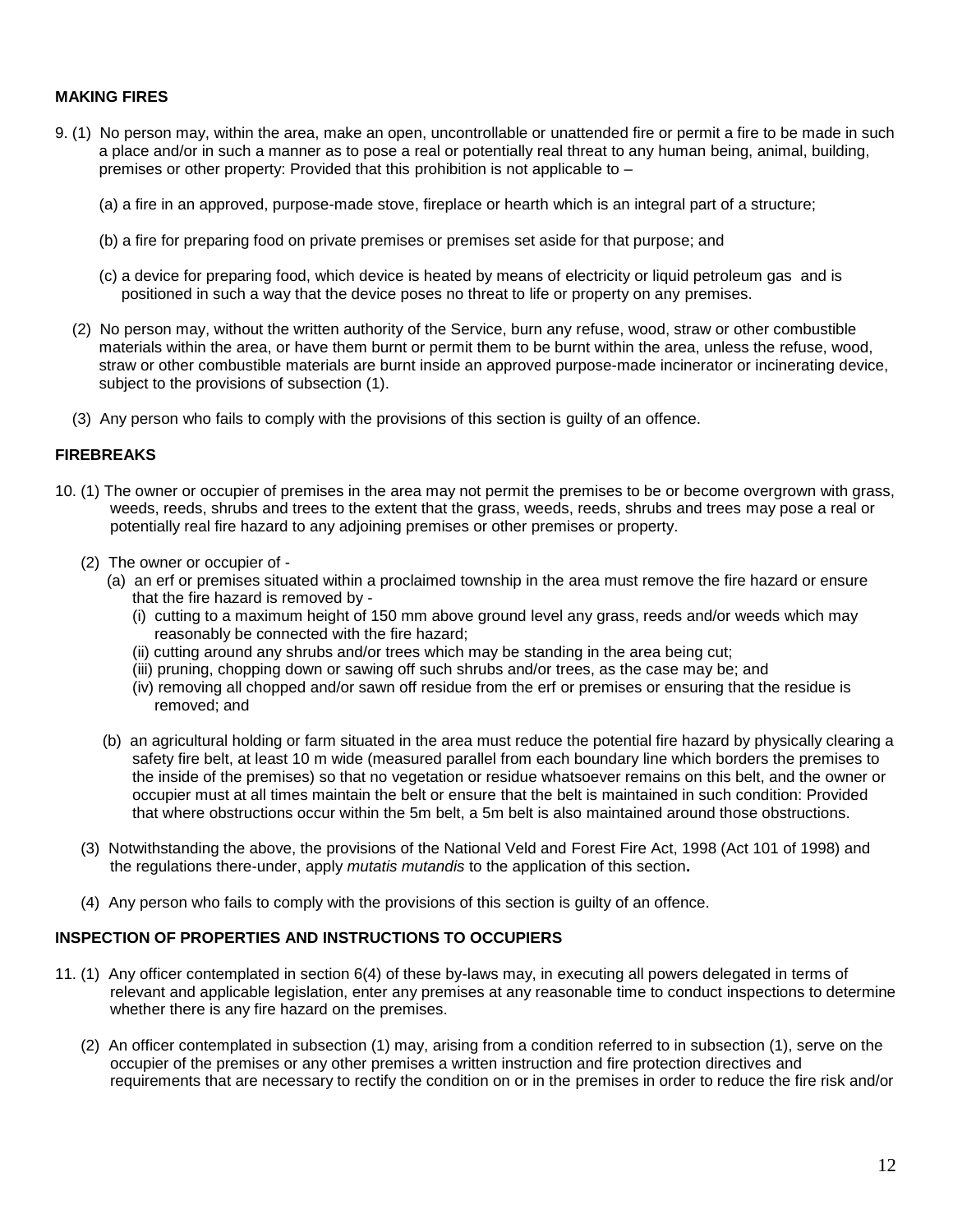**MAKING FIRES**

9. (1) No person may, within the area, make an open, uncontrollable or unattended fire or permit a fire to be made in such a place and/or in such a manner as to pose a real or potentially real threat to any human being, animal, building, premises or other property: Provided that this prohibition is not applicable to –

(a) a fire in an approved, purpose-made stove, fireplace or hearth which is an integral part of a structure;

(b) a fire for preparing food on private premises or premises set aside for that purpose; and

(c) a device for preparing food, which device is heated by means of electricity or liquid petroleum gas and is positioned in such a way that the device poses no threat to life or property on any premises.

(2) No person may, without the written authority of the Service, burn any refuse, wood, straw or other combustible materials within the area, or have them burnt or permit them to be burnt within the area, unless the refuse, wood, straw or other combustible materials are burnt inside an approved purpose-made incinerator or incinerating device, subject to the provisions of subsection (1).

(3) Any person who fails to comply with the provisions of this section is guilty of an offence.

**FIREBREAKS**

10. (1) The owner or occupier of premises in the area may not permit the premises to be or become overgrown with grass, weeds, reeds, shrubs and trees to the extent that the grass, weeds, reeds, shrubs and trees may pose a real or potentially real fire hazard to any adjoining premises or other premises or property.

(2) The owner or occupier of -

(a) an erf or premises situated within a proclaimed township in the area must remove the fire hazard or ensure that the fire hazard is removed by -

(i) cutting to a maximum height of 150 mm above ground level any grass, reeds and/or weeds which may reasonably be connected with the fire hazard;

(ii) cutting around any shrubs and/or trees which may be standing in the area being cut;

(iii) pruning, chopping down or sawing off such shrubs and/or trees, as the case may be; and

(iv) removing all chopped and/or sawn off residue from the erf or premises or ensuring that the residue is removed; and

(b) an agricultural holding or farm situated in the area must reduce the potential fire hazard by physically clearing a safety fire belt, at least 10 m wide (measured parallel from each boundary line which borders the premises to the inside of the premises) so that no vegetation or residue whatsoever remains on this belt, and the owner or occupier must at all times maintain the belt or ensure that the belt is maintained in such condition: Provided that where obstructions occur within the 5m belt, a 5m belt is also maintained around those obstructions.

(3) Notwithstanding the above, the provisions of the National Veld and Forest Fire Act, 1998 (Act 101 of 1998) and the regulations there-under, apply *mutatis mutandis* to the application of this section**.**

(4) Any person who fails to comply with the provisions of this section is guilty of an offence.

**INSPECTION OF PROPERTIES AND INSTRUCTIONS TO OCCUPIERS**

11. (1) Any officer contemplated in section 6(4) of these by-laws may, in executing all powers delegated in terms of relevant and applicable legislation, enter any premises at any reasonable time to conduct inspections to determine whether there is any fire hazard on the premises.

(2) An officer contemplated in subsection (1) may, arising from a condition referred to in subsection (1), serve on the occupier of the premises or any other premises a written instruction and fire protection directives and requirements that are necessary to rectify the condition on or in the premises in order to reduce the fire risk and/or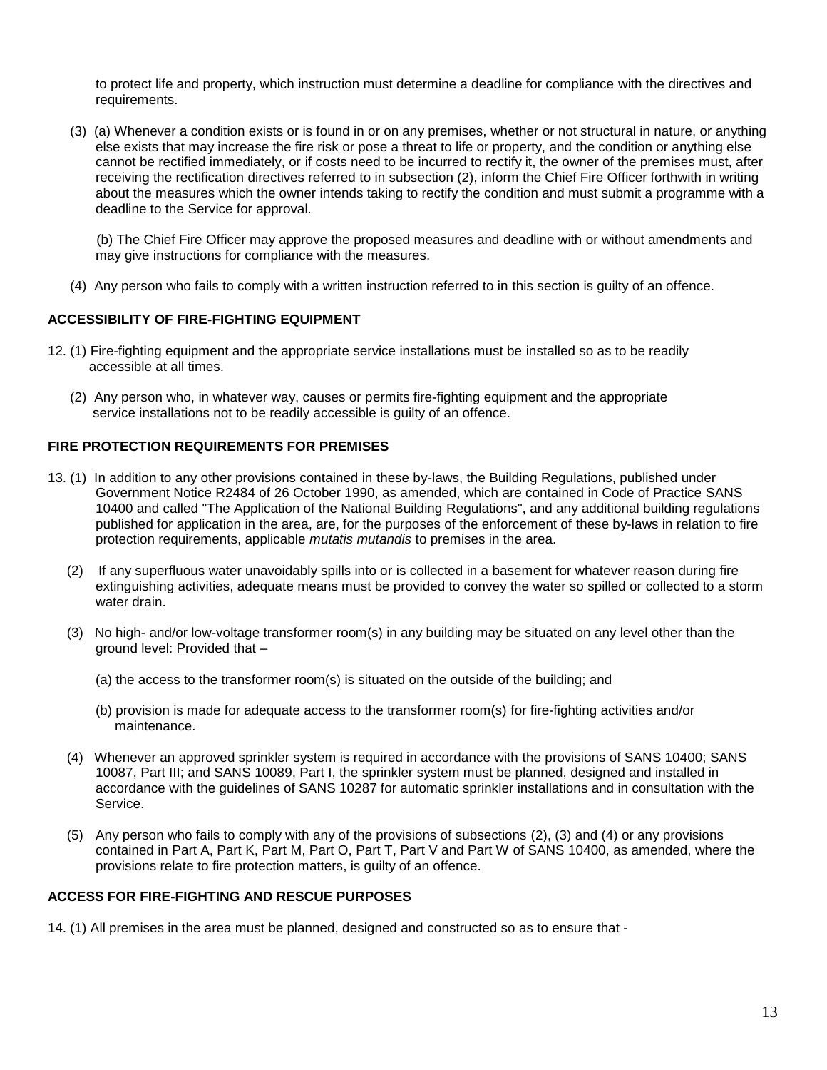to protect life and property, which instruction must determine a deadline for compliance with the directives and requirements.

(3) (a) Whenever a condition exists or is found in or on any premises, whether or not structural in nature, or anything else exists that may increase the fire risk or pose a threat to life or property, and the condition or anything else cannot be rectified immediately, or if costs need to be incurred to rectify it, the owner of the premises must, after receiving the rectification directives referred to in subsection (2), inform the Chief Fire Officer forthwith in writing about the measures which the owner intends taking to rectify the condition and must submit a programme with a deadline to the Service for approval.

(b) The Chief Fire Officer may approve the proposed measures and deadline with or without amendments and may give instructions for compliance with the measures.

(4) Any person who fails to comply with a written instruction referred to in this section is guilty of an offence.

**ACCESSIBILITY OF FIRE-FIGHTING EQUIPMENT**

12. (1) Fire-fighting equipment and the appropriate service installations must be installed so as to be readily accessible at all times.

(2) Any person who, in whatever way, causes or permits fire-fighting equipment and the appropriate service installations not to be readily accessible is guilty of an offence.

**FIRE PROTECTION REQUIREMENTS FOR PREMISES**

13. (1) In addition to any other provisions contained in these by-laws, the Building Regulations, published under Government Notice R2484 of 26 October 1990, as amended, which are contained in Code of Practice SANS 10400 and called "The Application of the National Building Regulations", and any additional building regulations published for application in the area, are, for the purposes of the enforcement of these by-laws in relation to fire protection requirements, applicable *mutatis mutandis* to premises in the area.

(2) If any superfluous water unavoidably spills into or is collected in a basement for whatever reason during fire extinguishing activities, adequate means must be provided to convey the water so spilled or collected to a storm water drain.

(3) No high- and/or low-voltage transformer room(s) in any building may be situated on any level other than the ground level: Provided that –

(a) the access to the transformer room(s) is situated on the outside of the building; and

(b) provision is made for adequate access to the transformer room(s) for fire-fighting activities and/or maintenance.

(4) Whenever an approved sprinkler system is required in accordance with the provisions of SANS 10400; SANS 10087, Part III; and SANS 10089, Part I, the sprinkler system must be planned, designed and installed in accordance with the guidelines of SANS 10287 for automatic sprinkler installations and in consultation with the Service.

(5) Any person who fails to comply with any of the provisions of subsections (2), (3) and (4) or any provisions contained in Part A, Part K, Part M, Part O, Part T, Part V and Part W of SANS 10400, as amended, where the provisions relate to fire protection matters, is guilty of an offence.

**ACCESS FOR FIRE-FIGHTING AND RESCUE PURPOSES**

14. (1) All premises in the area must be planned, designed and constructed so as to ensure that -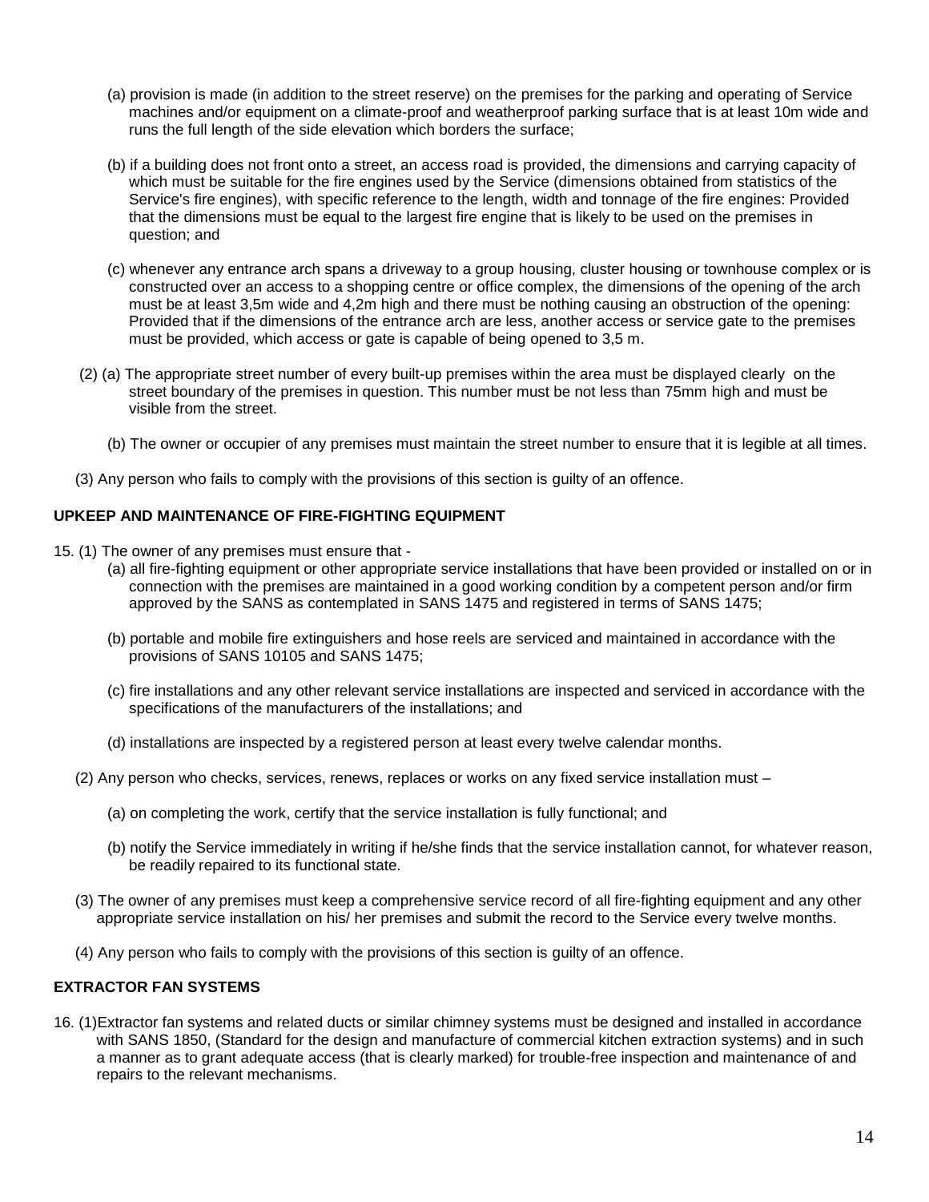(a) provision is made (in addition to the street reserve) on the premises for the parking and operating of Service machines and/or equipment on a climate-proof and weatherproof parking surface that is at least 10m wide and runs the full length of the side elevation which borders the surface;

(b) if a building does not front onto a street, an access road is provided, the dimensions and carrying capacity of which must be suitable for the fire engines used by the Service (dimensions obtained from statistics of the Service's fire engines), with specific reference to the length, width and tonnage of the fire engines: Provided that the dimensions must be equal to the largest fire engine that is likely to be used on the premises in question; and

(c) whenever any entrance arch spans a driveway to a group housing, cluster housing or townhouse complex or is constructed over an access to a shopping centre or office complex, the dimensions of the opening of the arch must be at least 3,5m wide and 4,2m high and there must be nothing causing an obstruction of the opening: Provided that if the dimensions of the entrance arch are less, another access or service gate to the premises must be provided, which access or gate is capable of being opened to 3,5 m.

(2) (a) The appropriate street number of every built-up premises within the area must be displayed clearly on the street boundary of the premises in question. This number must be not less than 75mm high and must be visible from the street.

(b) The owner or occupier of any premises must maintain the street number to ensure that it is legible at all times.

(3) Any person who fails to comply with the provisions of this section is guilty of an offence.

**UPKEEP AND MAINTENANCE OF FIRE-FIGHTING EQUIPMENT**

15. (1) The owner of any premises must ensure that -

(a) all fire-fighting equipment or other appropriate service installations that have been provided or installed on or in connection with the premises are maintained in a good working condition by a competent person and/or firm approved by the SANS as contemplated in SANS 1475 and registered in terms of SANS 1475;

(b) portable and mobile fire extinguishers and hose reels are serviced and maintained in accordance with the provisions of SANS 10105 and SANS 1475;

(c) fire installations and any other relevant service installations are inspected and serviced in accordance with the specifications of the manufacturers of the installations; and

(d) installations are inspected by a registered person at least every twelve calendar months.

(2) Any person who checks, services, renews, replaces or works on any fixed service installation must –

(a) on completing the work, certify that the service installation is fully functional; and

(b) notify the Service immediately in writing if he/she finds that the service installation cannot, for whatever reason, be readily repaired to its functional state.

(3) The owner of any premises must keep a comprehensive service record of all fire-fighting equipment and any other appropriate service installation on his/ her premises and submit the record to the Service every twelve months.

(4) Any person who fails to comply with the provisions of this section is guilty of an offence.

**EXTRACTOR FAN SYSTEMS**

16. (1)Extractor fan systems and related ducts or similar chimney systems must be designed and installed in accordance with SANS 1850, (Standard for the design and manufacture of commercial kitchen extraction systems) and in such a manner as to grant adequate access (that is clearly marked) for trouble-free inspection and maintenance of and repairs to the relevant mechanisms.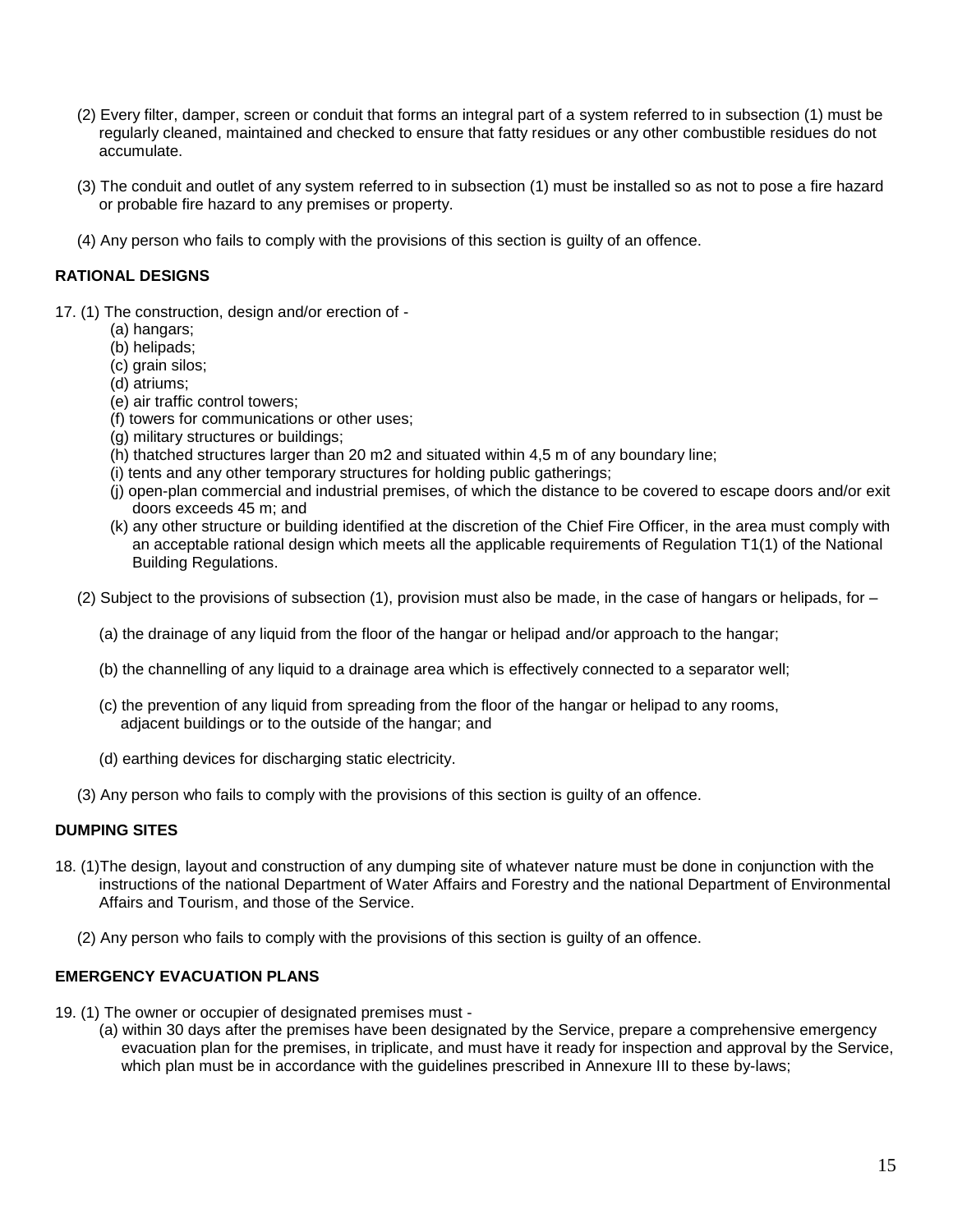(2) Every filter, damper, screen or conduit that forms an integral part of a system referred to in subsection (1) must be regularly cleaned, maintained and checked to ensure that fatty residues or any other combustible residues do not accumulate.

(3) The conduit and outlet of any system referred to in subsection (1) must be installed so as not to pose a fire hazard or probable fire hazard to any premises or property.

(4) Any person who fails to comply with the provisions of this section is guilty of an offence.

**RATIONAL DESIGNS**

17. (1) The construction, design and/or erection of -

(a) hangars;
(b) helipads;
(c) grain silos;
(d) atriums;
(e) air traffic control towers;
(f) towers for communications or other uses;
(g) military structures or buildings;
(h) thatched structures larger than 20 m2 and situated within 4,5 m of any boundary line;
(i) tents and any other temporary structures for holding public gatherings;
(j) open-plan commercial and industrial premises, of which the distance to be covered to escape doors and/or exit doors exceeds 45 m; and
(k) any other structure or building identified at the discretion of the Chief Fire Officer, in the area must comply with an acceptable rational design which meets all the applicable requirements of Regulation T1(1) of the National Building Regulations.

(2) Subject to the provisions of subsection (1), provision must also be made, in the case of hangars or helipads, for –

(a) the drainage of any liquid from the floor of the hangar or helipad and/or approach to the hangar;

(b) the channelling of any liquid to a drainage area which is effectively connected to a separator well;

(c) the prevention of any liquid from spreading from the floor of the hangar or helipad to any rooms, adjacent buildings or to the outside of the hangar; and

(d) earthing devices for discharging static electricity.

(3) Any person who fails to comply with the provisions of this section is guilty of an offence.

**DUMPING SITES**

18. (1)The design, layout and construction of any dumping site of whatever nature must be done in conjunction with the instructions of the national Department of Water Affairs and Forestry and the national Department of Environmental Affairs and Tourism, and those of the Service.

(2) Any person who fails to comply with the provisions of this section is guilty of an offence.

**EMERGENCY EVACUATION PLANS**

19. (1) The owner or occupier of designated premises must -

(a) within 30 days after the premises have been designated by the Service, prepare a comprehensive emergency evacuation plan for the premises, in triplicate, and must have it ready for inspection and approval by the Service, which plan must be in accordance with the guidelines prescribed in Annexure III to these by-laws;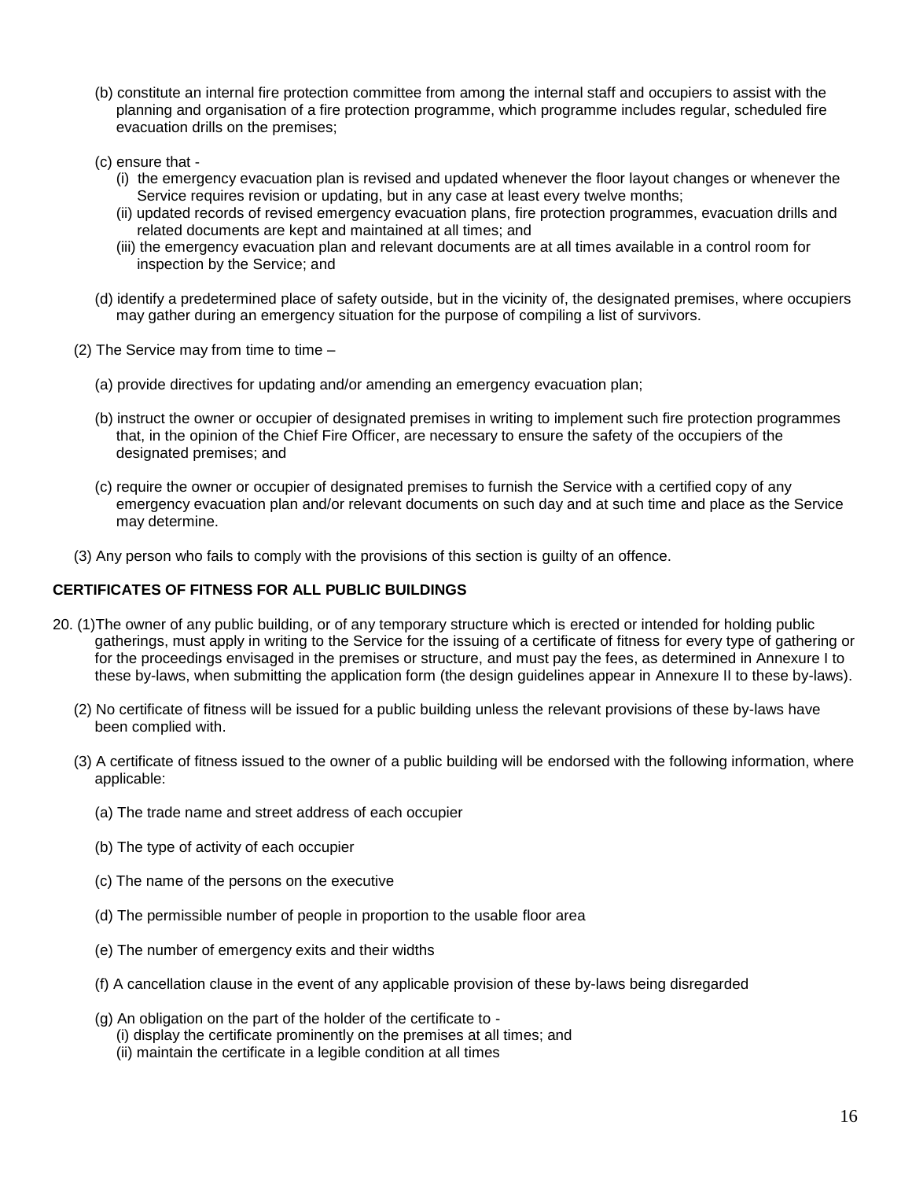(b) constitute an internal fire protection committee from among the internal staff and occupiers to assist with the planning and organisation of a fire protection programme, which programme includes regular, scheduled fire evacuation drills on the premises;

(c) ensure that -
  (i) the emergency evacuation plan is revised and updated whenever the floor layout changes or whenever the Service requires revision or updating, but in any case at least every twelve months;
  (ii) updated records of revised emergency evacuation plans, fire protection programmes, evacuation drills and related documents are kept and maintained at all times; and
  (iii) the emergency evacuation plan and relevant documents are at all times available in a control room for inspection by the Service; and

(d) identify a predetermined place of safety outside, but in the vicinity of, the designated premises, where occupiers may gather during an emergency situation for the purpose of compiling a list of survivors.

(2) The Service may from time to time –

(a) provide directives for updating and/or amending an emergency evacuation plan;

(b) instruct the owner or occupier of designated premises in writing to implement such fire protection programmes that, in the opinion of the Chief Fire Officer, are necessary to ensure the safety of the occupiers of the designated premises; and

(c) require the owner or occupier of designated premises to furnish the Service with a certified copy of any emergency evacuation plan and/or relevant documents on such day and at such time and place as the Service may determine.

(3) Any person who fails to comply with the provisions of this section is guilty of an offence.

**CERTIFICATES OF FITNESS FOR ALL PUBLIC BUILDINGS**

20. (1) The owner of any public building, or of any temporary structure which is erected or intended for holding public gatherings, must apply in writing to the Service for the issuing of a certificate of fitness for every type of gathering or for the proceedings envisaged in the premises or structure, and must pay the fees, as determined in Annexure I to these by-laws, when submitting the application form (the design guidelines appear in Annexure II to these by-laws).

(2) No certificate of fitness will be issued for a public building unless the relevant provisions of these by-laws have been complied with.

(3) A certificate of fitness issued to the owner of a public building will be endorsed with the following information, where applicable:

(a) The trade name and street address of each occupier

(b) The type of activity of each occupier

(c) The name of the persons on the executive

(d) The permissible number of people in proportion to the usable floor area

(e) The number of emergency exits and their widths

(f) A cancellation clause in the event of any applicable provision of these by-laws being disregarded

(g) An obligation on the part of the holder of the certificate to -
  (i) display the certificate prominently on the premises at all times; and
  (ii) maintain the certificate in a legible condition at all times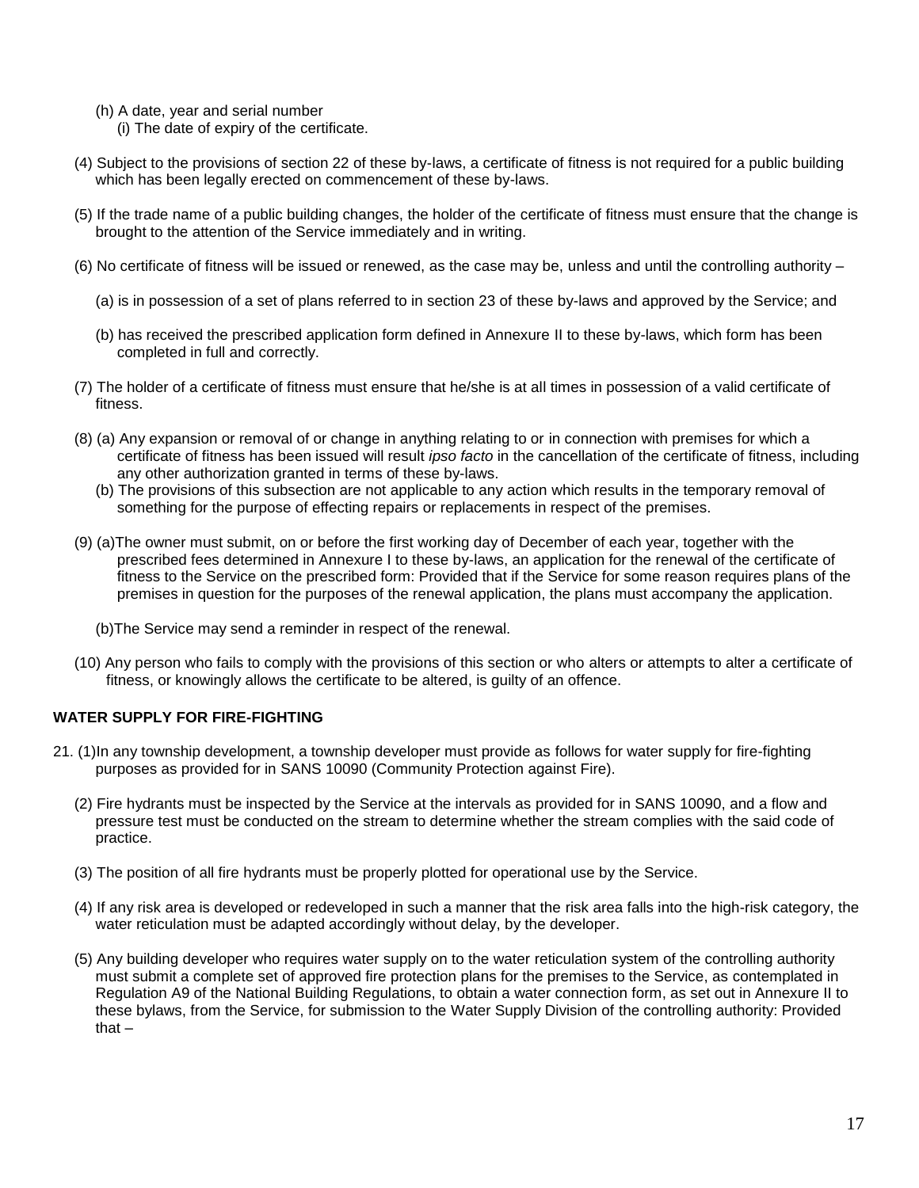(h) A date, year and serial number

(i) The date of expiry of the certificate.

(4) Subject to the provisions of section 22 of these by-laws, a certificate of fitness is not required for a public building which has been legally erected on commencement of these by-laws.

(5) If the trade name of a public building changes, the holder of the certificate of fitness must ensure that the change is brought to the attention of the Service immediately and in writing.

(6) No certificate of fitness will be issued or renewed, as the case may be, unless and until the controlling authority –

(a) is in possession of a set of plans referred to in section 23 of these by-laws and approved by the Service; and

(b) has received the prescribed application form defined in Annexure II to these by-laws, which form has been completed in full and correctly.

(7) The holder of a certificate of fitness must ensure that he/she is at all times in possession of a valid certificate of fitness.

(8) (a) Any expansion or removal of or change in anything relating to or in connection with premises for which a certificate of fitness has been issued will result *ipso facto* in the cancellation of the certificate of fitness, including any other authorization granted in terms of these by-laws.

(b) The provisions of this subsection are not applicable to any action which results in the temporary removal of something for the purpose of effecting repairs or replacements in respect of the premises.

(9) (a)The owner must submit, on or before the first working day of December of each year, together with the prescribed fees determined in Annexure I to these by-laws, an application for the renewal of the certificate of fitness to the Service on the prescribed form: Provided that if the Service for some reason requires plans of the premises in question for the purposes of the renewal application, the plans must accompany the application.

(b)The Service may send a reminder in respect of the renewal.

(10) Any person who fails to comply with the provisions of this section or who alters or attempts to alter a certificate of fitness, or knowingly allows the certificate to be altered, is guilty of an offence.

**WATER SUPPLY FOR FIRE-FIGHTING**

21. (1)In any township development, a township developer must provide as follows for water supply for fire-fighting purposes as provided for in SANS 10090 (Community Protection against Fire).

(2) Fire hydrants must be inspected by the Service at the intervals as provided for in SANS 10090, and a flow and pressure test must be conducted on the stream to determine whether the stream complies with the said code of practice.

(3) The position of all fire hydrants must be properly plotted for operational use by the Service.

(4) If any risk area is developed or redeveloped in such a manner that the risk area falls into the high-risk category, the water reticulation must be adapted accordingly without delay, by the developer.

(5) Any building developer who requires water supply on to the water reticulation system of the controlling authority must submit a complete set of approved fire protection plans for the premises to the Service, as contemplated in Regulation A9 of the National Building Regulations, to obtain a water connection form, as set out in Annexure II to these bylaws, from the Service, for submission to the Water Supply Division of the controlling authority: Provided that –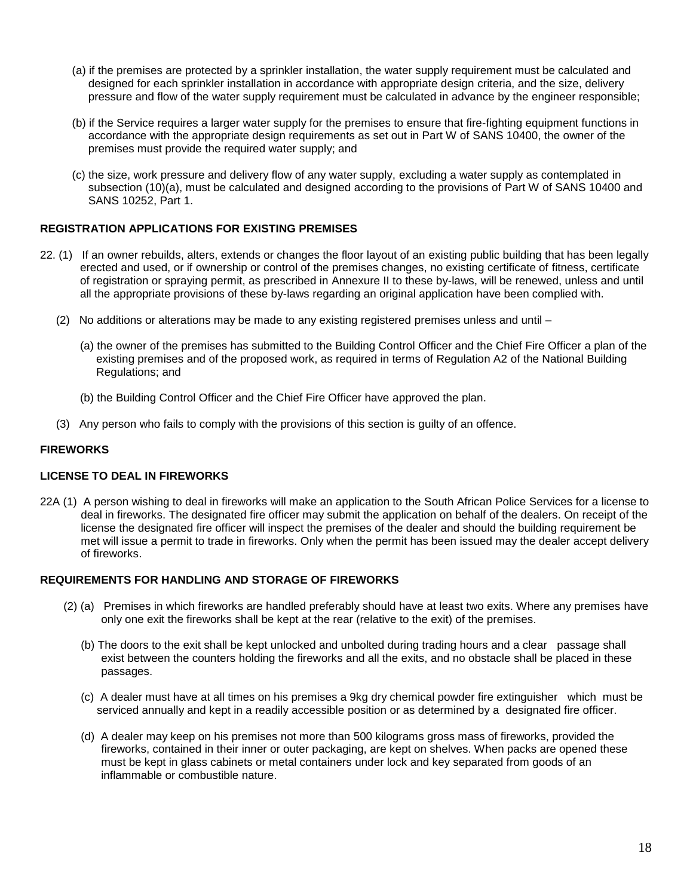(a) if the premises are protected by a sprinkler installation, the water supply requirement must be calculated and designed for each sprinkler installation in accordance with appropriate design criteria, and the size, delivery pressure and flow of the water supply requirement must be calculated in advance by the engineer responsible;

(b) if the Service requires a larger water supply for the premises to ensure that fire-fighting equipment functions in accordance with the appropriate design requirements as set out in Part W of SANS 10400, the owner of the premises must provide the required water supply; and

(c) the size, work pressure and delivery flow of any water supply, excluding a water supply as contemplated in subsection (10)(a), must be calculated and designed according to the provisions of Part W of SANS 10400 and SANS 10252, Part 1.

**REGISTRATION APPLICATIONS FOR EXISTING PREMISES**

22. (1) If an owner rebuilds, alters, extends or changes the floor layout of an existing public building that has been legally erected and used, or if ownership or control of the premises changes, no existing certificate of fitness, certificate of registration or spraying permit, as prescribed in Annexure II to these by-laws, will be renewed, unless and until all the appropriate provisions of these by-laws regarding an original application have been complied with.

(2) No additions or alterations may be made to any existing registered premises unless and until –

(a) the owner of the premises has submitted to the Building Control Officer and the Chief Fire Officer a plan of the existing premises and of the proposed work, as required in terms of Regulation A2 of the National Building Regulations; and

(b) the Building Control Officer and the Chief Fire Officer have approved the plan.

(3) Any person who fails to comply with the provisions of this section is guilty of an offence.

**FIREWORKS**

**LICENSE TO DEAL IN FIREWORKS**

22A (1) A person wishing to deal in fireworks will make an application to the South African Police Services for a license to deal in fireworks. The designated fire officer may submit the application on behalf of the dealers. On receipt of the license the designated fire officer will inspect the premises of the dealer and should the building requirement be met will issue a permit to trade in fireworks. Only when the permit has been issued may the dealer accept delivery of fireworks.

**REQUIREMENTS FOR HANDLING AND STORAGE OF FIREWORKS**

(2) (a) Premises in which fireworks are handled preferably should have at least two exits. Where any premises have only one exit the fireworks shall be kept at the rear (relative to the exit) of the premises.

(b) The doors to the exit shall be kept unlocked and unbolted during trading hours and a clear passage shall exist between the counters holding the fireworks and all the exits, and no obstacle shall be placed in these passages.

(c) A dealer must have at all times on his premises a 9kg dry chemical powder fire extinguisher which must be serviced annually and kept in a readily accessible position or as determined by a designated fire officer.

(d) A dealer may keep on his premises not more than 500 kilograms gross mass of fireworks, provided the fireworks, contained in their inner or outer packaging, are kept on shelves. When packs are opened these must be kept in glass cabinets or metal containers under lock and key separated from goods of an inflammable or combustible nature.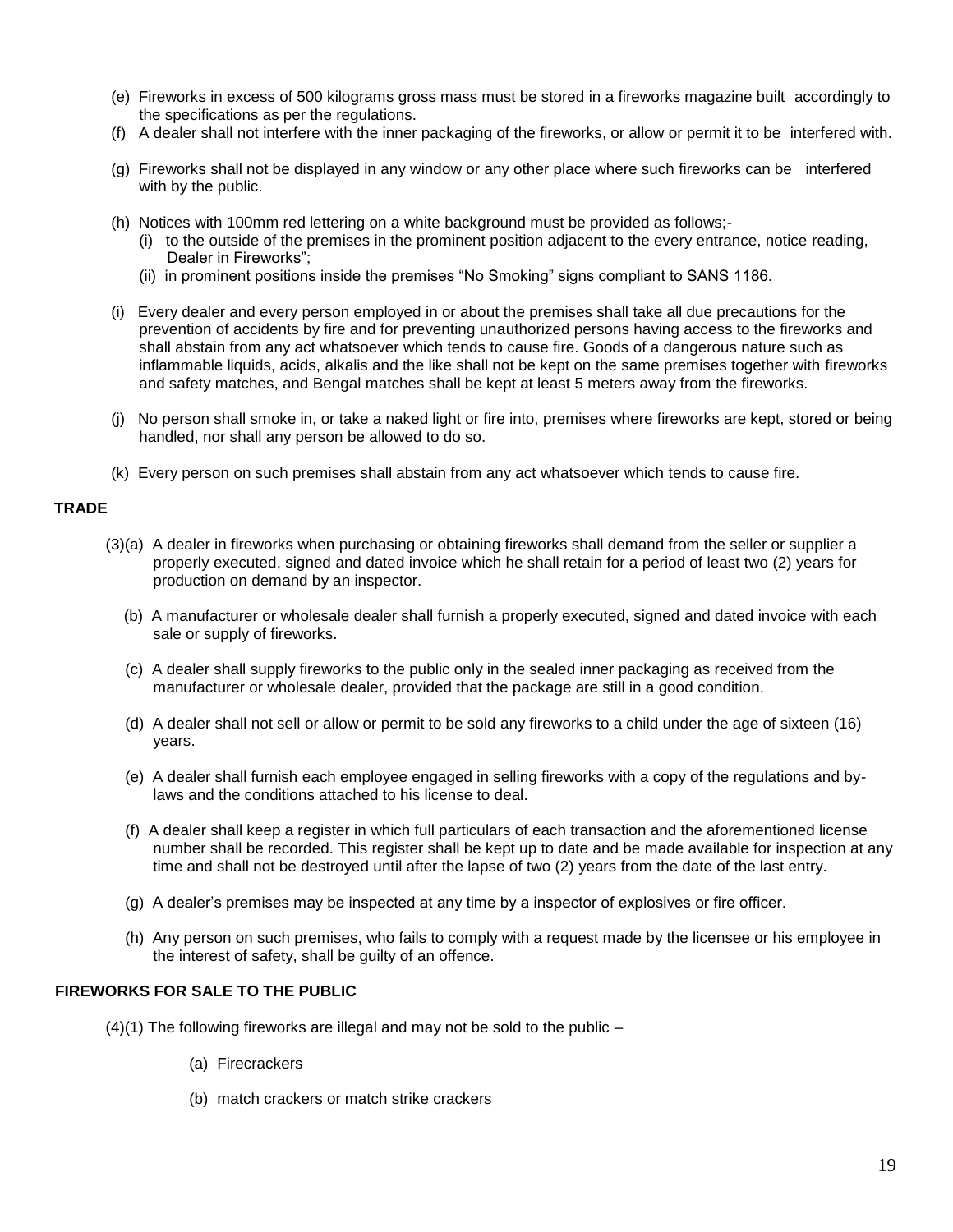(e) Fireworks in excess of 500 kilograms gross mass must be stored in a fireworks magazine built accordingly to the specifications as per the regulations.

(f) A dealer shall not interfere with the inner packaging of the fireworks, or allow or permit it to be interfered with.

(g) Fireworks shall not be displayed in any window or any other place where such fireworks can be interfered with by the public.

(h) Notices with 100mm red lettering on a white background must be provided as follows;-

(i) to the outside of the premises in the prominent position adjacent to the every entrance, notice reading, Dealer in Fireworks";

(ii) in prominent positions inside the premises "No Smoking" signs compliant to SANS 1186.

(i) Every dealer and every person employed in or about the premises shall take all due precautions for the prevention of accidents by fire and for preventing unauthorized persons having access to the fireworks and shall abstain from any act whatsoever which tends to cause fire. Goods of a dangerous nature such as inflammable liquids, acids, alkalis and the like shall not be kept on the same premises together with fireworks and safety matches, and Bengal matches shall be kept at least 5 meters away from the fireworks.

(j) No person shall smoke in, or take a naked light or fire into, premises where fireworks are kept, stored or being handled, nor shall any person be allowed to do so.

(k) Every person on such premises shall abstain from any act whatsoever which tends to cause fire.

**TRADE**

(3)(a) A dealer in fireworks when purchasing or obtaining fireworks shall demand from the seller or supplier a properly executed, signed and dated invoice which he shall retain for a period of least two (2) years for production on demand by an inspector.

(b) A manufacturer or wholesale dealer shall furnish a properly executed, signed and dated invoice with each sale or supply of fireworks.

(c) A dealer shall supply fireworks to the public only in the sealed inner packaging as received from the manufacturer or wholesale dealer, provided that the package are still in a good condition.

(d) A dealer shall not sell or allow or permit to be sold any fireworks to a child under the age of sixteen (16) years.

(e) A dealer shall furnish each employee engaged in selling fireworks with a copy of the regulations and by-laws and the conditions attached to his license to deal.

(f) A dealer shall keep a register in which full particulars of each transaction and the aforementioned license number shall be recorded. This register shall be kept up to date and be made available for inspection at any time and shall not be destroyed until after the lapse of two (2) years from the date of the last entry.

(g) A dealer's premises may be inspected at any time by a inspector of explosives or fire officer.

(h) Any person on such premises, who fails to comply with a request made by the licensee or his employee in the interest of safety, shall be guilty of an offence.

**FIREWORKS FOR SALE TO THE PUBLIC**

(4)(1) The following fireworks are illegal and may not be sold to the public –

(a) Firecrackers

(b) match crackers or match strike crackers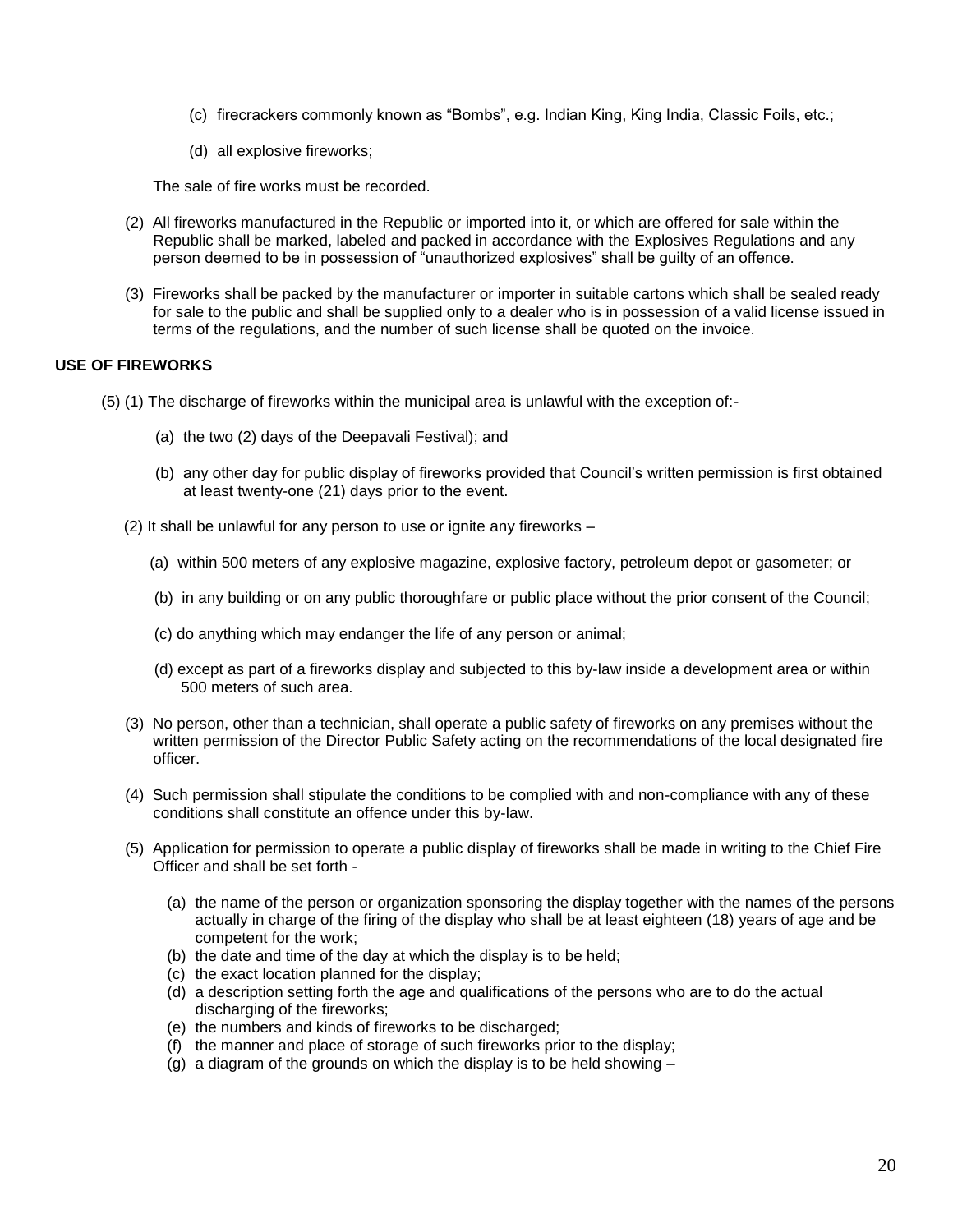(c) firecrackers commonly known as "Bombs", e.g. Indian King, King India, Classic Foils, etc.;

(d) all explosive fireworks;

The sale of fire works must be recorded.

(2) All fireworks manufactured in the Republic or imported into it, or which are offered for sale within the Republic shall be marked, labeled and packed in accordance with the Explosives Regulations and any person deemed to be in possession of "unauthorized explosives" shall be guilty of an offence.

(3) Fireworks shall be packed by the manufacturer or importer in suitable cartons which shall be sealed ready for sale to the public and shall be supplied only to a dealer who is in possession of a valid license issued in terms of the regulations, and the number of such license shall be quoted on the invoice.

**USE OF FIREWORKS**

(5) (1) The discharge of fireworks within the municipal area is unlawful with the exception of:-

(a) the two (2) days of the Deepavali Festival); and

(b) any other day for public display of fireworks provided that Council's written permission is first obtained at least twenty-one (21) days prior to the event.

(2) It shall be unlawful for any person to use or ignite any fireworks –

(a) within 500 meters of any explosive magazine, explosive factory, petroleum depot or gasometer; or

(b) in any building or on any public thoroughfare or public place without the prior consent of the Council;

(c) do anything which may endanger the life of any person or animal;

(d) except as part of a fireworks display and subjected to this by-law inside a development area or within 500 meters of such area.

(3) No person, other than a technician, shall operate a public safety of fireworks on any premises without the written permission of the Director Public Safety acting on the recommendations of the local designated fire officer.

(4) Such permission shall stipulate the conditions to be complied with and non-compliance with any of these conditions shall constitute an offence under this by-law.

(5) Application for permission to operate a public display of fireworks shall be made in writing to the Chief Fire Officer and shall be set forth -

(a) the name of the person or organization sponsoring the display together with the names of the persons actually in charge of the firing of the display who shall be at least eighteen (18) years of age and be competent for the work;
(b) the date and time of the day at which the display is to be held;
(c) the exact location planned for the display;
(d) a description setting forth the age and qualifications of the persons who are to do the actual discharging of the fireworks;
(e) the numbers and kinds of fireworks to be discharged;
(f) the manner and place of storage of such fireworks prior to the display;
(g) a diagram of the grounds on which the display is to be held showing –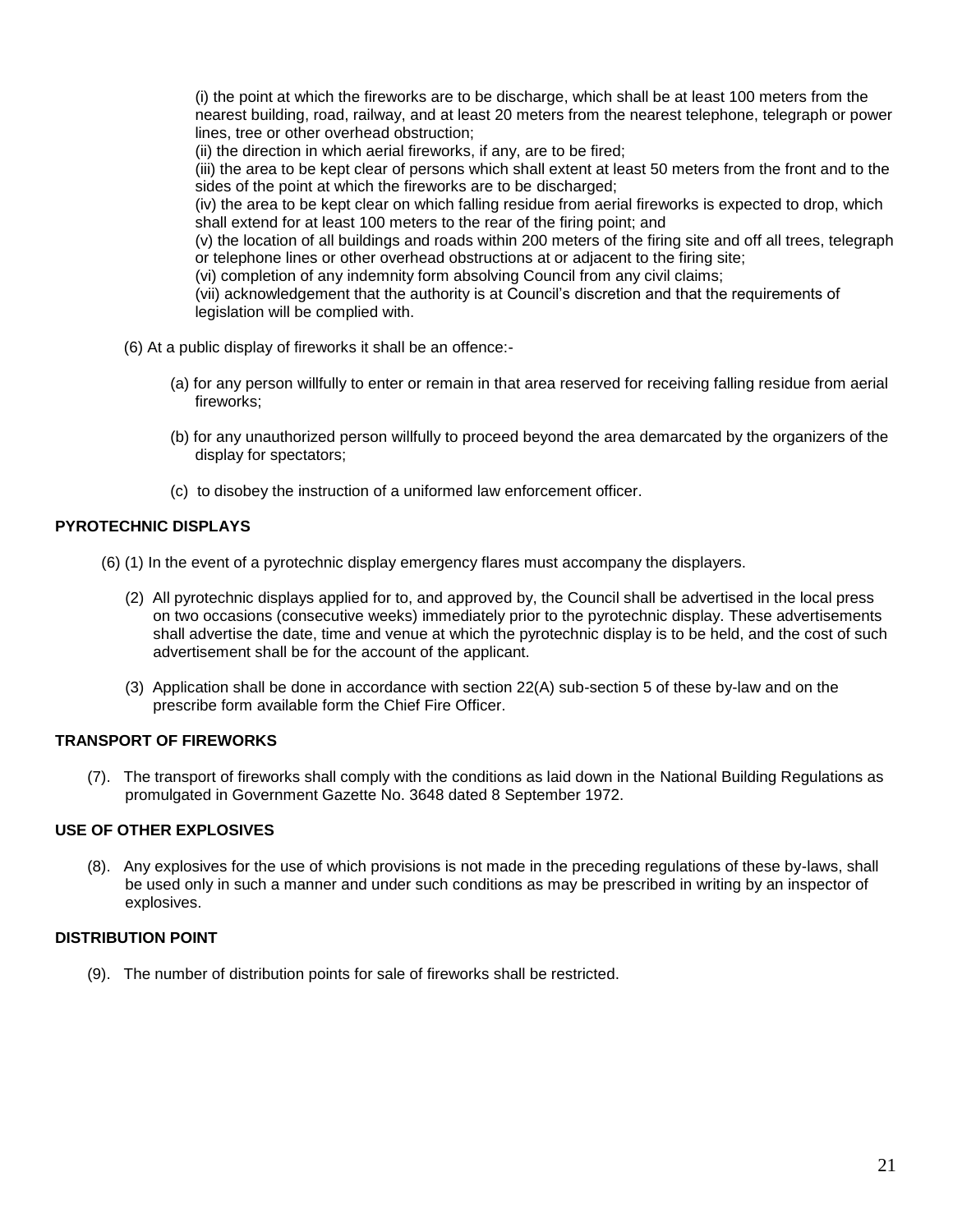(i) the point at which the fireworks are to be discharge, which shall be at least 100 meters from the nearest building, road, railway, and at least 20 meters from the nearest telephone, telegraph or power lines, tree or other overhead obstruction;

(ii) the direction in which aerial fireworks, if any, are to be fired;

(iii) the area to be kept clear of persons which shall extent at least 50 meters from the front and to the sides of the point at which the fireworks are to be discharged;

(iv) the area to be kept clear on which falling residue from aerial fireworks is expected to drop, which shall extend for at least 100 meters to the rear of the firing point; and

(v) the location of all buildings and roads within 200 meters of the firing site and off all trees, telegraph or telephone lines or other overhead obstructions at or adjacent to the firing site;

(vi) completion of any indemnity form absolving Council from any civil claims;

(vii) acknowledgement that the authority is at Council's discretion and that the requirements of legislation will be complied with.

(6) At a public display of fireworks it shall be an offence:-

(a) for any person willfully to enter or remain in that area reserved for receiving falling residue from aerial fireworks;

(b) for any unauthorized person willfully to proceed beyond the area demarcated by the organizers of the display for spectators;

(c) to disobey the instruction of a uniformed law enforcement officer.

**PYROTECHNIC DISPLAYS**

(6) (1) In the event of a pyrotechnic display emergency flares must accompany the displayers.

(2) All pyrotechnic displays applied for to, and approved by, the Council shall be advertised in the local press on two occasions (consecutive weeks) immediately prior to the pyrotechnic display. These advertisements shall advertise the date, time and venue at which the pyrotechnic display is to be held, and the cost of such advertisement shall be for the account of the applicant.

(3) Application shall be done in accordance with section 22(A) sub-section 5 of these by-law and on the prescribe form available form the Chief Fire Officer.

**TRANSPORT OF FIREWORKS**

(7). The transport of fireworks shall comply with the conditions as laid down in the National Building Regulations as promulgated in Government Gazette No. 3648 dated 8 September 1972.

**USE OF OTHER EXPLOSIVES**

(8). Any explosives for the use of which provisions is not made in the preceding regulations of these by-laws, shall be used only in such a manner and under such conditions as may be prescribed in writing by an inspector of explosives.

**DISTRIBUTION POINT**

(9). The number of distribution points for sale of fireworks shall be restricted.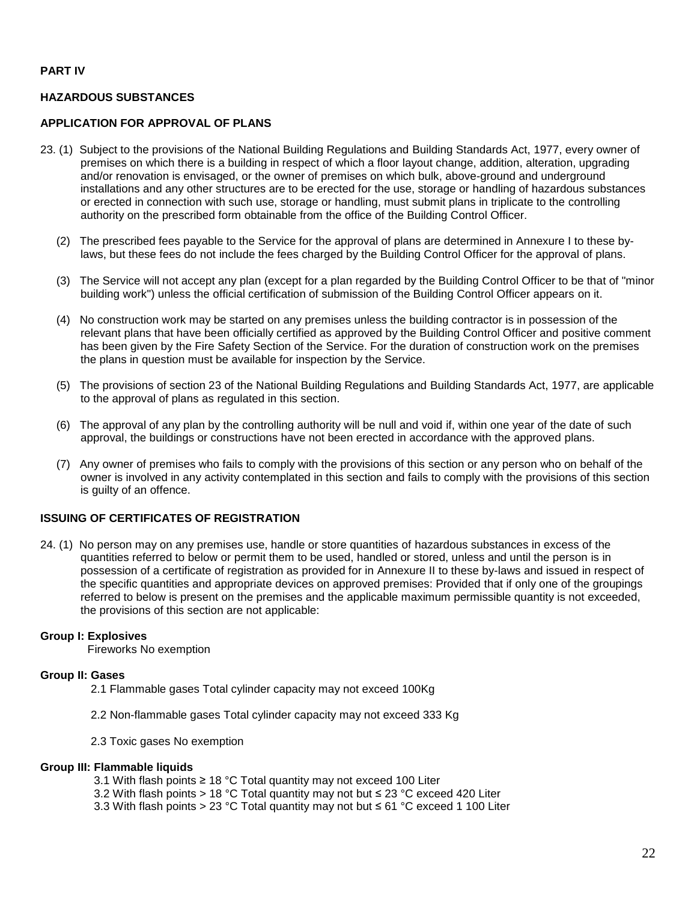**PART IV**

**HAZARDOUS SUBSTANCES**

**APPLICATION FOR APPROVAL OF PLANS**

23. (1) Subject to the provisions of the National Building Regulations and Building Standards Act, 1977, every owner of premises on which there is a building in respect of which a floor layout change, addition, alteration, upgrading and/or renovation is envisaged, or the owner of premises on which bulk, above-ground and underground installations and any other structures are to be erected for the use, storage or handling of hazardous substances or erected in connection with such use, storage or handling, must submit plans in triplicate to the controlling authority on the prescribed form obtainable from the office of the Building Control Officer.

(2) The prescribed fees payable to the Service for the approval of plans are determined in Annexure I to these by-laws, but these fees do not include the fees charged by the Building Control Officer for the approval of plans.

(3) The Service will not accept any plan (except for a plan regarded by the Building Control Officer to be that of "minor building work") unless the official certification of submission of the Building Control Officer appears on it.

(4) No construction work may be started on any premises unless the building contractor is in possession of the relevant plans that have been officially certified as approved by the Building Control Officer and positive comment has been given by the Fire Safety Section of the Service. For the duration of construction work on the premises the plans in question must be available for inspection by the Service.

(5) The provisions of section 23 of the National Building Regulations and Building Standards Act, 1977, are applicable to the approval of plans as regulated in this section.

(6) The approval of any plan by the controlling authority will be null and void if, within one year of the date of such approval, the buildings or constructions have not been erected in accordance with the approved plans.

(7) Any owner of premises who fails to comply with the provisions of this section or any person who on behalf of the owner is involved in any activity contemplated in this section and fails to comply with the provisions of this section is guilty of an offence.

**ISSUING OF CERTIFICATES OF REGISTRATION**

24. (1) No person may on any premises use, handle or store quantities of hazardous substances in excess of the quantities referred to below or permit them to be used, handled or stored, unless and until the person is in possession of a certificate of registration as provided for in Annexure II to these by-laws and issued in respect of the specific quantities and appropriate devices on approved premises: Provided that if only one of the groupings referred to below is present on the premises and the applicable maximum permissible quantity is not exceeded, the provisions of this section are not applicable:

**Group I: Explosives**

Fireworks No exemption

**Group II: Gases**

2.1 Flammable gases Total cylinder capacity may not exceed 100Kg

2.2 Non-flammable gases Total cylinder capacity may not exceed 333 Kg

2.3 Toxic gases No exemption

**Group III: Flammable liquids**

3.1 With flash points ≥ 18 °C Total quantity may not exceed 100 Liter
3.2 With flash points > 18 °C Total quantity may not but ≤ 23 °C exceed 420 Liter
3.3 With flash points > 23 °C Total quantity may not but ≤ 61 °C exceed 1 100 Liter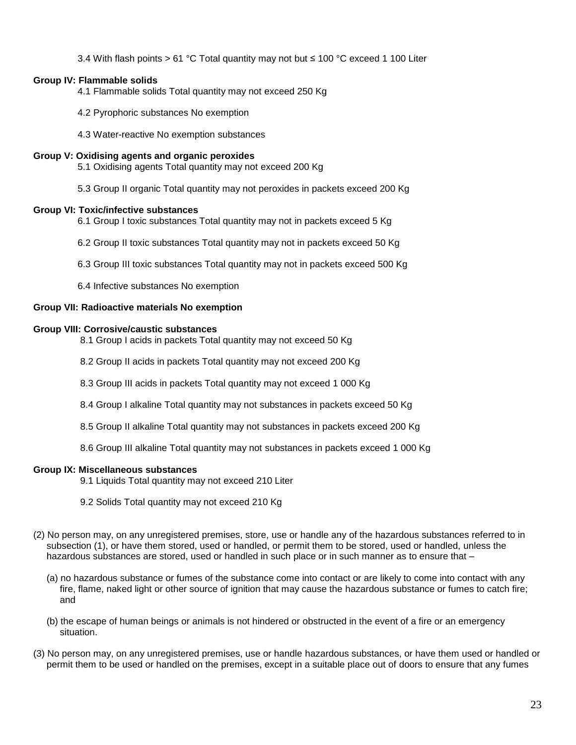3.4 With flash points > 61 °C Total quantity may not but ≤ 100 °C exceed 1 100 Liter

**Group IV: Flammable solids**

4.1 Flammable solids Total quantity may not exceed 250 Kg

4.2 Pyrophoric substances No exemption

4.3 Water-reactive No exemption substances

**Group V: Oxidising agents and organic peroxides**

5.1 Oxidising agents Total quantity may not exceed 200 Kg

5.3 Group II organic Total quantity may not peroxides in packets exceed 200 Kg

**Group VI: Toxic/infective substances**

6.1 Group I toxic substances Total quantity may not in packets exceed 5 Kg

6.2 Group II toxic substances Total quantity may not in packets exceed 50 Kg

6.3 Group III toxic substances Total quantity may not in packets exceed 500 Kg

6.4 Infective substances No exemption

**Group VII: Radioactive materials No exemption**

**Group VIII: Corrosive/caustic substances**

8.1 Group I acids in packets Total quantity may not exceed 50 Kg

8.2 Group II acids in packets Total quantity may not exceed 200 Kg

8.3 Group III acids in packets Total quantity may not exceed 1 000 Kg

8.4 Group I alkaline Total quantity may not substances in packets exceed 50 Kg

8.5 Group II alkaline Total quantity may not substances in packets exceed 200 Kg

8.6 Group III alkaline Total quantity may not substances in packets exceed 1 000 Kg

**Group IX: Miscellaneous substances**

9.1 Liquids Total quantity may not exceed 210 Liter

9.2 Solids Total quantity may not exceed 210 Kg

(2) No person may, on any unregistered premises, store, use or handle any of the hazardous substances referred to in subsection (1), or have them stored, used or handled, or permit them to be stored, used or handled, unless the hazardous substances are stored, used or handled in such place or in such manner as to ensure that –

(a) no hazardous substance or fumes of the substance come into contact or are likely to come into contact with any fire, flame, naked light or other source of ignition that may cause the hazardous substance or fumes to catch fire; and

(b) the escape of human beings or animals is not hindered or obstructed in the event of a fire or an emergency situation.

(3) No person may, on any unregistered premises, use or handle hazardous substances, or have them used or handled or permit them to be used or handled on the premises, except in a suitable place out of doors to ensure that any fumes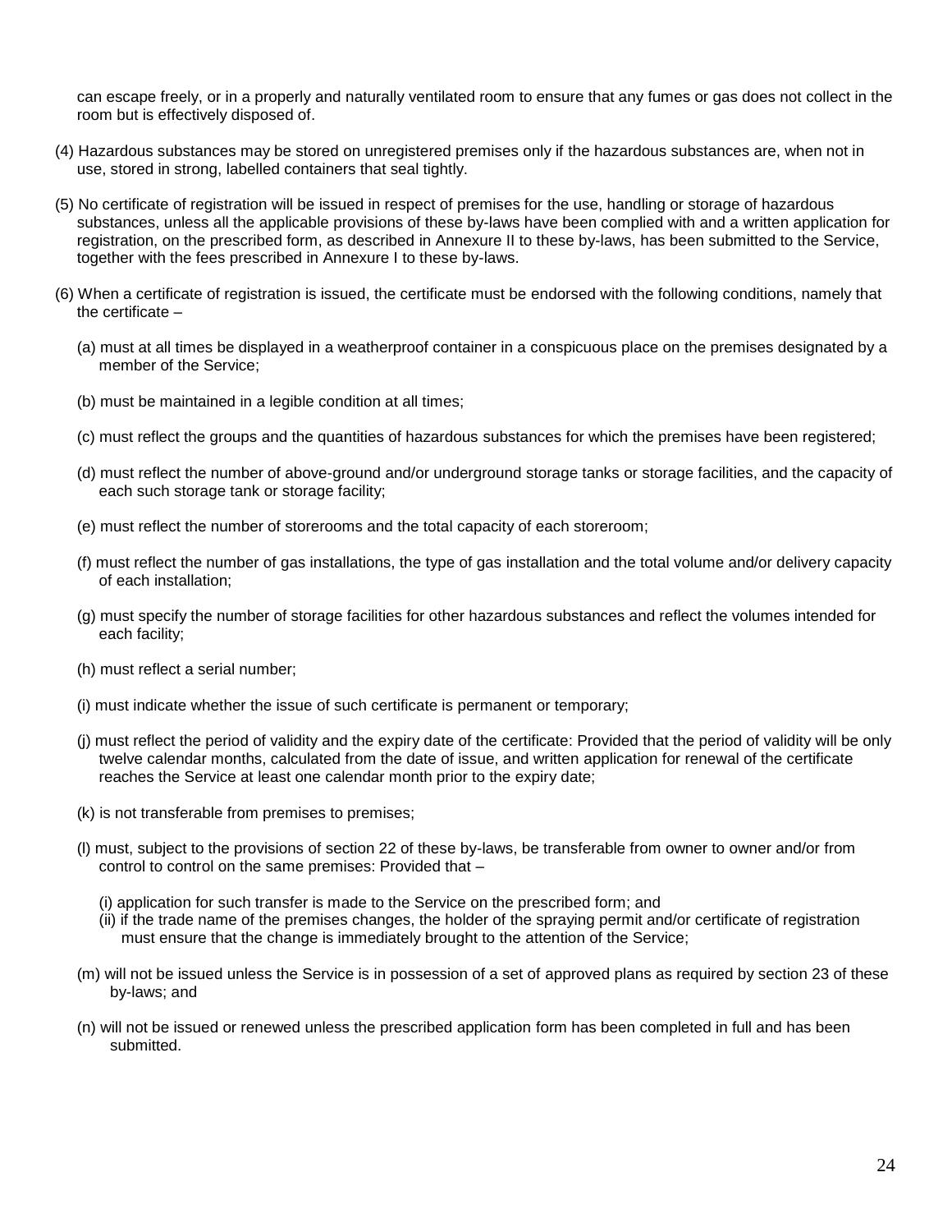can escape freely, or in a properly and naturally ventilated room to ensure that any fumes or gas does not collect in the room but is effectively disposed of.

(4) Hazardous substances may be stored on unregistered premises only if the hazardous substances are, when not in use, stored in strong, labelled containers that seal tightly.

(5) No certificate of registration will be issued in respect of premises for the use, handling or storage of hazardous substances, unless all the applicable provisions of these by-laws have been complied with and a written application for registration, on the prescribed form, as described in Annexure II to these by-laws, has been submitted to the Service, together with the fees prescribed in Annexure I to these by-laws.

(6) When a certificate of registration is issued, the certificate must be endorsed with the following conditions, namely that the certificate –

(a) must at all times be displayed in a weatherproof container in a conspicuous place on the premises designated by a member of the Service;

(b) must be maintained in a legible condition at all times;

(c) must reflect the groups and the quantities of hazardous substances for which the premises have been registered;

(d) must reflect the number of above-ground and/or underground storage tanks or storage facilities, and the capacity of each such storage tank or storage facility;

(e) must reflect the number of storerooms and the total capacity of each storeroom;

(f) must reflect the number of gas installations, the type of gas installation and the total volume and/or delivery capacity of each installation;

(g) must specify the number of storage facilities for other hazardous substances and reflect the volumes intended for each facility;

(h) must reflect a serial number;

(i) must indicate whether the issue of such certificate is permanent or temporary;

(j) must reflect the period of validity and the expiry date of the certificate: Provided that the period of validity will be only twelve calendar months, calculated from the date of issue, and written application for renewal of the certificate reaches the Service at least one calendar month prior to the expiry date;

(k) is not transferable from premises to premises;

(l) must, subject to the provisions of section 22 of these by-laws, be transferable from owner to owner and/or from control to control on the same premises: Provided that –

(i) application for such transfer is made to the Service on the prescribed form; and
(ii) if the trade name of the premises changes, the holder of the spraying permit and/or certificate of registration must ensure that the change is immediately brought to the attention of the Service;

(m) will not be issued unless the Service is in possession of a set of approved plans as required by section 23 of these by-laws; and

(n) will not be issued or renewed unless the prescribed application form has been completed in full and has been submitted.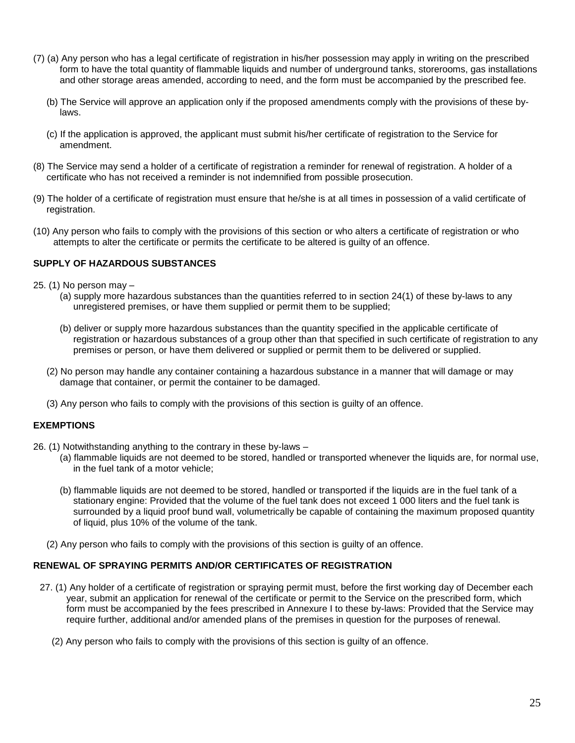(7) (a) Any person who has a legal certificate of registration in his/her possession may apply in writing on the prescribed form to have the total quantity of flammable liquids and number of underground tanks, storerooms, gas installations and other storage areas amended, according to need, and the form must be accompanied by the prescribed fee.

(b) The Service will approve an application only if the proposed amendments comply with the provisions of these by-laws.

(c) If the application is approved, the applicant must submit his/her certificate of registration to the Service for amendment.

(8) The Service may send a holder of a certificate of registration a reminder for renewal of registration. A holder of a certificate who has not received a reminder is not indemnified from possible prosecution.

(9) The holder of a certificate of registration must ensure that he/she is at all times in possession of a valid certificate of registration.

(10) Any person who fails to comply with the provisions of this section or who alters a certificate of registration or who attempts to alter the certificate or permits the certificate to be altered is guilty of an offence.

**SUPPLY OF HAZARDOUS SUBSTANCES**

25. (1) No person may –

(a) supply more hazardous substances than the quantities referred to in section 24(1) of these by-laws to any unregistered premises, or have them supplied or permit them to be supplied;

(b) deliver or supply more hazardous substances than the quantity specified in the applicable certificate of registration or hazardous substances of a group other than that specified in such certificate of registration to any premises or person, or have them delivered or supplied or permit them to be delivered or supplied.

(2) No person may handle any container containing a hazardous substance in a manner that will damage or may damage that container, or permit the container to be damaged.

(3) Any person who fails to comply with the provisions of this section is guilty of an offence.

**EXEMPTIONS**

26. (1) Notwithstanding anything to the contrary in these by-laws –

(a) flammable liquids are not deemed to be stored, handled or transported whenever the liquids are, for normal use, in the fuel tank of a motor vehicle;

(b) flammable liquids are not deemed to be stored, handled or transported if the liquids are in the fuel tank of a stationary engine: Provided that the volume of the fuel tank does not exceed 1 000 liters and the fuel tank is surrounded by a liquid proof bund wall, volumetrically be capable of containing the maximum proposed quantity of liquid, plus 10% of the volume of the tank.

(2) Any person who fails to comply with the provisions of this section is guilty of an offence.

**RENEWAL OF SPRAYING PERMITS AND/OR CERTIFICATES OF REGISTRATION**

27. (1) Any holder of a certificate of registration or spraying permit must, before the first working day of December each year, submit an application for renewal of the certificate or permit to the Service on the prescribed form, which form must be accompanied by the fees prescribed in Annexure I to these by-laws: Provided that the Service may require further, additional and/or amended plans of the premises in question for the purposes of renewal.

(2) Any person who fails to comply with the provisions of this section is guilty of an offence.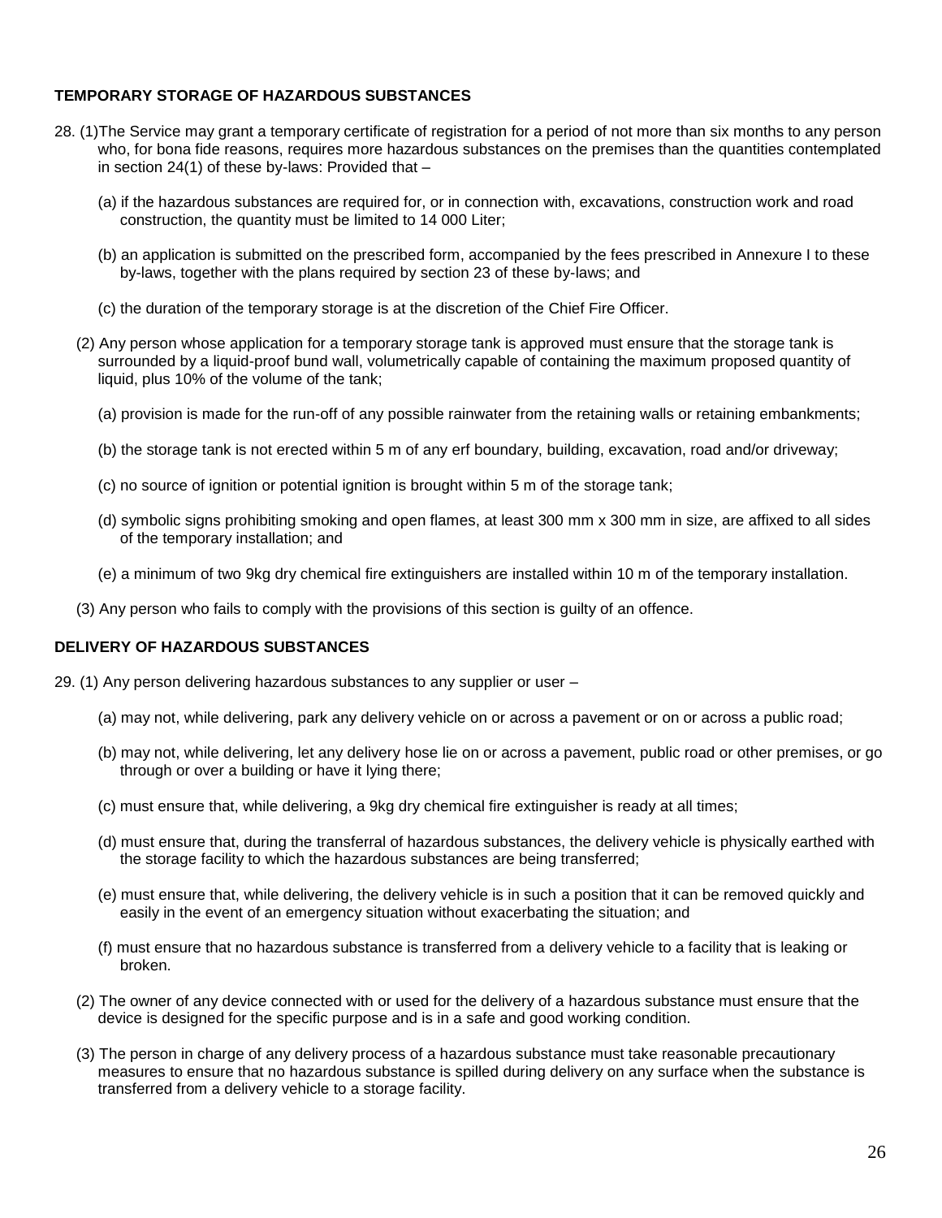**TEMPORARY STORAGE OF HAZARDOUS SUBSTANCES**

28. (1)The Service may grant a temporary certificate of registration for a period of not more than six months to any person who, for bona fide reasons, requires more hazardous substances on the premises than the quantities contemplated in section 24(1) of these by-laws: Provided that –

    (a) if the hazardous substances are required for, or in connection with, excavations, construction work and road construction, the quantity must be limited to 14 000 Liter;

    (b) an application is submitted on the prescribed form, accompanied by the fees prescribed in Annexure I to these by-laws, together with the plans required by section 23 of these by-laws; and

    (c) the duration of the temporary storage is at the discretion of the Chief Fire Officer.

(2) Any person whose application for a temporary storage tank is approved must ensure that the storage tank is surrounded by a liquid-proof bund wall, volumetrically capable of containing the maximum proposed quantity of liquid, plus 10% of the volume of the tank;

    (a) provision is made for the run-off of any possible rainwater from the retaining walls or retaining embankments;

    (b) the storage tank is not erected within 5 m of any erf boundary, building, excavation, road and/or driveway;

    (c) no source of ignition or potential ignition is brought within 5 m of the storage tank;

    (d) symbolic signs prohibiting smoking and open flames, at least 300 mm x 300 mm in size, are affixed to all sides of the temporary installation; and

    (e) a minimum of two 9kg dry chemical fire extinguishers are installed within 10 m of the temporary installation.

(3) Any person who fails to comply with the provisions of this section is guilty of an offence.

**DELIVERY OF HAZARDOUS SUBSTANCES**

29. (1) Any person delivering hazardous substances to any supplier or user –

    (a) may not, while delivering, park any delivery vehicle on or across a pavement or on or across a public road;

    (b) may not, while delivering, let any delivery hose lie on or across a pavement, public road or other premises, or go through or over a building or have it lying there;

    (c) must ensure that, while delivering, a 9kg dry chemical fire extinguisher is ready at all times;

    (d) must ensure that, during the transferral of hazardous substances, the delivery vehicle is physically earthed with the storage facility to which the hazardous substances are being transferred;

    (e) must ensure that, while delivering, the delivery vehicle is in such a position that it can be removed quickly and easily in the event of an emergency situation without exacerbating the situation; and

    (f) must ensure that no hazardous substance is transferred from a delivery vehicle to a facility that is leaking or broken.

(2) The owner of any device connected with or used for the delivery of a hazardous substance must ensure that the device is designed for the specific purpose and is in a safe and good working condition.

(3) The person in charge of any delivery process of a hazardous substance must take reasonable precautionary measures to ensure that no hazardous substance is spilled during delivery on any surface when the substance is transferred from a delivery vehicle to a storage facility.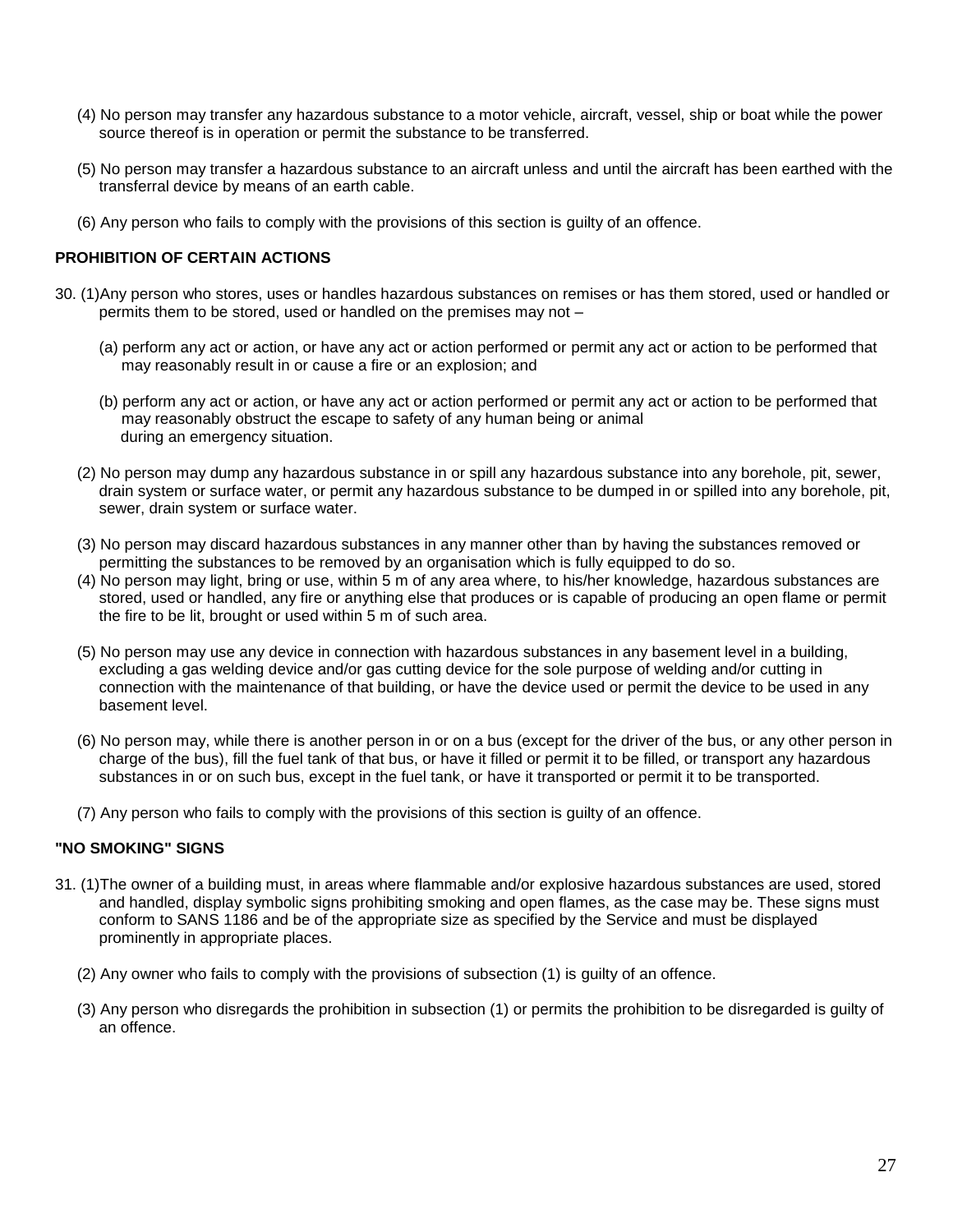(4) No person may transfer any hazardous substance to a motor vehicle, aircraft, vessel, ship or boat while the power source thereof is in operation or permit the substance to be transferred.

(5) No person may transfer a hazardous substance to an aircraft unless and until the aircraft has been earthed with the transferral device by means of an earth cable.

(6) Any person who fails to comply with the provisions of this section is guilty of an offence.

**PROHIBITION OF CERTAIN ACTIONS**

30. (1)Any person who stores, uses or handles hazardous substances on remises or has them stored, used or handled or permits them to be stored, used or handled on the premises may not –

(a) perform any act or action, or have any act or action performed or permit any act or action to be performed that may reasonably result in or cause a fire or an explosion; and

(b) perform any act or action, or have any act or action performed or permit any act or action to be performed that may reasonably obstruct the escape to safety of any human being or animal during an emergency situation.

(2) No person may dump any hazardous substance in or spill any hazardous substance into any borehole, pit, sewer, drain system or surface water, or permit any hazardous substance to be dumped in or spilled into any borehole, pit, sewer, drain system or surface water.

(3) No person may discard hazardous substances in any manner other than by having the substances removed or permitting the substances to be removed by an organisation which is fully equipped to do so.

(4) No person may light, bring or use, within 5 m of any area where, to his/her knowledge, hazardous substances are stored, used or handled, any fire or anything else that produces or is capable of producing an open flame or permit the fire to be lit, brought or used within 5 m of such area.

(5) No person may use any device in connection with hazardous substances in any basement level in a building, excluding a gas welding device and/or gas cutting device for the sole purpose of welding and/or cutting in connection with the maintenance of that building, or have the device used or permit the device to be used in any basement level.

(6) No person may, while there is another person in or on a bus (except for the driver of the bus, or any other person in charge of the bus), fill the fuel tank of that bus, or have it filled or permit it to be filled, or transport any hazardous substances in or on such bus, except in the fuel tank, or have it transported or permit it to be transported.

(7) Any person who fails to comply with the provisions of this section is guilty of an offence.

**"NO SMOKING" SIGNS**

31. (1)The owner of a building must, in areas where flammable and/or explosive hazardous substances are used, stored and handled, display symbolic signs prohibiting smoking and open flames, as the case may be. These signs must conform to SANS 1186 and be of the appropriate size as specified by the Service and must be displayed prominently in appropriate places.

(2) Any owner who fails to comply with the provisions of subsection (1) is guilty of an offence.

(3) Any person who disregards the prohibition in subsection (1) or permits the prohibition to be disregarded is guilty of an offence.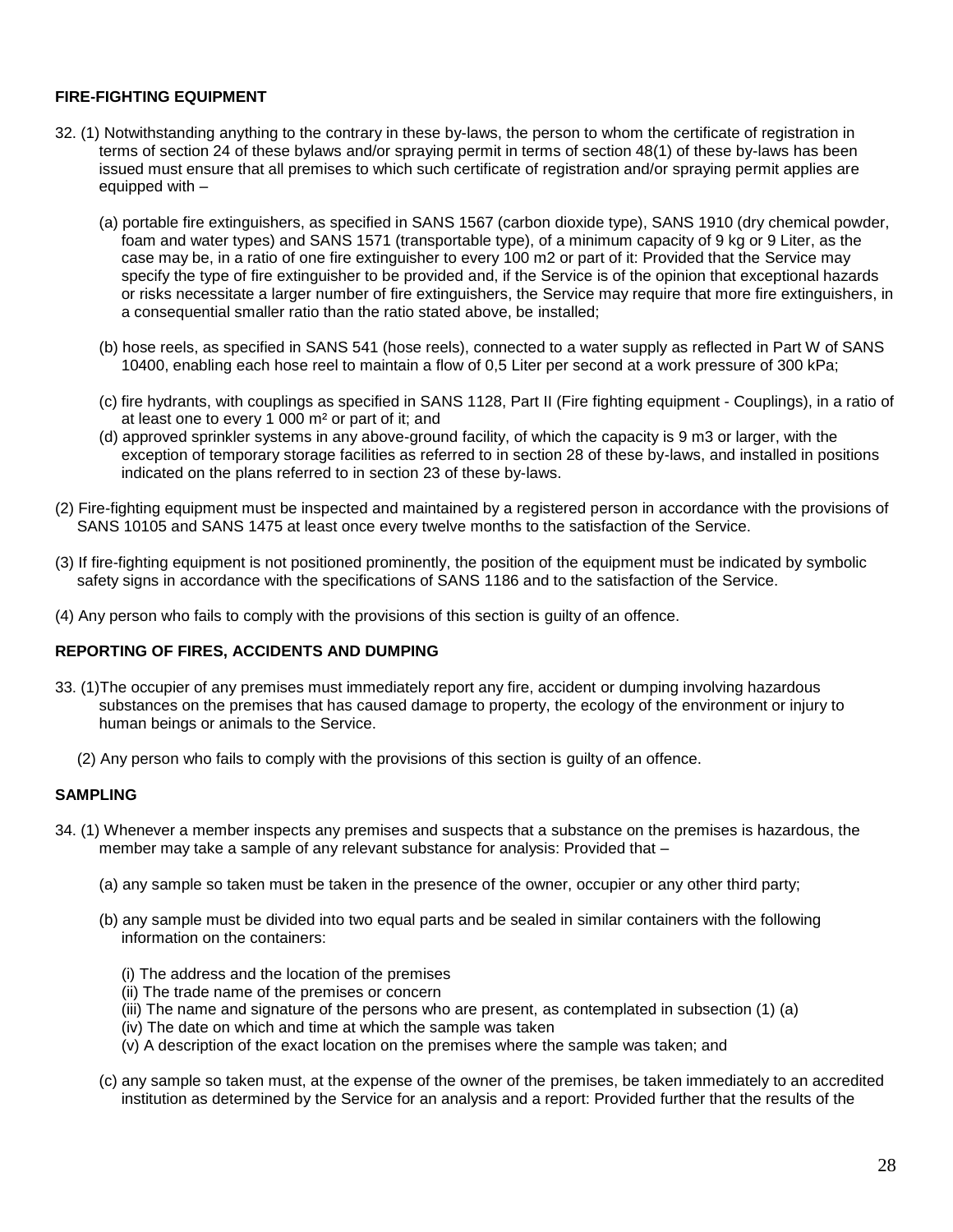**FIRE-FIGHTING EQUIPMENT**

32. (1) Notwithstanding anything to the contrary in these by-laws, the person to whom the certificate of registration in terms of section 24 of these bylaws and/or spraying permit in terms of section 48(1) of these by-laws has been issued must ensure that all premises to which such certificate of registration and/or spraying permit applies are equipped with –

(a) portable fire extinguishers, as specified in SANS 1567 (carbon dioxide type), SANS 1910 (dry chemical powder, foam and water types) and SANS 1571 (transportable type), of a minimum capacity of 9 kg or 9 Liter, as the case may be, in a ratio of one fire extinguisher to every 100 m2 or part of it: Provided that the Service may specify the type of fire extinguisher to be provided and, if the Service is of the opinion that exceptional hazards or risks necessitate a larger number of fire extinguishers, the Service may require that more fire extinguishers, in a consequential smaller ratio than the ratio stated above, be installed;

(b) hose reels, as specified in SANS 541 (hose reels), connected to a water supply as reflected in Part W of SANS 10400, enabling each hose reel to maintain a flow of 0,5 Liter per second at a work pressure of 300 kPa;

(c) fire hydrants, with couplings as specified in SANS 1128, Part II (Fire fighting equipment - Couplings), in a ratio of at least one to every 1 000 m² or part of it; and

(d) approved sprinkler systems in any above-ground facility, of which the capacity is 9 m3 or larger, with the exception of temporary storage facilities as referred to in section 28 of these by-laws, and installed in positions indicated on the plans referred to in section 23 of these by-laws.

(2) Fire-fighting equipment must be inspected and maintained by a registered person in accordance with the provisions of SANS 10105 and SANS 1475 at least once every twelve months to the satisfaction of the Service.

(3) If fire-fighting equipment is not positioned prominently, the position of the equipment must be indicated by symbolic safety signs in accordance with the specifications of SANS 1186 and to the satisfaction of the Service.

(4) Any person who fails to comply with the provisions of this section is guilty of an offence.

**REPORTING OF FIRES, ACCIDENTS AND DUMPING**

33. (1)The occupier of any premises must immediately report any fire, accident or dumping involving hazardous substances on the premises that has caused damage to property, the ecology of the environment or injury to human beings or animals to the Service.

(2) Any person who fails to comply with the provisions of this section is guilty of an offence.

**SAMPLING**

34. (1) Whenever a member inspects any premises and suspects that a substance on the premises is hazardous, the member may take a sample of any relevant substance for analysis: Provided that –

(a) any sample so taken must be taken in the presence of the owner, occupier or any other third party;

(b) any sample must be divided into two equal parts and be sealed in similar containers with the following information on the containers:

(i) The address and the location of the premises
(ii) The trade name of the premises or concern
(iii) The name and signature of the persons who are present, as contemplated in subsection (1) (a)
(iv) The date on which and time at which the sample was taken
(v) A description of the exact location on the premises where the sample was taken; and

(c) any sample so taken must, at the expense of the owner of the premises, be taken immediately to an accredited institution as determined by the Service for an analysis and a report: Provided further that the results of the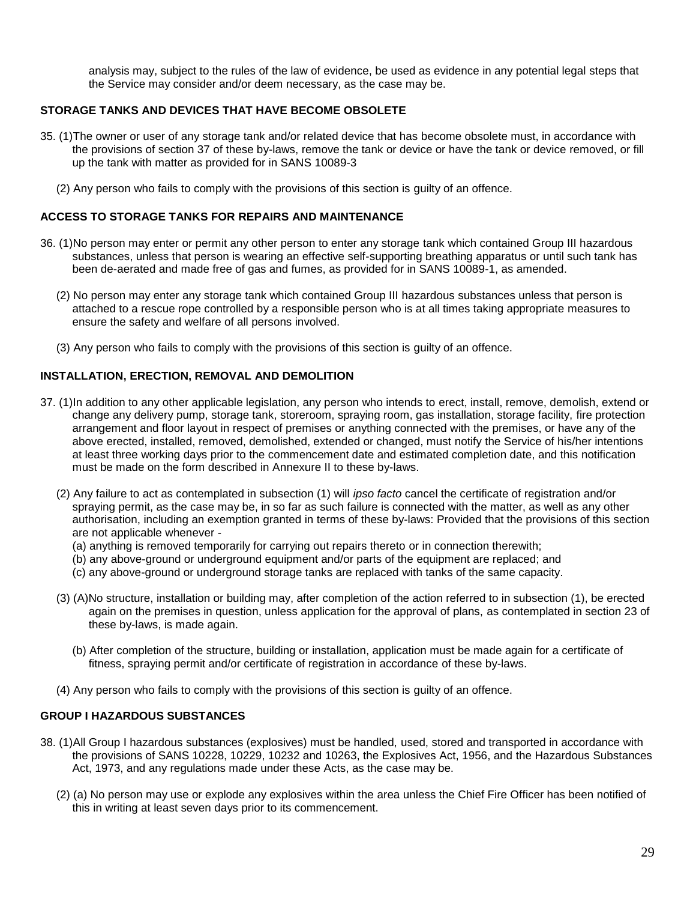analysis may, subject to the rules of the law of evidence, be used as evidence in any potential legal steps that the Service may consider and/or deem necessary, as the case may be.

**STORAGE TANKS AND DEVICES THAT HAVE BECOME OBSOLETE**

35. (1) The owner or user of any storage tank and/or related device that has become obsolete must, in accordance with the provisions of section 37 of these by-laws, remove the tank or device or have the tank or device removed, or fill up the tank with matter as provided for in SANS 10089-3

(2) Any person who fails to comply with the provisions of this section is guilty of an offence.

**ACCESS TO STORAGE TANKS FOR REPAIRS AND MAINTENANCE**

36. (1) No person may enter or permit any other person to enter any storage tank which contained Group III hazardous substances, unless that person is wearing an effective self-supporting breathing apparatus or until such tank has been de-aerated and made free of gas and fumes, as provided for in SANS 10089-1, as amended.

(2) No person may enter any storage tank which contained Group III hazardous substances unless that person is attached to a rescue rope controlled by a responsible person who is at all times taking appropriate measures to ensure the safety and welfare of all persons involved.

(3) Any person who fails to comply with the provisions of this section is guilty of an offence.

**INSTALLATION, ERECTION, REMOVAL AND DEMOLITION**

37. (1) In addition to any other applicable legislation, any person who intends to erect, install, remove, demolish, extend or change any delivery pump, storage tank, storeroom, spraying room, gas installation, storage facility, fire protection arrangement and floor layout in respect of premises or anything connected with the premises, or have any of the above erected, installed, removed, demolished, extended or changed, must notify the Service of his/her intentions at least three working days prior to the commencement date and estimated completion date, and this notification must be made on the form described in Annexure II to these by-laws.

(2) Any failure to act as contemplated in subsection (1) will *ipso facto* cancel the certificate of registration and/or spraying permit, as the case may be, in so far as such failure is connected with the matter, as well as any other authorisation, including an exemption granted in terms of these by-laws: Provided that the provisions of this section are not applicable whenever -

(a) anything is removed temporarily for carrying out repairs thereto or in connection therewith;
(b) any above-ground or underground equipment and/or parts of the equipment are replaced; and
(c) any above-ground or underground storage tanks are replaced with tanks of the same capacity.

(3) (A) No structure, installation or building may, after completion of the action referred to in subsection (1), be erected again on the premises in question, unless application for the approval of plans, as contemplated in section 23 of these by-laws, is made again.

(b) After completion of the structure, building or installation, application must be made again for a certificate of fitness, spraying permit and/or certificate of registration in accordance of these by-laws.

(4) Any person who fails to comply with the provisions of this section is guilty of an offence.

**GROUP I HAZARDOUS SUBSTANCES**

38. (1) All Group I hazardous substances (explosives) must be handled, used, stored and transported in accordance with the provisions of SANS 10228, 10229, 10232 and 10263, the Explosives Act, 1956, and the Hazardous Substances Act, 1973, and any regulations made under these Acts, as the case may be.

(2) (a) No person may use or explode any explosives within the area unless the Chief Fire Officer has been notified of this in writing at least seven days prior to its commencement.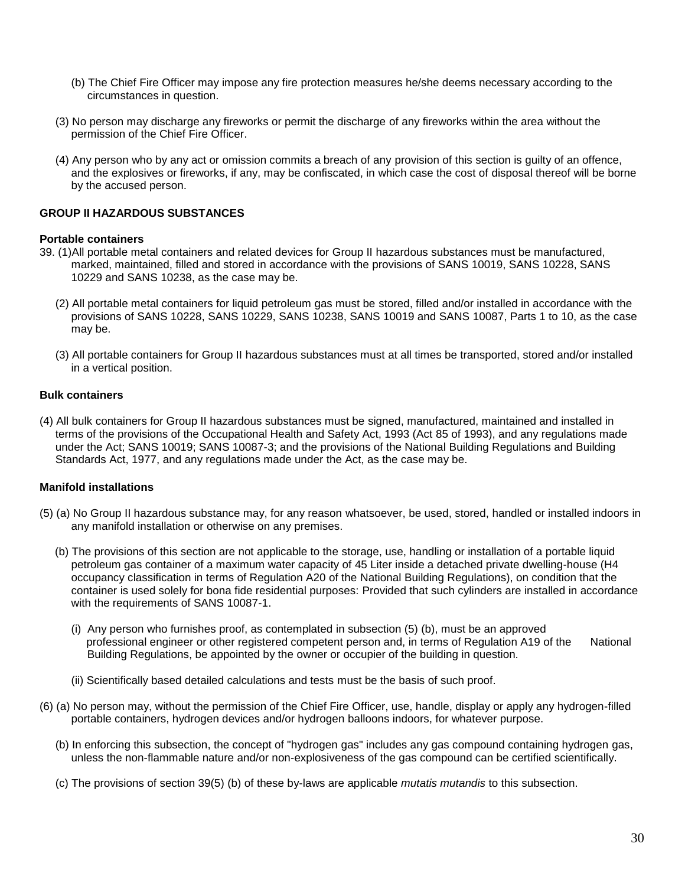(b) The Chief Fire Officer may impose any fire protection measures he/she deems necessary according to the circumstances in question.

(3) No person may discharge any fireworks or permit the discharge of any fireworks within the area without the permission of the Chief Fire Officer.

(4) Any person who by any act or omission commits a breach of any provision of this section is guilty of an offence, and the explosives or fireworks, if any, may be confiscated, in which case the cost of disposal thereof will be borne by the accused person.

**GROUP II HAZARDOUS SUBSTANCES**

**Portable containers**

39. (1) All portable metal containers and related devices for Group II hazardous substances must be manufactured, marked, maintained, filled and stored in accordance with the provisions of SANS 10019, SANS 10228, SANS 10229 and SANS 10238, as the case may be.

(2) All portable metal containers for liquid petroleum gas must be stored, filled and/or installed in accordance with the provisions of SANS 10228, SANS 10229, SANS 10238, SANS 10019 and SANS 10087, Parts 1 to 10, as the case may be.

(3) All portable containers for Group II hazardous substances must at all times be transported, stored and/or installed in a vertical position.

**Bulk containers**

(4) All bulk containers for Group II hazardous substances must be signed, manufactured, maintained and installed in terms of the provisions of the Occupational Health and Safety Act, 1993 (Act 85 of 1993), and any regulations made under the Act; SANS 10019; SANS 10087-3; and the provisions of the National Building Regulations and Building Standards Act, 1977, and any regulations made under the Act, as the case may be.

**Manifold installations**

(5) (a) No Group II hazardous substance may, for any reason whatsoever, be used, stored, handled or installed indoors in any manifold installation or otherwise on any premises.

(b) The provisions of this section are not applicable to the storage, use, handling or installation of a portable liquid petroleum gas container of a maximum water capacity of 45 Liter inside a detached private dwelling-house (H4 occupancy classification in terms of Regulation A20 of the National Building Regulations), on condition that the container is used solely for bona fide residential purposes: Provided that such cylinders are installed in accordance with the requirements of SANS 10087-1.

(i) Any person who furnishes proof, as contemplated in subsection (5) (b), must be an approved professional engineer or other registered competent person and, in terms of Regulation A19 of the National Building Regulations, be appointed by the owner or occupier of the building in question.

(ii) Scientifically based detailed calculations and tests must be the basis of such proof.

(6) (a) No person may, without the permission of the Chief Fire Officer, use, handle, display or apply any hydrogen-filled portable containers, hydrogen devices and/or hydrogen balloons indoors, for whatever purpose.

(b) In enforcing this subsection, the concept of "hydrogen gas" includes any gas compound containing hydrogen gas, unless the non-flammable nature and/or non-explosiveness of the gas compound can be certified scientifically.

(c) The provisions of section 39(5) (b) of these by-laws are applicable *mutatis mutandis* to this subsection.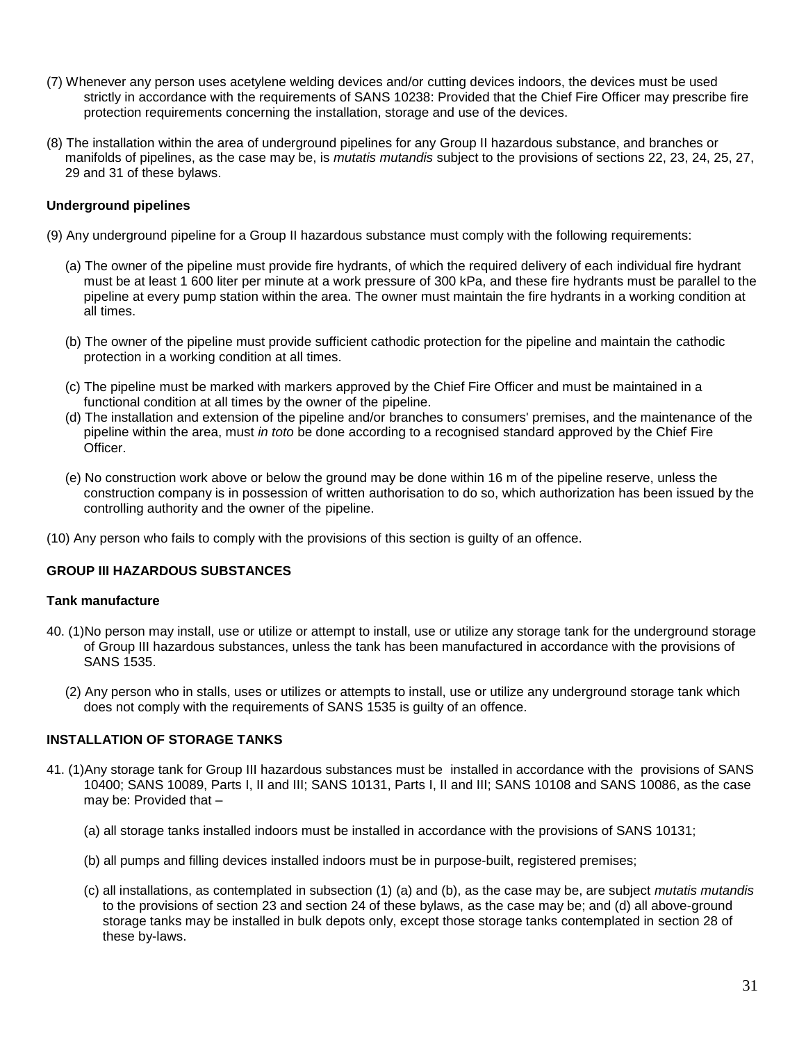(7) Whenever any person uses acetylene welding devices and/or cutting devices indoors, the devices must be used strictly in accordance with the requirements of SANS 10238: Provided that the Chief Fire Officer may prescribe fire protection requirements concerning the installation, storage and use of the devices.

(8) The installation within the area of underground pipelines for any Group II hazardous substance, and branches or manifolds of pipelines, as the case may be, is *mutatis mutandis* subject to the provisions of sections 22, 23, 24, 25, 27, 29 and 31 of these bylaws.

**Underground pipelines**

(9) Any underground pipeline for a Group II hazardous substance must comply with the following requirements:

(a) The owner of the pipeline must provide fire hydrants, of which the required delivery of each individual fire hydrant must be at least 1 600 liter per minute at a work pressure of 300 kPa, and these fire hydrants must be parallel to the pipeline at every pump station within the area. The owner must maintain the fire hydrants in a working condition at all times.

(b) The owner of the pipeline must provide sufficient cathodic protection for the pipeline and maintain the cathodic protection in a working condition at all times.

(c) The pipeline must be marked with markers approved by the Chief Fire Officer and must be maintained in a functional condition at all times by the owner of the pipeline.

(d) The installation and extension of the pipeline and/or branches to consumers' premises, and the maintenance of the pipeline within the area, must *in toto* be done according to a recognised standard approved by the Chief Fire Officer.

(e) No construction work above or below the ground may be done within 16 m of the pipeline reserve, unless the construction company is in possession of written authorisation to do so, which authorization has been issued by the controlling authority and the owner of the pipeline.

(10) Any person who fails to comply with the provisions of this section is guilty of an offence.

**GROUP III HAZARDOUS SUBSTANCES**

**Tank manufacture**

40. (1)No person may install, use or utilize or attempt to install, use or utilize any storage tank for the underground storage of Group III hazardous substances, unless the tank has been manufactured in accordance with the provisions of SANS 1535.

(2) Any person who in stalls, uses or utilizes or attempts to install, use or utilize any underground storage tank which does not comply with the requirements of SANS 1535 is guilty of an offence.

**INSTALLATION OF STORAGE TANKS**

41. (1)Any storage tank for Group III hazardous substances must be installed in accordance with the provisions of SANS 10400; SANS 10089, Parts I, II and III; SANS 10131, Parts I, II and III; SANS 10108 and SANS 10086, as the case may be: Provided that –

(a) all storage tanks installed indoors must be installed in accordance with the provisions of SANS 10131;

(b) all pumps and filling devices installed indoors must be in purpose-built, registered premises;

(c) all installations, as contemplated in subsection (1) (a) and (b), as the case may be, are subject *mutatis mutandis* to the provisions of section 23 and section 24 of these bylaws, as the case may be; and (d) all above-ground storage tanks may be installed in bulk depots only, except those storage tanks contemplated in section 28 of these by-laws.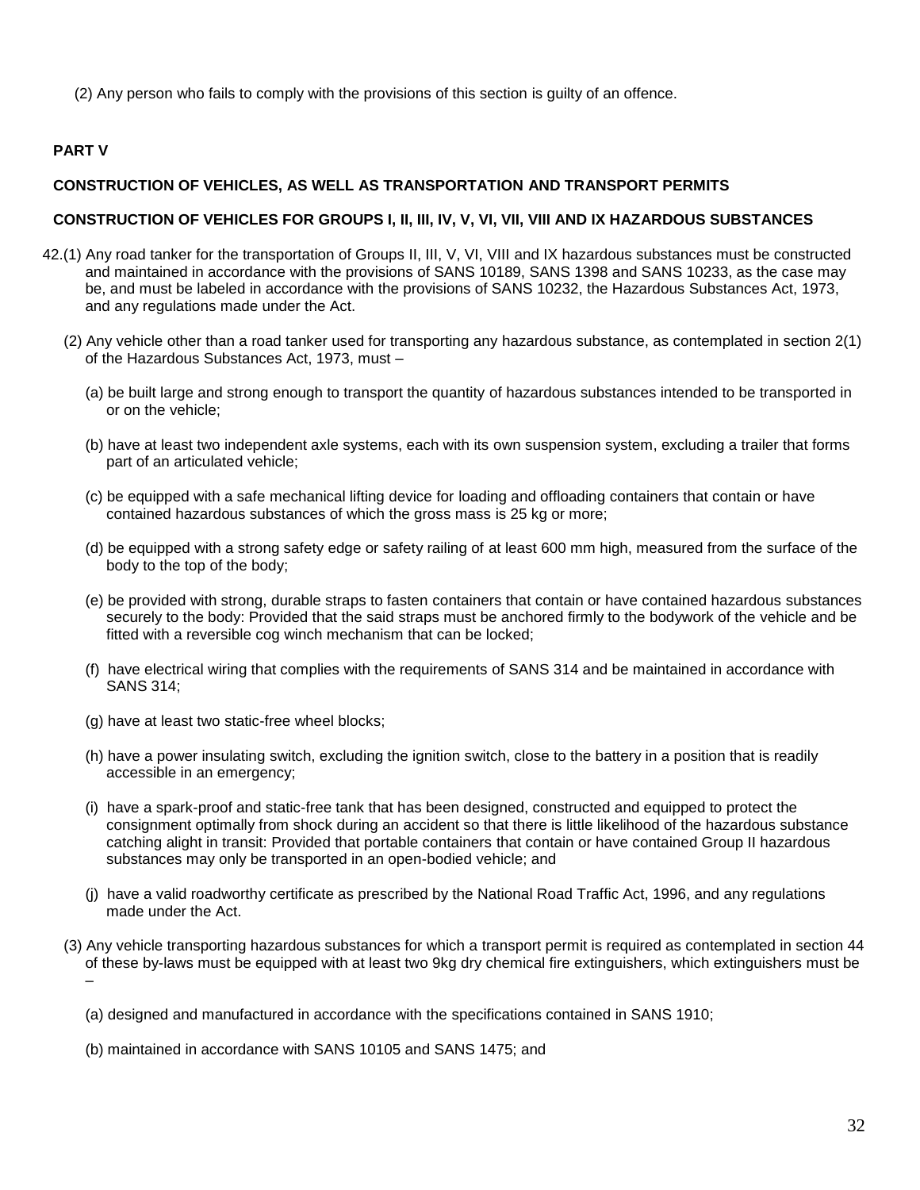(2) Any person who fails to comply with the provisions of this section is guilty of an offence.

**PART V**

**CONSTRUCTION OF VEHICLES, AS WELL AS TRANSPORTATION AND TRANSPORT PERMITS**

**CONSTRUCTION OF VEHICLES FOR GROUPS I, II, III, IV, V, VI, VII, VIII AND IX HAZARDOUS SUBSTANCES**

42.(1) Any road tanker for the transportation of Groups II, III, V, VI, VIII and IX hazardous substances must be constructed and maintained in accordance with the provisions of SANS 10189, SANS 1398 and SANS 10233, as the case may be, and must be labeled in accordance with the provisions of SANS 10232, the Hazardous Substances Act, 1973, and any regulations made under the Act.

(2) Any vehicle other than a road tanker used for transporting any hazardous substance, as contemplated in section 2(1) of the Hazardous Substances Act, 1973, must –

(a) be built large and strong enough to transport the quantity of hazardous substances intended to be transported in or on the vehicle;

(b) have at least two independent axle systems, each with its own suspension system, excluding a trailer that forms part of an articulated vehicle;

(c) be equipped with a safe mechanical lifting device for loading and offloading containers that contain or have contained hazardous substances of which the gross mass is 25 kg or more;

(d) be equipped with a strong safety edge or safety railing of at least 600 mm high, measured from the surface of the body to the top of the body;

(e) be provided with strong, durable straps to fasten containers that contain or have contained hazardous substances securely to the body: Provided that the said straps must be anchored firmly to the bodywork of the vehicle and be fitted with a reversible cog winch mechanism that can be locked;

(f) have electrical wiring that complies with the requirements of SANS 314 and be maintained in accordance with SANS 314;

(g) have at least two static-free wheel blocks;

(h) have a power insulating switch, excluding the ignition switch, close to the battery in a position that is readily accessible in an emergency;

(i) have a spark-proof and static-free tank that has been designed, constructed and equipped to protect the consignment optimally from shock during an accident so that there is little likelihood of the hazardous substance catching alight in transit: Provided that portable containers that contain or have contained Group II hazardous substances may only be transported in an open-bodied vehicle; and

(j) have a valid roadworthy certificate as prescribed by the National Road Traffic Act, 1996, and any regulations made under the Act.

(3) Any vehicle transporting hazardous substances for which a transport permit is required as contemplated in section 44 of these by-laws must be equipped with at least two 9kg dry chemical fire extinguishers, which extinguishers must be –

(a) designed and manufactured in accordance with the specifications contained in SANS 1910;

(b) maintained in accordance with SANS 10105 and SANS 1475; and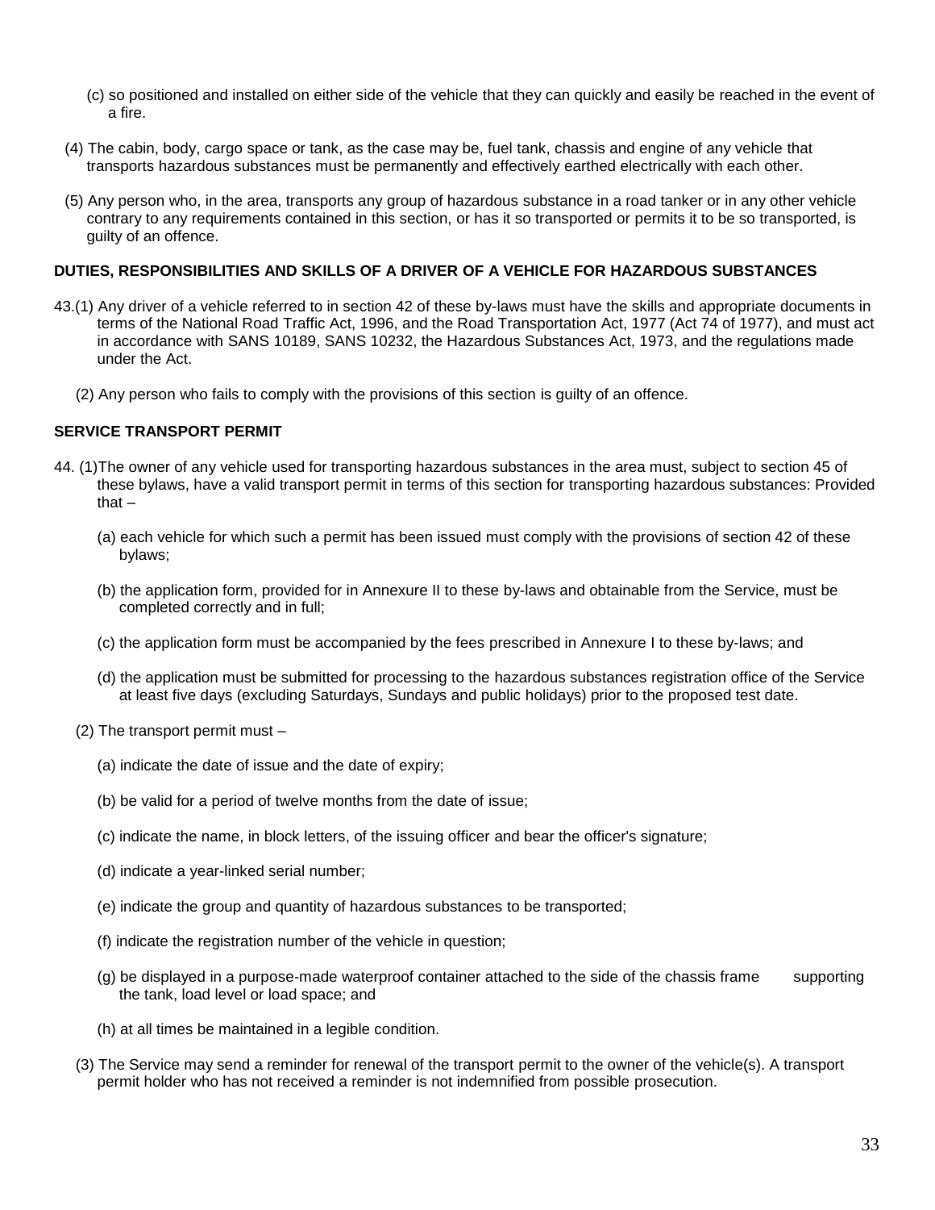(c) so positioned and installed on either side of the vehicle that they can quickly and easily be reached in the event of a fire.

(4) The cabin, body, cargo space or tank, as the case may be, fuel tank, chassis and engine of any vehicle that transports hazardous substances must be permanently and effectively earthed electrically with each other.

(5) Any person who, in the area, transports any group of hazardous substance in a road tanker or in any other vehicle contrary to any requirements contained in this section, or has it so transported or permits it to be so transported, is guilty of an offence.

**DUTIES, RESPONSIBILITIES AND SKILLS OF A DRIVER OF A VEHICLE FOR HAZARDOUS SUBSTANCES**

43.(1) Any driver of a vehicle referred to in section 42 of these by-laws must have the skills and appropriate documents in terms of the National Road Traffic Act, 1996, and the Road Transportation Act, 1977 (Act 74 of 1977), and must act in accordance with SANS 10189, SANS 10232, the Hazardous Substances Act, 1973, and the regulations made under the Act.

(2) Any person who fails to comply with the provisions of this section is guilty of an offence.

**SERVICE TRANSPORT PERMIT**

44. (1)The owner of any vehicle used for transporting hazardous substances in the area must, subject to section 45 of these bylaws, have a valid transport permit in terms of this section for transporting hazardous substances: Provided that –

(a) each vehicle for which such a permit has been issued must comply with the provisions of section 42 of these bylaws;

(b) the application form, provided for in Annexure II to these by-laws and obtainable from the Service, must be completed correctly and in full;

(c) the application form must be accompanied by the fees prescribed in Annexure I to these by-laws; and

(d) the application must be submitted for processing to the hazardous substances registration office of the Service at least five days (excluding Saturdays, Sundays and public holidays) prior to the proposed test date.

(2) The transport permit must –

(a) indicate the date of issue and the date of expiry;

(b) be valid for a period of twelve months from the date of issue;

(c) indicate the name, in block letters, of the issuing officer and bear the officer's signature;

(d) indicate a year-linked serial number;

(e) indicate the group and quantity of hazardous substances to be transported;

(f) indicate the registration number of the vehicle in question;

(g) be displayed in a purpose-made waterproof container attached to the side of the chassis frame supporting the tank, load level or load space; and

(h) at all times be maintained in a legible condition.

(3) The Service may send a reminder for renewal of the transport permit to the owner of the vehicle(s). A transport permit holder who has not received a reminder is not indemnified from possible prosecution.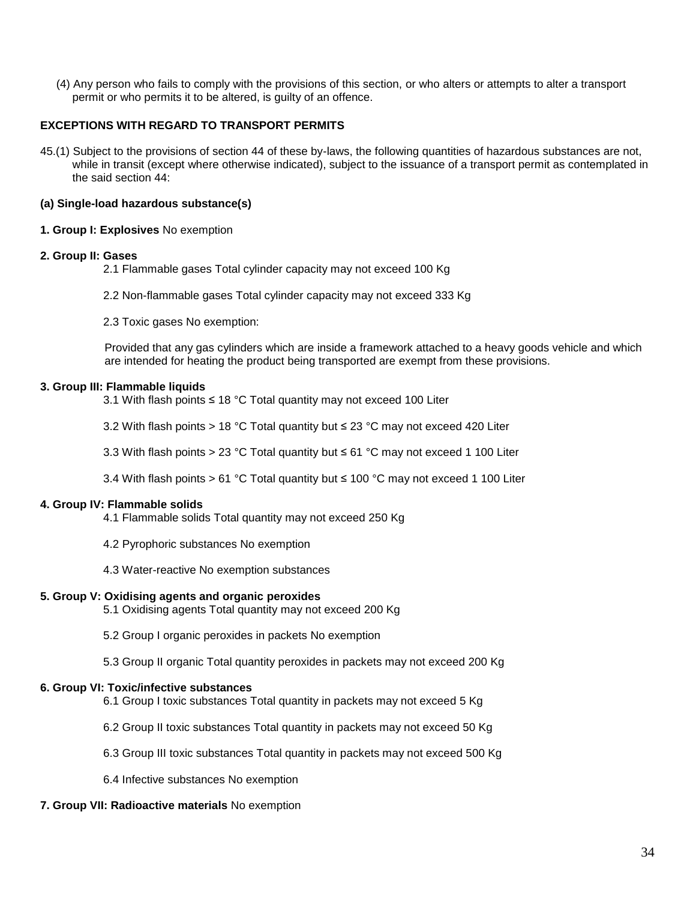(4) Any person who fails to comply with the provisions of this section, or who alters or attempts to alter a transport permit or who permits it to be altered, is guilty of an offence.

**EXCEPTIONS WITH REGARD TO TRANSPORT PERMITS**

45.(1) Subject to the provisions of section 44 of these by-laws, the following quantities of hazardous substances are not, while in transit (except where otherwise indicated), subject to the issuance of a transport permit as contemplated in the said section 44:

**(a) Single-load hazardous substance(s)**

**1. Group I: Explosives** No exemption

**2. Group II: Gases**

2.1 Flammable gases Total cylinder capacity may not exceed 100 Kg

2.2 Non-flammable gases Total cylinder capacity may not exceed 333 Kg

2.3 Toxic gases No exemption:

Provided that any gas cylinders which are inside a framework attached to a heavy goods vehicle and which are intended for heating the product being transported are exempt from these provisions.

**3. Group III: Flammable liquids**

3.1 With flash points ≤ 18 °C Total quantity may not exceed 100 Liter

3.2 With flash points > 18 °C Total quantity but ≤ 23 °C may not exceed 420 Liter

3.3 With flash points > 23 °C Total quantity but ≤ 61 °C may not exceed 1 100 Liter

3.4 With flash points > 61 °C Total quantity but ≤ 100 °C may not exceed 1 100 Liter

**4. Group IV: Flammable solids**

4.1 Flammable solids Total quantity may not exceed 250 Kg

4.2 Pyrophoric substances No exemption

4.3 Water-reactive No exemption substances

**5. Group V: Oxidising agents and organic peroxides**

5.1 Oxidising agents Total quantity may not exceed 200 Kg

5.2 Group I organic peroxides in packets No exemption

5.3 Group II organic Total quantity peroxides in packets may not exceed 200 Kg

**6. Group VI: Toxic/infective substances**

6.1 Group I toxic substances Total quantity in packets may not exceed 5 Kg

6.2 Group II toxic substances Total quantity in packets may not exceed 50 Kg

6.3 Group III toxic substances Total quantity in packets may not exceed 500 Kg

6.4 Infective substances No exemption

**7. Group VII: Radioactive materials** No exemption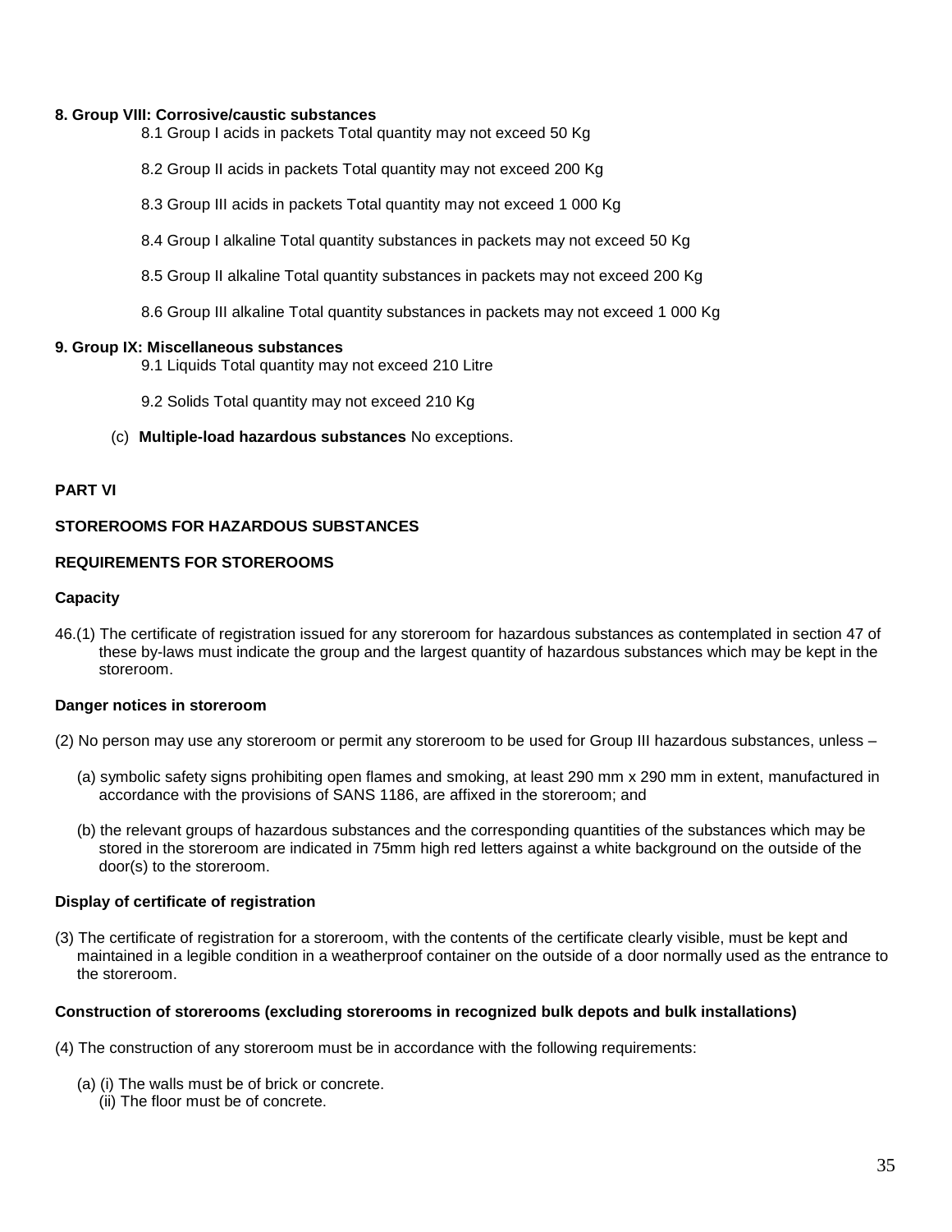**8. Group VIII: Corrosive/caustic substances**

8.1 Group I acids in packets Total quantity may not exceed 50 Kg

8.2 Group II acids in packets Total quantity may not exceed 200 Kg

8.3 Group III acids in packets Total quantity may not exceed 1 000 Kg

8.4 Group I alkaline Total quantity substances in packets may not exceed 50 Kg

8.5 Group II alkaline Total quantity substances in packets may not exceed 200 Kg

8.6 Group III alkaline Total quantity substances in packets may not exceed 1 000 Kg

**9. Group IX: Miscellaneous substances**

9.1 Liquids Total quantity may not exceed 210 Litre

9.2 Solids Total quantity may not exceed 210 Kg

(c) **Multiple-load hazardous substances** No exceptions.

**PART VI**

**STOREROOMS FOR HAZARDOUS SUBSTANCES**

**REQUIREMENTS FOR STOREROOMS**

**Capacity**

46.(1) The certificate of registration issued for any storeroom for hazardous substances as contemplated in section 47 of these by-laws must indicate the group and the largest quantity of hazardous substances which may be kept in the storeroom.

**Danger notices in storeroom**

(2) No person may use any storeroom or permit any storeroom to be used for Group III hazardous substances, unless –

(a) symbolic safety signs prohibiting open flames and smoking, at least 290 mm x 290 mm in extent, manufactured in accordance with the provisions of SANS 1186, are affixed in the storeroom; and

(b) the relevant groups of hazardous substances and the corresponding quantities of the substances which may be stored in the storeroom are indicated in 75mm high red letters against a white background on the outside of the door(s) to the storeroom.

**Display of certificate of registration**

(3) The certificate of registration for a storeroom, with the contents of the certificate clearly visible, must be kept and maintained in a legible condition in a weatherproof container on the outside of a door normally used as the entrance to the storeroom.

**Construction of storerooms (excluding storerooms in recognized bulk depots and bulk installations)**

(4) The construction of any storeroom must be in accordance with the following requirements:

(a) (i) The walls must be of brick or concrete.
(ii) The floor must be of concrete.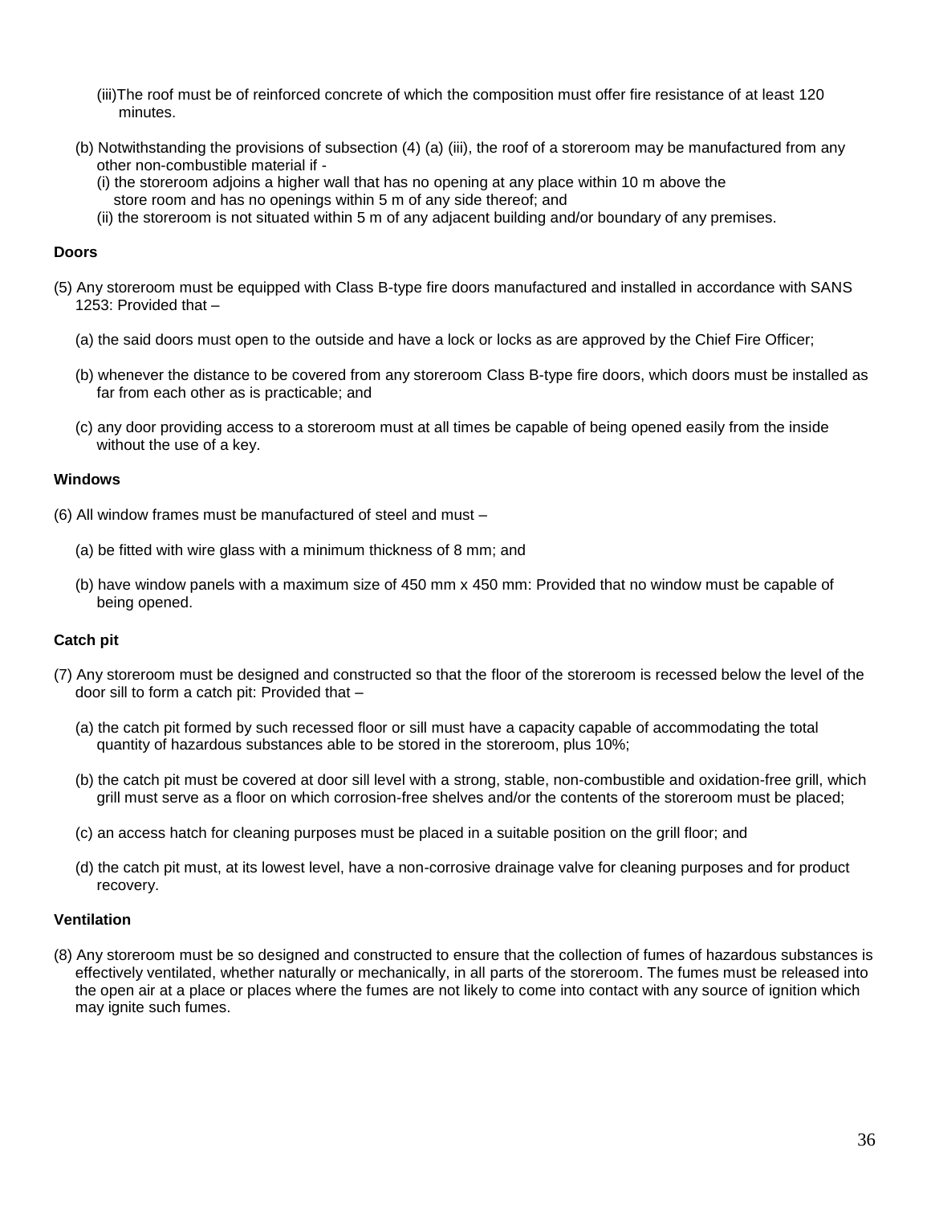(iii)The roof must be of reinforced concrete of which the composition must offer fire resistance of at least 120 minutes.

(b) Notwithstanding the provisions of subsection (4) (a) (iii), the roof of a storeroom may be manufactured from any other non-combustible material if -

(i) the storeroom adjoins a higher wall that has no opening at any place within 10 m above the store room and has no openings within 5 m of any side thereof; and

(ii) the storeroom is not situated within 5 m of any adjacent building and/or boundary of any premises.

**Doors**

(5) Any storeroom must be equipped with Class B-type fire doors manufactured and installed in accordance with SANS 1253: Provided that –

(a) the said doors must open to the outside and have a lock or locks as are approved by the Chief Fire Officer;

(b) whenever the distance to be covered from any storeroom Class B-type fire doors, which doors must be installed as far from each other as is practicable; and

(c) any door providing access to a storeroom must at all times be capable of being opened easily from the inside without the use of a key.

**Windows**

(6) All window frames must be manufactured of steel and must –

(a) be fitted with wire glass with a minimum thickness of 8 mm; and

(b) have window panels with a maximum size of 450 mm x 450 mm: Provided that no window must be capable of being opened.

**Catch pit**

(7) Any storeroom must be designed and constructed so that the floor of the storeroom is recessed below the level of the door sill to form a catch pit: Provided that –

(a) the catch pit formed by such recessed floor or sill must have a capacity capable of accommodating the total quantity of hazardous substances able to be stored in the storeroom, plus 10%;

(b) the catch pit must be covered at door sill level with a strong, stable, non-combustible and oxidation-free grill, which grill must serve as a floor on which corrosion-free shelves and/or the contents of the storeroom must be placed;

(c) an access hatch for cleaning purposes must be placed in a suitable position on the grill floor; and

(d) the catch pit must, at its lowest level, have a non-corrosive drainage valve for cleaning purposes and for product recovery.

**Ventilation**

(8) Any storeroom must be so designed and constructed to ensure that the collection of fumes of hazardous substances is effectively ventilated, whether naturally or mechanically, in all parts of the storeroom. The fumes must be released into the open air at a place or places where the fumes are not likely to come into contact with any source of ignition which may ignite such fumes.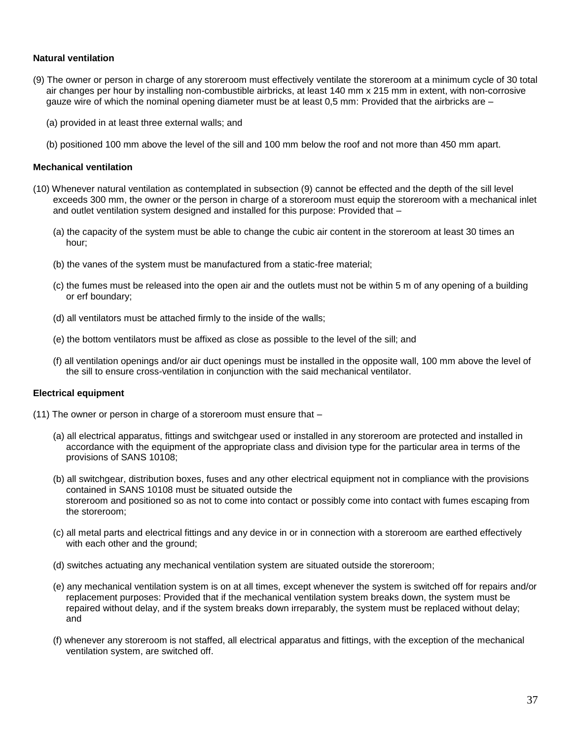**Natural ventilation**

(9) The owner or person in charge of any storeroom must effectively ventilate the storeroom at a minimum cycle of 30 total air changes per hour by installing non-combustible airbricks, at least 140 mm x 215 mm in extent, with non-corrosive gauze wire of which the nominal opening diameter must be at least 0,5 mm: Provided that the airbricks are –

(a) provided in at least three external walls; and

(b) positioned 100 mm above the level of the sill and 100 mm below the roof and not more than 450 mm apart.

**Mechanical ventilation**

(10) Whenever natural ventilation as contemplated in subsection (9) cannot be effected and the depth of the sill level exceeds 300 mm, the owner or the person in charge of a storeroom must equip the storeroom with a mechanical inlet and outlet ventilation system designed and installed for this purpose: Provided that –

(a) the capacity of the system must be able to change the cubic air content in the storeroom at least 30 times an hour;

(b) the vanes of the system must be manufactured from a static-free material;

(c) the fumes must be released into the open air and the outlets must not be within 5 m of any opening of a building or erf boundary;

(d) all ventilators must be attached firmly to the inside of the walls;

(e) the bottom ventilators must be affixed as close as possible to the level of the sill; and

(f) all ventilation openings and/or air duct openings must be installed in the opposite wall, 100 mm above the level of the sill to ensure cross-ventilation in conjunction with the said mechanical ventilator.

**Electrical equipment**

(11) The owner or person in charge of a storeroom must ensure that –

(a) all electrical apparatus, fittings and switchgear used or installed in any storeroom are protected and installed in accordance with the equipment of the appropriate class and division type for the particular area in terms of the provisions of SANS 10108;

(b) all switchgear, distribution boxes, fuses and any other electrical equipment not in compliance with the provisions contained in SANS 10108 must be situated outside the storeroom and positioned so as not to come into contact or possibly come into contact with fumes escaping from the storeroom;

(c) all metal parts and electrical fittings and any device in or in connection with a storeroom are earthed effectively with each other and the ground;

(d) switches actuating any mechanical ventilation system are situated outside the storeroom;

(e) any mechanical ventilation system is on at all times, except whenever the system is switched off for repairs and/or replacement purposes: Provided that if the mechanical ventilation system breaks down, the system must be repaired without delay, and if the system breaks down irreparably, the system must be replaced without delay; and

(f) whenever any storeroom is not staffed, all electrical apparatus and fittings, with the exception of the mechanical ventilation system, are switched off.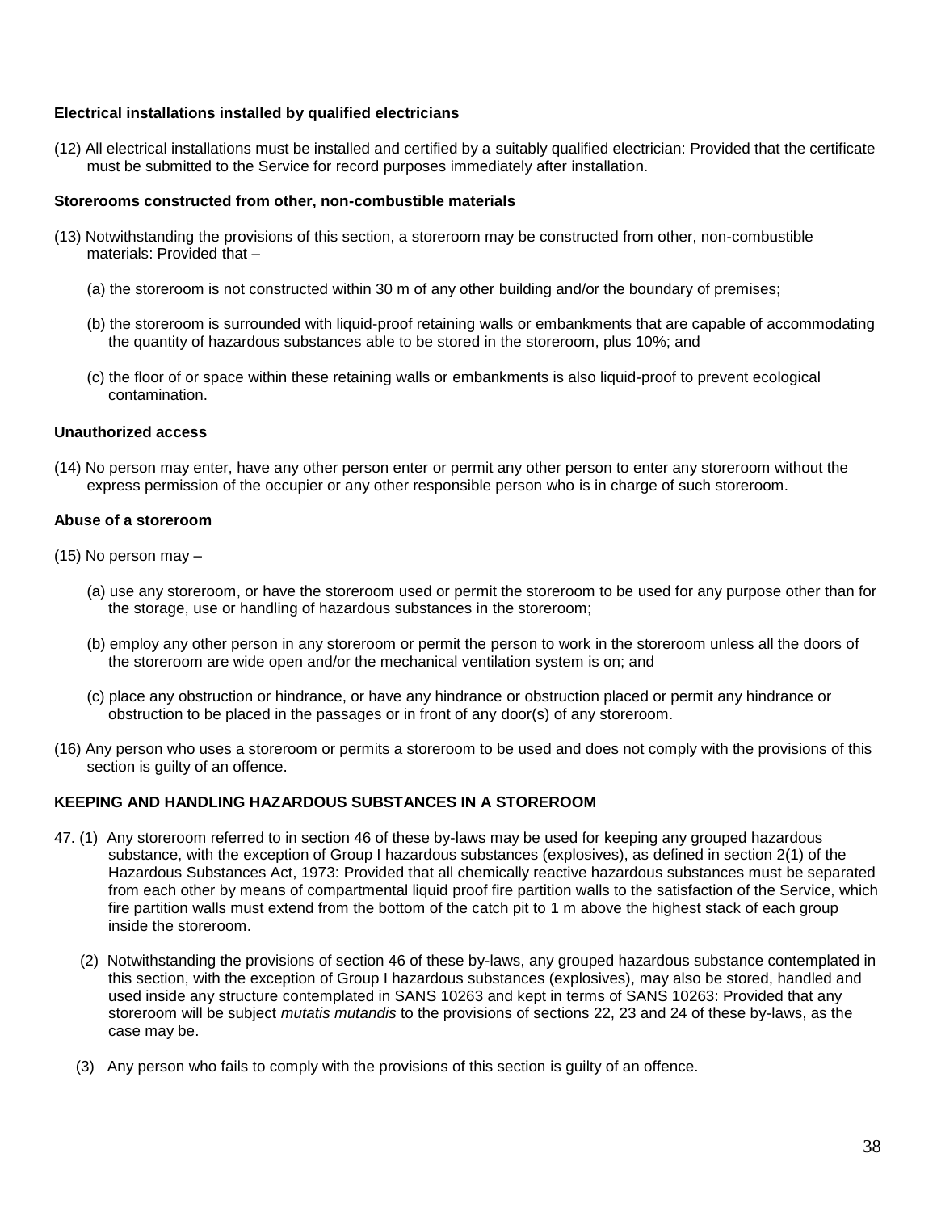**Electrical installations installed by qualified electricians**

(12) All electrical installations must be installed and certified by a suitably qualified electrician: Provided that the certificate must be submitted to the Service for record purposes immediately after installation.

**Storerooms constructed from other, non-combustible materials**

(13) Notwithstanding the provisions of this section, a storeroom may be constructed from other, non-combustible materials: Provided that –

(a) the storeroom is not constructed within 30 m of any other building and/or the boundary of premises;

(b) the storeroom is surrounded with liquid-proof retaining walls or embankments that are capable of accommodating the quantity of hazardous substances able to be stored in the storeroom, plus 10%; and

(c) the floor of or space within these retaining walls or embankments is also liquid-proof to prevent ecological contamination.

**Unauthorized access**

(14) No person may enter, have any other person enter or permit any other person to enter any storeroom without the express permission of the occupier or any other responsible person who is in charge of such storeroom.

**Abuse of a storeroom**

(15) No person may –

(a) use any storeroom, or have the storeroom used or permit the storeroom to be used for any purpose other than for the storage, use or handling of hazardous substances in the storeroom;

(b) employ any other person in any storeroom or permit the person to work in the storeroom unless all the doors of the storeroom are wide open and/or the mechanical ventilation system is on; and

(c) place any obstruction or hindrance, or have any hindrance or obstruction placed or permit any hindrance or obstruction to be placed in the passages or in front of any door(s) of any storeroom.

(16) Any person who uses a storeroom or permits a storeroom to be used and does not comply with the provisions of this section is guilty of an offence.

**KEEPING AND HANDLING HAZARDOUS SUBSTANCES IN A STOREROOM**

47. (1) Any storeroom referred to in section 46 of these by-laws may be used for keeping any grouped hazardous substance, with the exception of Group I hazardous substances (explosives), as defined in section 2(1) of the Hazardous Substances Act, 1973: Provided that all chemically reactive hazardous substances must be separated from each other by means of compartmental liquid proof fire partition walls to the satisfaction of the Service, which fire partition walls must extend from the bottom of the catch pit to 1 m above the highest stack of each group inside the storeroom.

(2) Notwithstanding the provisions of section 46 of these by-laws, any grouped hazardous substance contemplated in this section, with the exception of Group I hazardous substances (explosives), may also be stored, handled and used inside any structure contemplated in SANS 10263 and kept in terms of SANS 10263: Provided that any storeroom will be subject *mutatis mutandis* to the provisions of sections 22, 23 and 24 of these by-laws, as the case may be.

(3) Any person who fails to comply with the provisions of this section is guilty of an offence.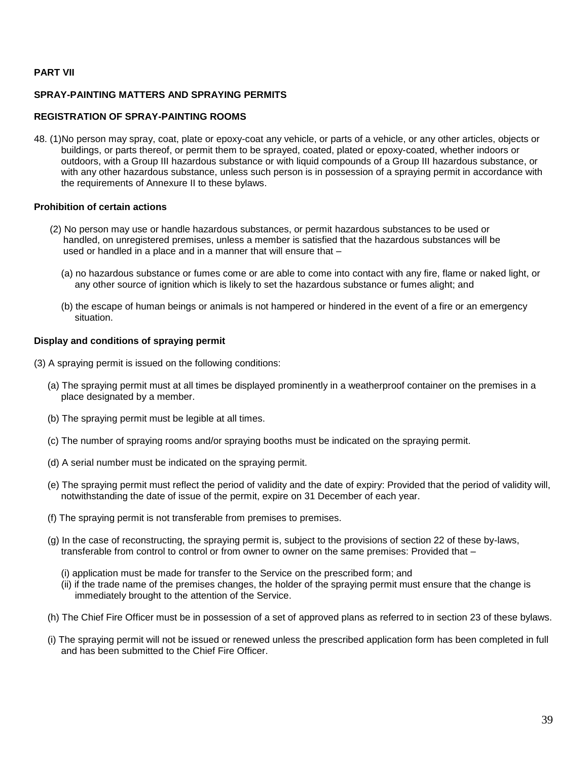**PART VII**

**SPRAY-PAINTING MATTERS AND SPRAYING PERMITS**

**REGISTRATION OF SPRAY-PAINTING ROOMS**

48. (1) No person may spray, coat, plate or epoxy-coat any vehicle, or parts of a vehicle, or any other articles, objects or buildings, or parts thereof, or permit them to be sprayed, coated, plated or epoxy-coated, whether indoors or outdoors, with a Group III hazardous substance or with liquid compounds of a Group III hazardous substance, or with any other hazardous substance, unless such person is in possession of a spraying permit in accordance with the requirements of Annexure II to these bylaws.

**Prohibition of certain actions**

(2) No person may use or handle hazardous substances, or permit hazardous substances to be used or handled, on unregistered premises, unless a member is satisfied that the hazardous substances will be used or handled in a place and in a manner that will ensure that –

(a) no hazardous substance or fumes come or are able to come into contact with any fire, flame or naked light, or any other source of ignition which is likely to set the hazardous substance or fumes alight; and

(b) the escape of human beings or animals is not hampered or hindered in the event of a fire or an emergency situation.

**Display and conditions of spraying permit**

(3) A spraying permit is issued on the following conditions:

(a) The spraying permit must at all times be displayed prominently in a weatherproof container on the premises in a place designated by a member.

(b) The spraying permit must be legible at all times.

(c) The number of spraying rooms and/or spraying booths must be indicated on the spraying permit.

(d) A serial number must be indicated on the spraying permit.

(e) The spraying permit must reflect the period of validity and the date of expiry: Provided that the period of validity will, notwithstanding the date of issue of the permit, expire on 31 December of each year.

(f) The spraying permit is not transferable from premises to premises.

(g) In the case of reconstructing, the spraying permit is, subject to the provisions of section 22 of these by-laws, transferable from control to control or from owner to owner on the same premises: Provided that –

(i) application must be made for transfer to the Service on the prescribed form; and
(ii) if the trade name of the premises changes, the holder of the spraying permit must ensure that the change is immediately brought to the attention of the Service.

(h) The Chief Fire Officer must be in possession of a set of approved plans as referred to in section 23 of these bylaws.

(i) The spraying permit will not be issued or renewed unless the prescribed application form has been completed in full and has been submitted to the Chief Fire Officer.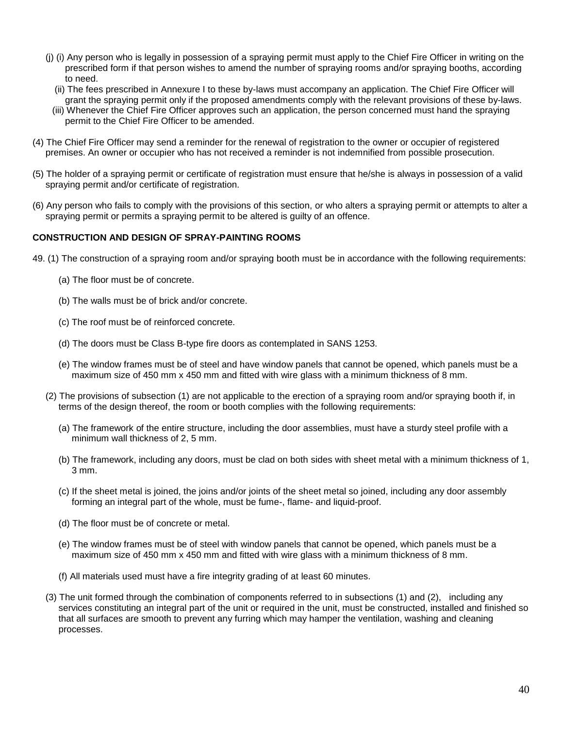(j) (i) Any person who is legally in possession of a spraying permit must apply to the Chief Fire Officer in writing on the prescribed form if that person wishes to amend the number of spraying rooms and/or spraying booths, according to need.

(ii) The fees prescribed in Annexure I to these by-laws must accompany an application. The Chief Fire Officer will grant the spraying permit only if the proposed amendments comply with the relevant provisions of these by-laws.

(iii) Whenever the Chief Fire Officer approves such an application, the person concerned must hand the spraying permit to the Chief Fire Officer to be amended.

(4) The Chief Fire Officer may send a reminder for the renewal of registration to the owner or occupier of registered premises. An owner or occupier who has not received a reminder is not indemnified from possible prosecution.

(5) The holder of a spraying permit or certificate of registration must ensure that he/she is always in possession of a valid spraying permit and/or certificate of registration.

(6) Any person who fails to comply with the provisions of this section, or who alters a spraying permit or attempts to alter a spraying permit or permits a spraying permit to be altered is guilty of an offence.

**CONSTRUCTION AND DESIGN OF SPRAY-PAINTING ROOMS**

49. (1) The construction of a spraying room and/or spraying booth must be in accordance with the following requirements:

(a) The floor must be of concrete.

(b) The walls must be of brick and/or concrete.

(c) The roof must be of reinforced concrete.

(d) The doors must be Class B-type fire doors as contemplated in SANS 1253.

(e) The window frames must be of steel and have window panels that cannot be opened, which panels must be a maximum size of 450 mm x 450 mm and fitted with wire glass with a minimum thickness of 8 mm.

(2) The provisions of subsection (1) are not applicable to the erection of a spraying room and/or spraying booth if, in terms of the design thereof, the room or booth complies with the following requirements:

(a) The framework of the entire structure, including the door assemblies, must have a sturdy steel profile with a minimum wall thickness of 2, 5 mm.

(b) The framework, including any doors, must be clad on both sides with sheet metal with a minimum thickness of 1, 3 mm.

(c) If the sheet metal is joined, the joins and/or joints of the sheet metal so joined, including any door assembly forming an integral part of the whole, must be fume-, flame- and liquid-proof.

(d) The floor must be of concrete or metal.

(e) The window frames must be of steel with window panels that cannot be opened, which panels must be a maximum size of 450 mm x 450 mm and fitted with wire glass with a minimum thickness of 8 mm.

(f) All materials used must have a fire integrity grading of at least 60 minutes.

(3) The unit formed through the combination of components referred to in subsections (1) and (2), including any services constituting an integral part of the unit or required in the unit, must be constructed, installed and finished so that all surfaces are smooth to prevent any furring which may hamper the ventilation, washing and cleaning processes.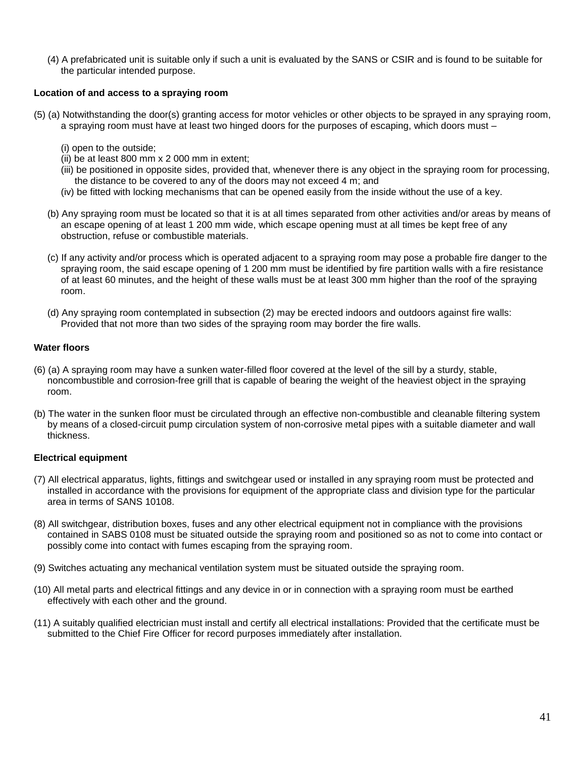(4) A prefabricated unit is suitable only if such a unit is evaluated by the SANS or CSIR and is found to be suitable for the particular intended purpose.

**Location of and access to a spraying room**

(5) (a) Notwithstanding the door(s) granting access for motor vehicles or other objects to be sprayed in any spraying room, a spraying room must have at least two hinged doors for the purposes of escaping, which doors must –

(i) open to the outside;
(ii) be at least 800 mm x 2 000 mm in extent;
(iii) be positioned in opposite sides, provided that, whenever there is any object in the spraying room for processing, the distance to be covered to any of the doors may not exceed 4 m; and
(iv) be fitted with locking mechanisms that can be opened easily from the inside without the use of a key.

(b) Any spraying room must be located so that it is at all times separated from other activities and/or areas by means of an escape opening of at least 1 200 mm wide, which escape opening must at all times be kept free of any obstruction, refuse or combustible materials.

(c) If any activity and/or process which is operated adjacent to a spraying room may pose a probable fire danger to the spraying room, the said escape opening of 1 200 mm must be identified by fire partition walls with a fire resistance of at least 60 minutes, and the height of these walls must be at least 300 mm higher than the roof of the spraying room.

(d) Any spraying room contemplated in subsection (2) may be erected indoors and outdoors against fire walls: Provided that not more than two sides of the spraying room may border the fire walls.

**Water floors**

(6) (a) A spraying room may have a sunken water-filled floor covered at the level of the sill by a sturdy, stable, noncombustible and corrosion-free grill that is capable of bearing the weight of the heaviest object in the spraying room.

(b) The water in the sunken floor must be circulated through an effective non-combustible and cleanable filtering system by means of a closed-circuit pump circulation system of non-corrosive metal pipes with a suitable diameter and wall thickness.

**Electrical equipment**

(7) All electrical apparatus, lights, fittings and switchgear used or installed in any spraying room must be protected and installed in accordance with the provisions for equipment of the appropriate class and division type for the particular area in terms of SANS 10108.

(8) All switchgear, distribution boxes, fuses and any other electrical equipment not in compliance with the provisions contained in SABS 0108 must be situated outside the spraying room and positioned so as not to come into contact or possibly come into contact with fumes escaping from the spraying room.

(9) Switches actuating any mechanical ventilation system must be situated outside the spraying room.

(10) All metal parts and electrical fittings and any device in or in connection with a spraying room must be earthed effectively with each other and the ground.

(11) A suitably qualified electrician must install and certify all electrical installations: Provided that the certificate must be submitted to the Chief Fire Officer for record purposes immediately after installation.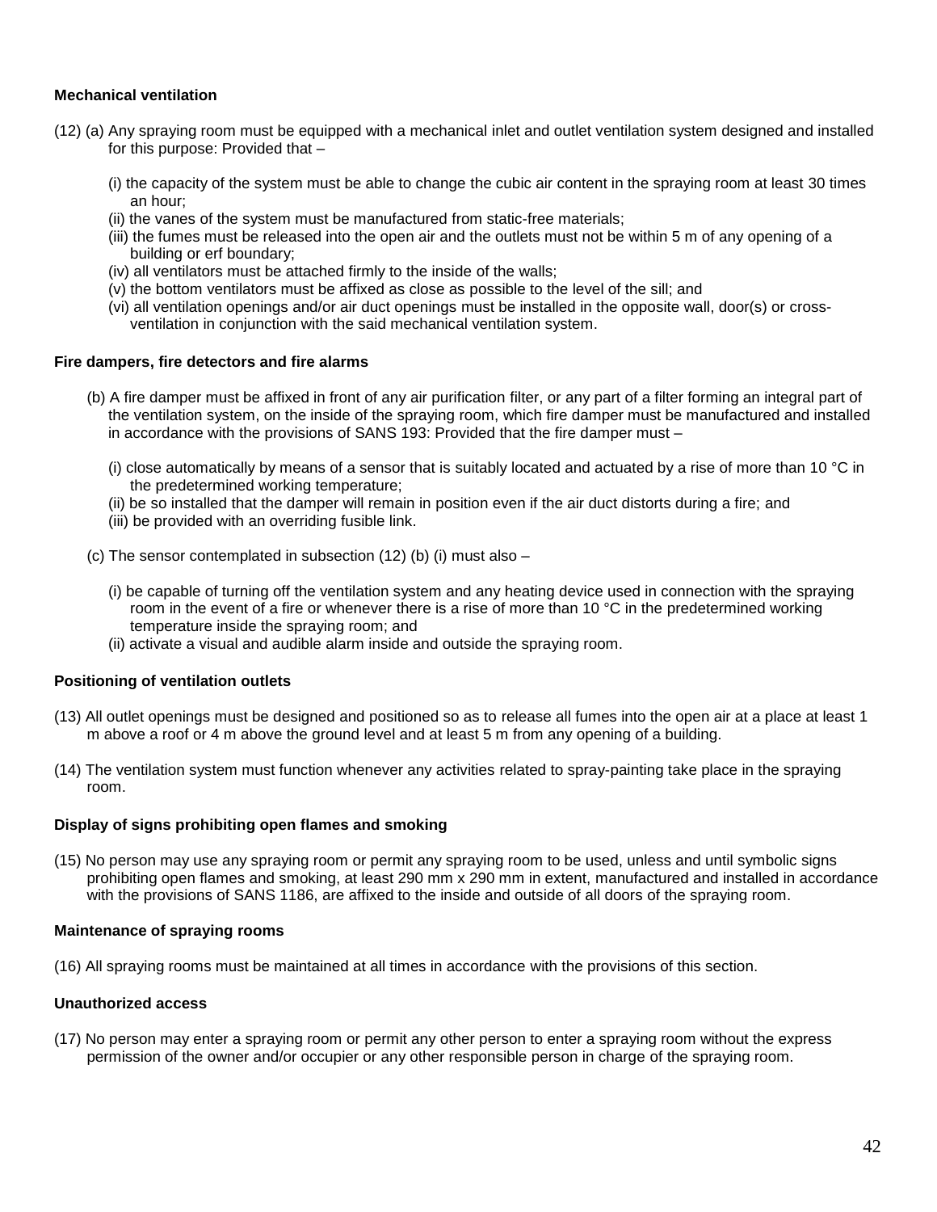**Mechanical ventilation**

(12) (a) Any spraying room must be equipped with a mechanical inlet and outlet ventilation system designed and installed for this purpose: Provided that –

(i) the capacity of the system must be able to change the cubic air content in the spraying room at least 30 times an hour;
(ii) the vanes of the system must be manufactured from static-free materials;
(iii) the fumes must be released into the open air and the outlets must not be within 5 m of any opening of a building or erf boundary;
(iv) all ventilators must be attached firmly to the inside of the walls;
(v) the bottom ventilators must be affixed as close as possible to the level of the sill; and
(vi) all ventilation openings and/or air duct openings must be installed in the opposite wall, door(s) or cross-ventilation in conjunction with the said mechanical ventilation system.

**Fire dampers, fire detectors and fire alarms**

(b) A fire damper must be affixed in front of any air purification filter, or any part of a filter forming an integral part of the ventilation system, on the inside of the spraying room, which fire damper must be manufactured and installed in accordance with the provisions of SANS 193: Provided that the fire damper must –

(i) close automatically by means of a sensor that is suitably located and actuated by a rise of more than 10 °C in the predetermined working temperature;
(ii) be so installed that the damper will remain in position even if the air duct distorts during a fire; and
(iii) be provided with an overriding fusible link.

(c) The sensor contemplated in subsection (12) (b) (i) must also –

(i) be capable of turning off the ventilation system and any heating device used in connection with the spraying room in the event of a fire or whenever there is a rise of more than 10 °C in the predetermined working temperature inside the spraying room; and
(ii) activate a visual and audible alarm inside and outside the spraying room.

**Positioning of ventilation outlets**

(13) All outlet openings must be designed and positioned so as to release all fumes into the open air at a place at least 1 m above a roof or 4 m above the ground level and at least 5 m from any opening of a building.

(14) The ventilation system must function whenever any activities related to spray-painting take place in the spraying room.

**Display of signs prohibiting open flames and smoking**

(15) No person may use any spraying room or permit any spraying room to be used, unless and until symbolic signs prohibiting open flames and smoking, at least 290 mm x 290 mm in extent, manufactured and installed in accordance with the provisions of SANS 1186, are affixed to the inside and outside of all doors of the spraying room.

**Maintenance of spraying rooms**

(16) All spraying rooms must be maintained at all times in accordance with the provisions of this section.

**Unauthorized access**

(17) No person may enter a spraying room or permit any other person to enter a spraying room without the express permission of the owner and/or occupier or any other responsible person in charge of the spraying room.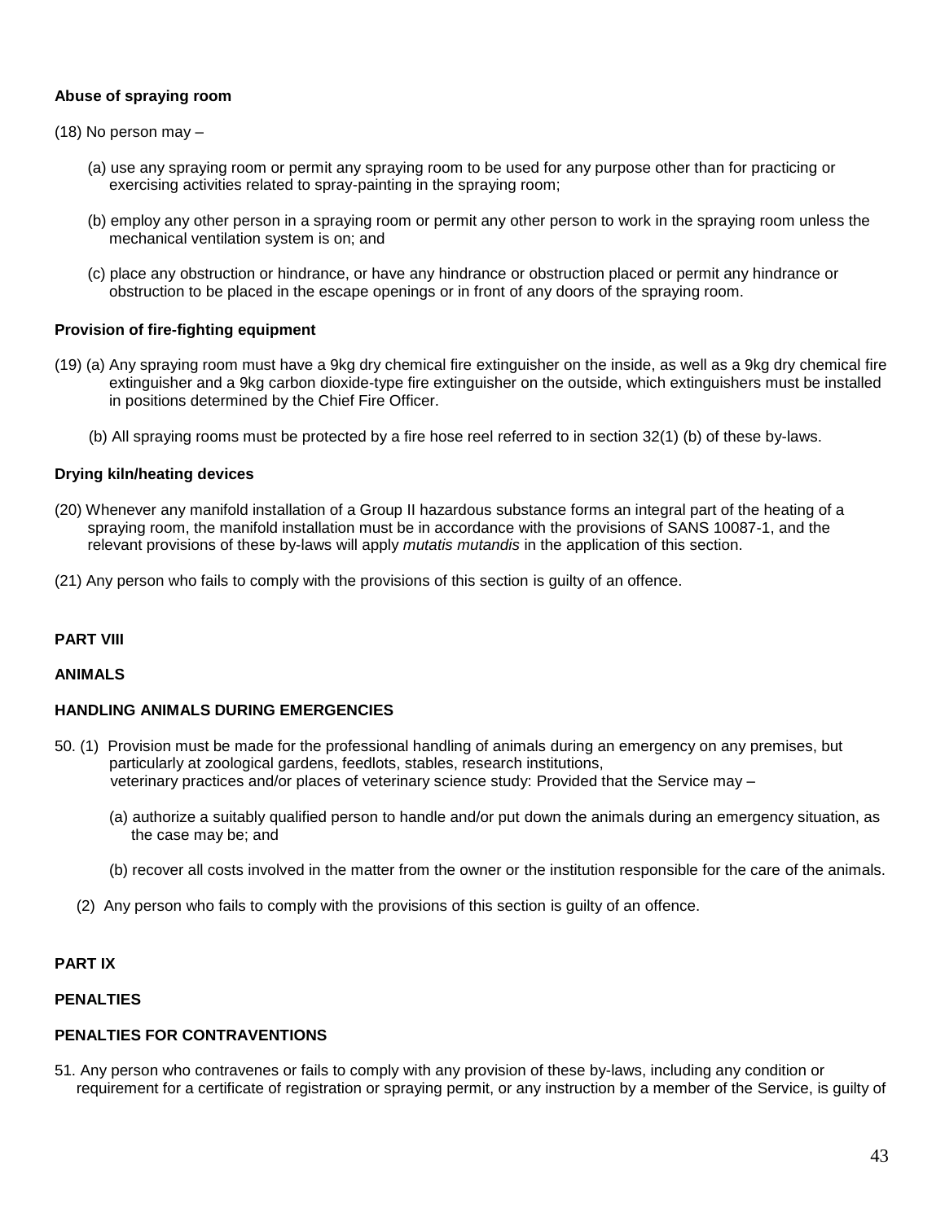**Abuse of spraying room**

(18) No person may –

(a) use any spraying room or permit any spraying room to be used for any purpose other than for practicing or exercising activities related to spray-painting in the spraying room;

(b) employ any other person in a spraying room or permit any other person to work in the spraying room unless the mechanical ventilation system is on; and

(c) place any obstruction or hindrance, or have any hindrance or obstruction placed or permit any hindrance or obstruction to be placed in the escape openings or in front of any doors of the spraying room.

**Provision of fire-fighting equipment**

(19) (a) Any spraying room must have a 9kg dry chemical fire extinguisher on the inside, as well as a 9kg dry chemical fire extinguisher and a 9kg carbon dioxide-type fire extinguisher on the outside, which extinguishers must be installed in positions determined by the Chief Fire Officer.

(b) All spraying rooms must be protected by a fire hose reel referred to in section 32(1) (b) of these by-laws.

**Drying kiln/heating devices**

(20) Whenever any manifold installation of a Group II hazardous substance forms an integral part of the heating of a spraying room, the manifold installation must be in accordance with the provisions of SANS 10087-1, and the relevant provisions of these by-laws will apply *mutatis mutandis* in the application of this section.

(21) Any person who fails to comply with the provisions of this section is guilty of an offence.

**PART VIII**

**ANIMALS**

**HANDLING ANIMALS DURING EMERGENCIES**

50. (1) Provision must be made for the professional handling of animals during an emergency on any premises, but particularly at zoological gardens, feedlots, stables, research institutions, veterinary practices and/or places of veterinary science study: Provided that the Service may –

(a) authorize a suitably qualified person to handle and/or put down the animals during an emergency situation, as the case may be; and

(b) recover all costs involved in the matter from the owner or the institution responsible for the care of the animals.

(2) Any person who fails to comply with the provisions of this section is guilty of an offence.

**PART IX**

**PENALTIES**

**PENALTIES FOR CONTRAVENTIONS**

51. Any person who contravenes or fails to comply with any provision of these by-laws, including any condition or requirement for a certificate of registration or spraying permit, or any instruction by a member of the Service, is guilty of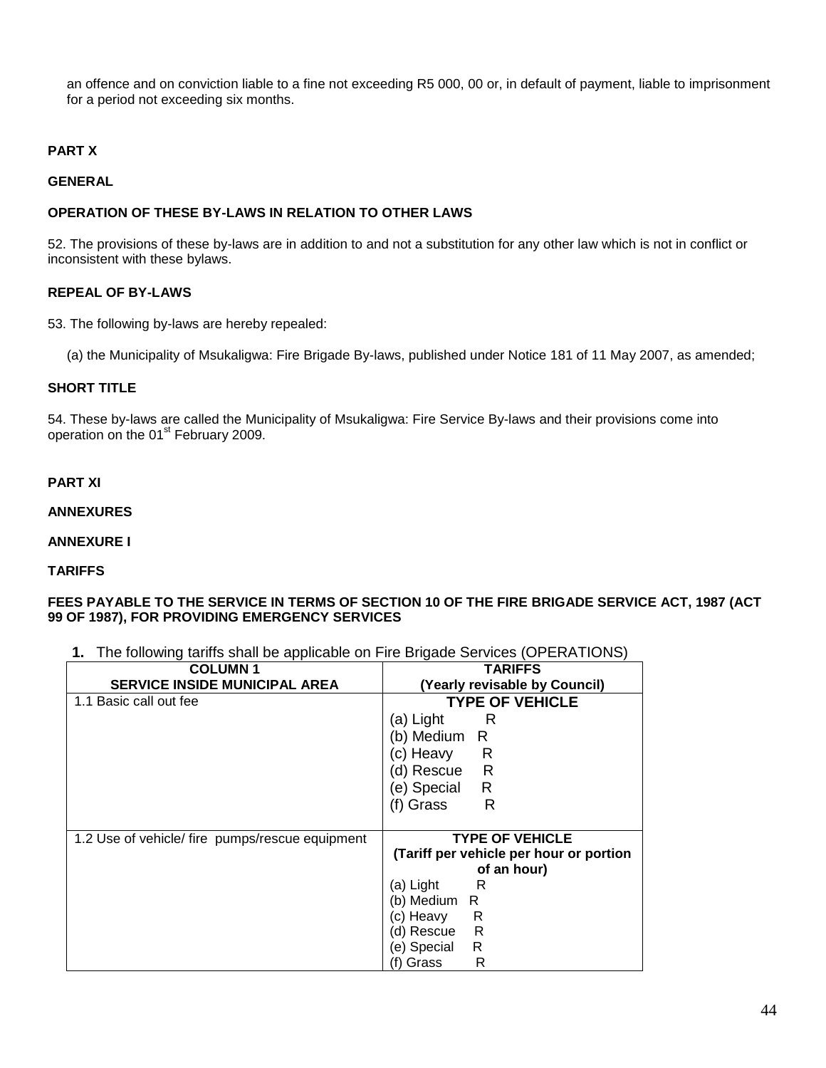an offence and on conviction liable to a fine not exceeding R5 000, 00 or, in default of payment, liable to imprisonment for a period not exceeding six months.

**PART X**

**GENERAL**

**OPERATION OF THESE BY-LAWS IN RELATION TO OTHER LAWS**

52. The provisions of these by-laws are in addition to and not a substitution for any other law which is not in conflict or inconsistent with these bylaws.

**REPEAL OF BY-LAWS**

53. The following by-laws are hereby repealed:

(a) the Municipality of Msukaligwa: Fire Brigade By-laws, published under Notice 181 of 11 May 2007, as amended;

**SHORT TITLE**

54. These by-laws are called the Municipality of Msukaligwa: Fire Service By-laws and their provisions come into operation on the 01st February 2009.

**PART XI**

**ANNEXURES**

**ANNEXURE I**

**TARIFFS**

**FEES PAYABLE TO THE SERVICE IN TERMS OF SECTION 10 OF THE FIRE BRIGADE SERVICE ACT, 1987 (ACT 99 OF 1987), FOR PROVIDING EMERGENCY SERVICES**

**1.** The following tariffs shall be applicable on Fire Brigade Services (OPERATIONS)

| COLUMN 1<br>SERVICE INSIDE MUNICIPAL AREA | TARIFFS<br>(Yearly revisable by Council) |
|---|---|
| 1.1 Basic call out fee | **TYPE OF VEHICLE**<br>(a) Light R<br>(b) Medium R<br>(c) Heavy R<br>(d) Rescue R<br>(e) Special R<br>(f) Grass R |
| 1.2 Use of vehicle/ fire pumps/rescue equipment | **TYPE OF VEHICLE**<br>**(Tariff per vehicle per hour or portion of an hour)**<br>(a) Light R<br>(b) Medium R<br>(c) Heavy R<br>(d) Rescue R<br>(e) Special R<br>(f) Grass R |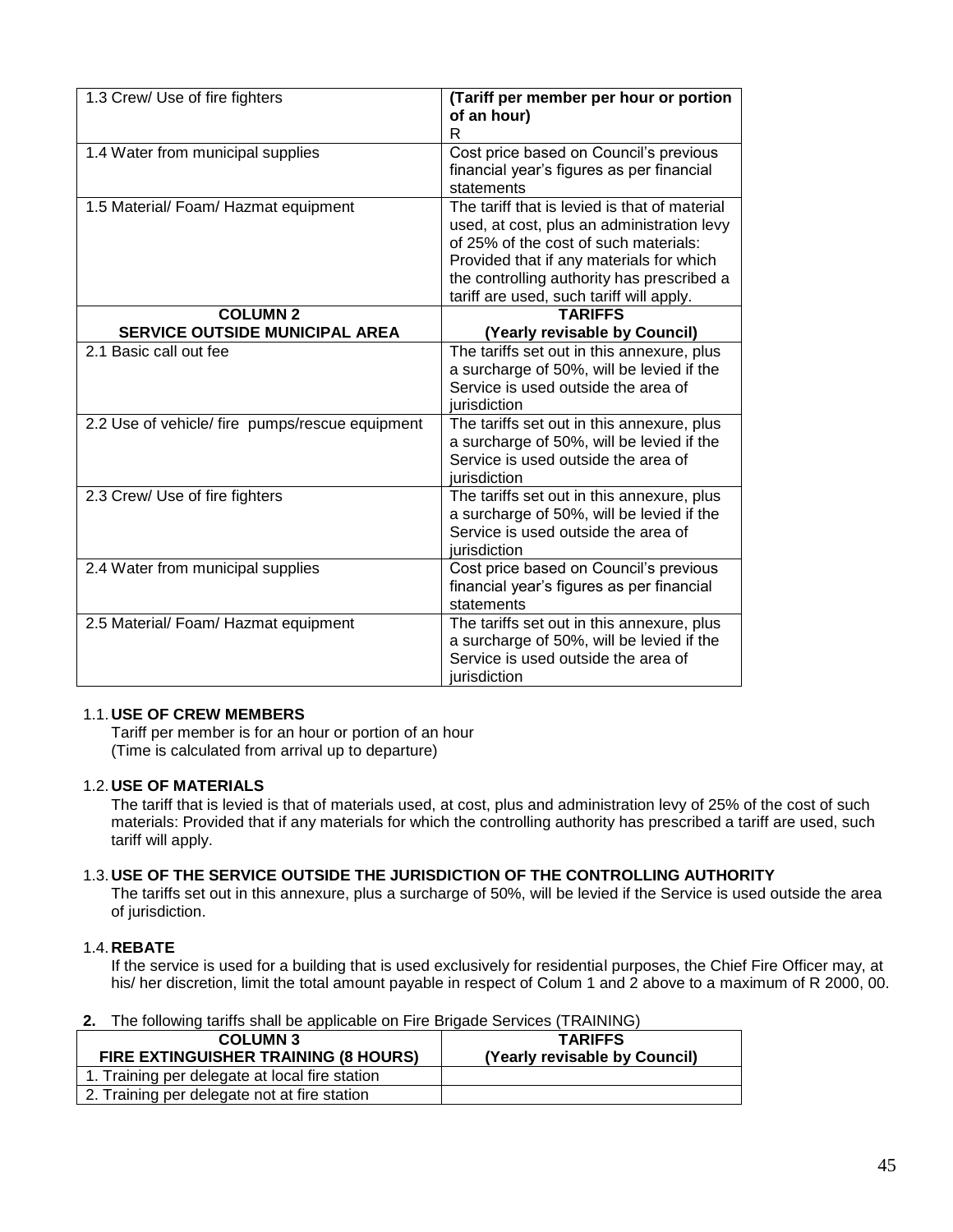| | |
|---|---|
| 1.3 Crew/ Use of fire fighters | **(Tariff per member per hour or portion of an hour)** R |
| 1.4 Water from municipal supplies | Cost price based on Council's previous financial year's figures as per financial statements |
| 1.5 Material/ Foam/ Hazmat equipment | The tariff that is levied is that of material used, at cost, plus an administration levy of 25% of the cost of such materials: Provided that if any materials for which the controlling authority has prescribed a tariff are used, such tariff will apply. |
| **COLUMN 2 SERVICE OUTSIDE MUNICIPAL AREA** | **TARIFFS (Yearly revisable by Council)** |
| 2.1 Basic call out fee | The tariffs set out in this annexure, plus a surcharge of 50%, will be levied if the Service is used outside the area of jurisdiction |
| 2.2 Use of vehicle/ fire pumps/rescue equipment | The tariffs set out in this annexure, plus a surcharge of 50%, will be levied if the Service is used outside the area of jurisdiction |
| 2.3 Crew/ Use of fire fighters | The tariffs set out in this annexure, plus a surcharge of 50%, will be levied if the Service is used outside the area of jurisdiction |
| 2.4 Water from municipal supplies | Cost price based on Council's previous financial year's figures as per financial statements |
| 2.5 Material/ Foam/ Hazmat equipment | The tariffs set out in this annexure, plus a surcharge of 50%, will be levied if the Service is used outside the area of jurisdiction |

1.1. **USE OF CREW MEMBERS**

Tariff per member is for an hour or portion of an hour
(Time is calculated from arrival up to departure)

1.2. **USE OF MATERIALS**

The tariff that is levied is that of materials used, at cost, plus and administration levy of 25% of the cost of such materials: Provided that if any materials for which the controlling authority has prescribed a tariff are used, such tariff will apply.

1.3. **USE OF THE SERVICE OUTSIDE THE JURISDICTION OF THE CONTROLLING AUTHORITY**

The tariffs set out in this annexure, plus a surcharge of 50%, will be levied if the Service is used outside the area of jurisdiction.

1.4. **REBATE**

If the service is used for a building that is used exclusively for residential purposes, the Chief Fire Officer may, at his/ her discretion, limit the total amount payable in respect of Colum 1 and 2 above to a maximum of R 2000, 00.

**2.** The following tariffs shall be applicable on Fire Brigade Services (TRAINING)

| **COLUMN 3 FIRE EXTINGUISHER TRAINING (8 HOURS)** | **TARIFFS (Yearly revisable by Council)** |
|---|---|
| 1. Training per delegate at local fire station | |
| 2. Training per delegate not at fire station | |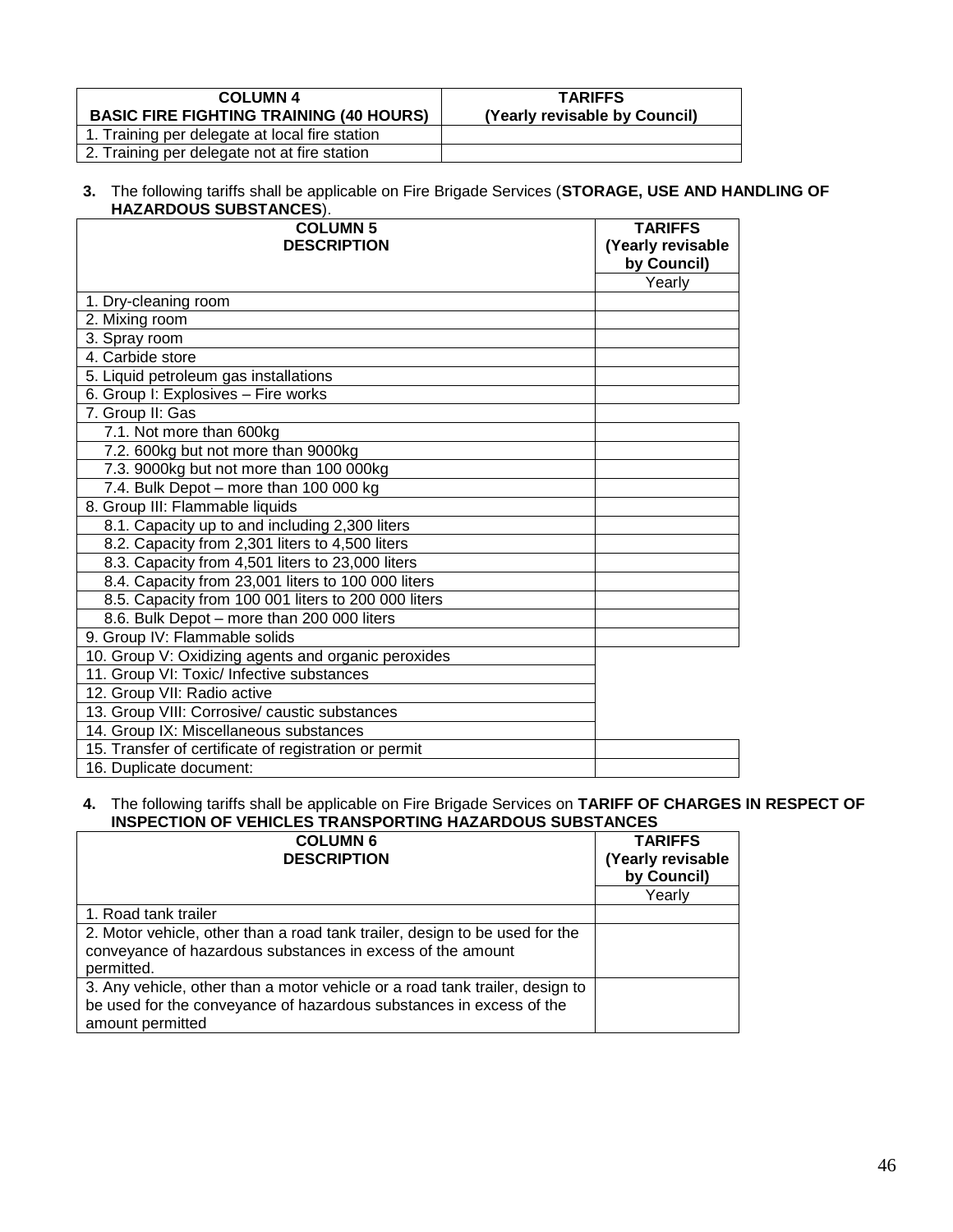| COLUMN 4<br>BASIC FIRE FIGHTING TRAINING (40 HOURS) | TARIFFS<br>(Yearly revisable by Council) |
|---|---|
| 1. Training per delegate at local fire station | |
| 2. Training per delegate not at fire station | |

**3.** The following tariffs shall be applicable on Fire Brigade Services (**STORAGE, USE AND HANDLING OF HAZARDOUS SUBSTANCES**).

| COLUMN 5<br>DESCRIPTION | TARIFFS<br>(Yearly revisable by Council) |
|---|---|
| | Yearly |
| 1. Dry-cleaning room | |
| 2. Mixing room | |
| 3. Spray room | |
| 4. Carbide store | |
| 5. Liquid petroleum gas installations | |
| 6. Group I: Explosives – Fire works | |
| 7. Group II: Gas | |
| 7.1. Not more than 600kg | |
| 7.2. 600kg but not more than 9000kg | |
| 7.3. 9000kg but not more than 100 000kg | |
| 7.4. Bulk Depot – more than 100 000 kg | |
| 8. Group III: Flammable liquids | |
| 8.1. Capacity up to and including 2,300 liters | |
| 8.2. Capacity from 2,301 liters to 4,500 liters | |
| 8.3. Capacity from 4,501 liters to 23,000 liters | |
| 8.4. Capacity from 23,001 liters to 100 000 liters | |
| 8.5. Capacity from 100 001 liters to 200 000 liters | |
| 8.6. Bulk Depot – more than 200 000 liters | |
| 9. Group IV: Flammable solids | |
| 10. Group V: Oxidizing agents and organic peroxides | |
| 11. Group VI: Toxic/ Infective substances | |
| 12. Group VII: Radio active | |
| 13. Group VIII: Corrosive/ caustic substances | |
| 14. Group IX: Miscellaneous substances | |
| 15. Transfer of certificate of registration or permit | |
| 16. Duplicate document: | |

**4.** The following tariffs shall be applicable on Fire Brigade Services on **TARIFF OF CHARGES IN RESPECT OF INSPECTION OF VEHICLES TRANSPORTING HAZARDOUS SUBSTANCES**

| COLUMN 6<br>DESCRIPTION | TARIFFS<br>(Yearly revisable by Council) |
|---|---|
| | Yearly |
| 1. Road tank trailer | |
| 2. Motor vehicle, other than a road tank trailer, design to be used for the conveyance of hazardous substances in excess of the amount permitted. | |
| 3. Any vehicle, other than a motor vehicle or a road tank trailer, design to be used for the conveyance of hazardous substances in excess of the amount permitted | |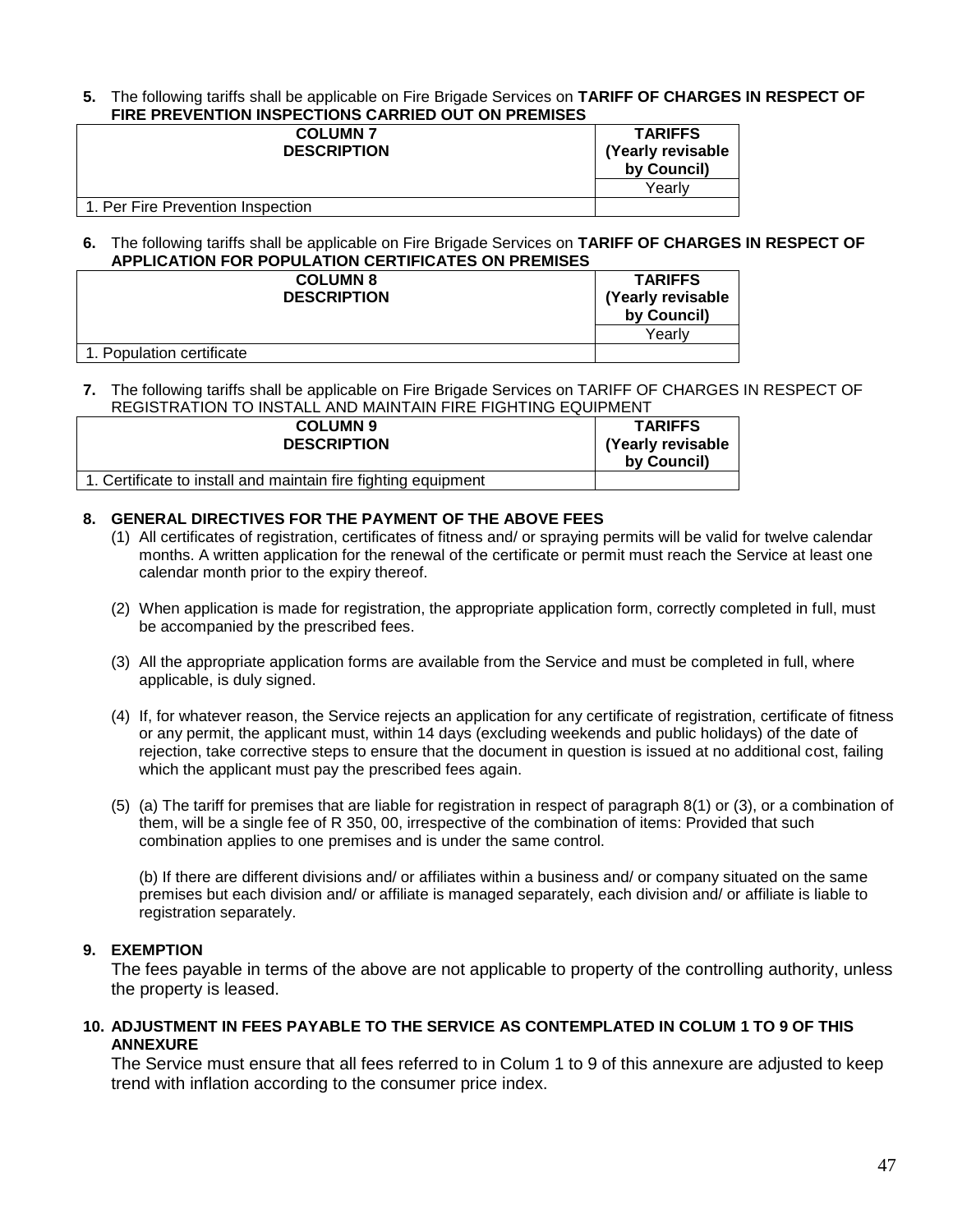**5.** The following tariffs shall be applicable on Fire Brigade Services on **TARIFF OF CHARGES IN RESPECT OF FIRE PREVENTION INSPECTIONS CARRIED OUT ON PREMISES**

| **COLUMN 7 DESCRIPTION** | **TARIFFS (Yearly revisable by Council)** |
|---|---|
| | Yearly |
| 1. Per Fire Prevention Inspection | |

**6.** The following tariffs shall be applicable on Fire Brigade Services on **TARIFF OF CHARGES IN RESPECT OF APPLICATION FOR POPULATION CERTIFICATES ON PREMISES**

| **COLUMN 8 DESCRIPTION** | **TARIFFS (Yearly revisable by Council)** |
|---|---|
| | Yearly |
| 1. Population certificate | |

**7.** The following tariffs shall be applicable on Fire Brigade Services on TARIFF OF CHARGES IN RESPECT OF REGISTRATION TO INSTALL AND MAINTAIN FIRE FIGHTING EQUIPMENT

| **COLUMN 9 DESCRIPTION** | **TARIFFS (Yearly revisable by Council)** |
|---|---|
| 1. Certificate to install and maintain fire fighting equipment | |

**8. GENERAL DIRECTIVES FOR THE PAYMENT OF THE ABOVE FEES**

(1) All certificates of registration, certificates of fitness and/ or spraying permits will be valid for twelve calendar months. A written application for the renewal of the certificate or permit must reach the Service at least one calendar month prior to the expiry thereof.

(2) When application is made for registration, the appropriate application form, correctly completed in full, must be accompanied by the prescribed fees.

(3) All the appropriate application forms are available from the Service and must be completed in full, where applicable, is duly signed.

(4) If, for whatever reason, the Service rejects an application for any certificate of registration, certificate of fitness or any permit, the applicant must, within 14 days (excluding weekends and public holidays) of the date of rejection, take corrective steps to ensure that the document in question is issued at no additional cost, failing which the applicant must pay the prescribed fees again.

(5) (a) The tariff for premises that are liable for registration in respect of paragraph 8(1) or (3), or a combination of them, will be a single fee of R 350, 00, irrespective of the combination of items: Provided that such combination applies to one premises and is under the same control.

(b) If there are different divisions and/ or affiliates within a business and/ or company situated on the same premises but each division and/ or affiliate is managed separately, each division and/ or affiliate is liable to registration separately.

**9. EXEMPTION**

The fees payable in terms of the above are not applicable to property of the controlling authority, unless the property is leased.

**10. ADJUSTMENT IN FEES PAYABLE TO THE SERVICE AS CONTEMPLATED IN COLUM 1 TO 9 OF THIS ANNEXURE**

The Service must ensure that all fees referred to in Colum 1 to 9 of this annexure are adjusted to keep trend with inflation according to the consumer price index.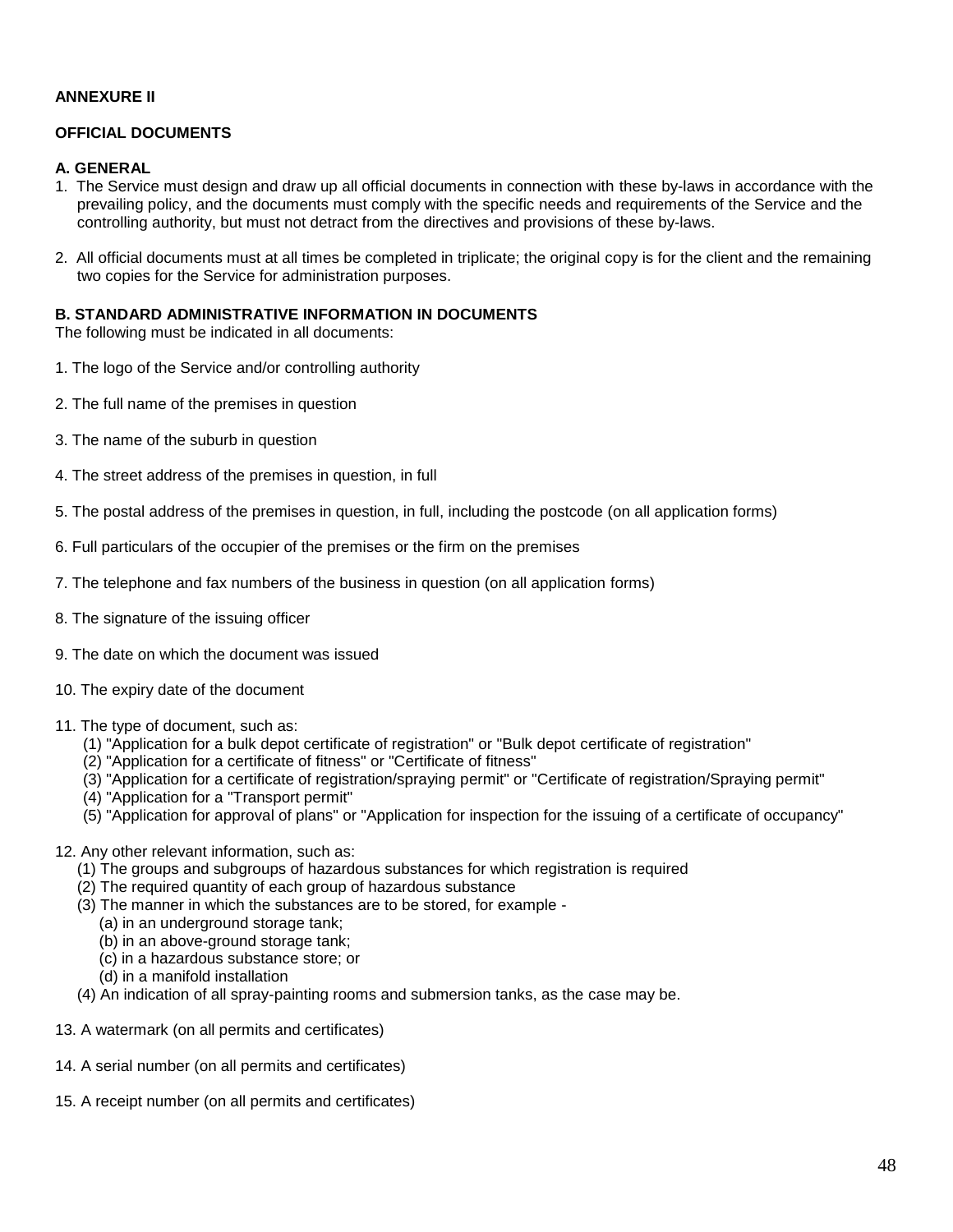**ANNEXURE II**

**OFFICIAL DOCUMENTS**

**A. GENERAL**

1. The Service must design and draw up all official documents in connection with these by-laws in accordance with the prevailing policy, and the documents must comply with the specific needs and requirements of the Service and the controlling authority, but must not detract from the directives and provisions of these by-laws.

2. All official documents must at all times be completed in triplicate; the original copy is for the client and the remaining two copies for the Service for administration purposes.

**B. STANDARD ADMINISTRATIVE INFORMATION IN DOCUMENTS**

The following must be indicated in all documents:

1. The logo of the Service and/or controlling authority

2. The full name of the premises in question

3. The name of the suburb in question

4. The street address of the premises in question, in full

5. The postal address of the premises in question, in full, including the postcode (on all application forms)

6. Full particulars of the occupier of the premises or the firm on the premises

7. The telephone and fax numbers of the business in question (on all application forms)

8. The signature of the issuing officer

9. The date on which the document was issued

10. The expiry date of the document

11. The type of document, such as:
    (1) "Application for a bulk depot certificate of registration" or "Bulk depot certificate of registration"
    (2) "Application for a certificate of fitness" or "Certificate of fitness"
    (3) "Application for a certificate of registration/spraying permit" or "Certificate of registration/Spraying permit"
    (4) "Application for a "Transport permit"
    (5) "Application for approval of plans" or "Application for inspection for the issuing of a certificate of occupancy"

12. Any other relevant information, such as:
    (1) The groups and subgroups of hazardous substances for which registration is required
    (2) The required quantity of each group of hazardous substance
    (3) The manner in which the substances are to be stored, for example -
        (a) in an underground storage tank;
        (b) in an above-ground storage tank;
        (c) in a hazardous substance store; or
        (d) in a manifold installation
    (4) An indication of all spray-painting rooms and submersion tanks, as the case may be.

13. A watermark (on all permits and certificates)

14. A serial number (on all permits and certificates)

15. A receipt number (on all permits and certificates)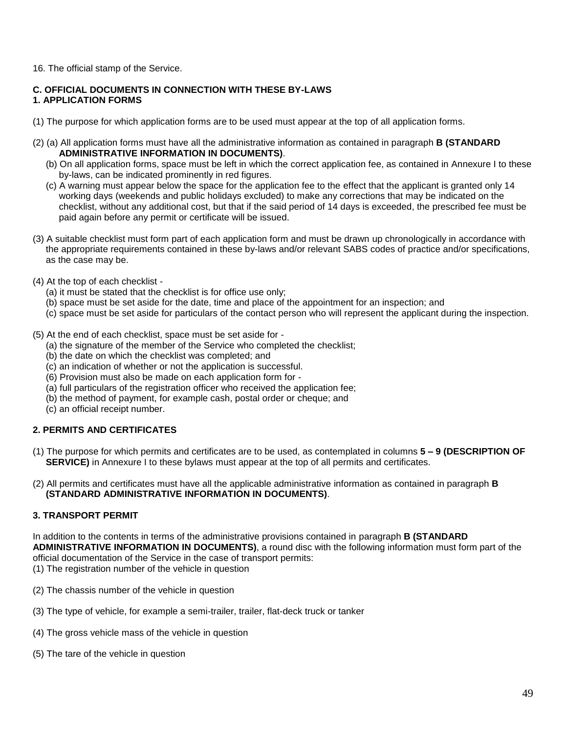16. The official stamp of the Service.

**C. OFFICIAL DOCUMENTS IN CONNECTION WITH THESE BY-LAWS**
**1. APPLICATION FORMS**

(1) The purpose for which application forms are to be used must appear at the top of all application forms.

(2) (a) All application forms must have all the administrative information as contained in paragraph **B (STANDARD ADMINISTRATIVE INFORMATION IN DOCUMENTS)**.
   (b) On all application forms, space must be left in which the correct application fee, as contained in Annexure I to these by-laws, can be indicated prominently in red figures.
   (c) A warning must appear below the space for the application fee to the effect that the applicant is granted only 14 working days (weekends and public holidays excluded) to make any corrections that may be indicated on the checklist, without any additional cost, but that if the said period of 14 days is exceeded, the prescribed fee must be paid again before any permit or certificate will be issued.

(3) A suitable checklist must form part of each application form and must be drawn up chronologically in accordance with the appropriate requirements contained in these by-laws and/or relevant SABS codes of practice and/or specifications, as the case may be.

(4) At the top of each checklist -
   (a) it must be stated that the checklist is for office use only;
   (b) space must be set aside for the date, time and place of the appointment for an inspection; and
   (c) space must be set aside for particulars of the contact person who will represent the applicant during the inspection.

(5) At the end of each checklist, space must be set aside for -
   (a) the signature of the member of the Service who completed the checklist;
   (b) the date on which the checklist was completed; and
   (c) an indication of whether or not the application is successful.
   (6) Provision must also be made on each application form for -
   (a) full particulars of the registration officer who received the application fee;
   (b) the method of payment, for example cash, postal order or cheque; and
   (c) an official receipt number.

**2. PERMITS AND CERTIFICATES**

(1) The purpose for which permits and certificates are to be used, as contemplated in columns **5 – 9 (DESCRIPTION OF SERVICE)** in Annexure I to these bylaws must appear at the top of all permits and certificates.

(2) All permits and certificates must have all the applicable administrative information as contained in paragraph **B (STANDARD ADMINISTRATIVE INFORMATION IN DOCUMENTS)**.

**3. TRANSPORT PERMIT**

In addition to the contents in terms of the administrative provisions contained in paragraph **B (STANDARD ADMINISTRATIVE INFORMATION IN DOCUMENTS)**, a round disc with the following information must form part of the official documentation of the Service in the case of transport permits:
(1) The registration number of the vehicle in question

(2) The chassis number of the vehicle in question

(3) The type of vehicle, for example a semi-trailer, trailer, flat-deck truck or tanker

(4) The gross vehicle mass of the vehicle in question

(5) The tare of the vehicle in question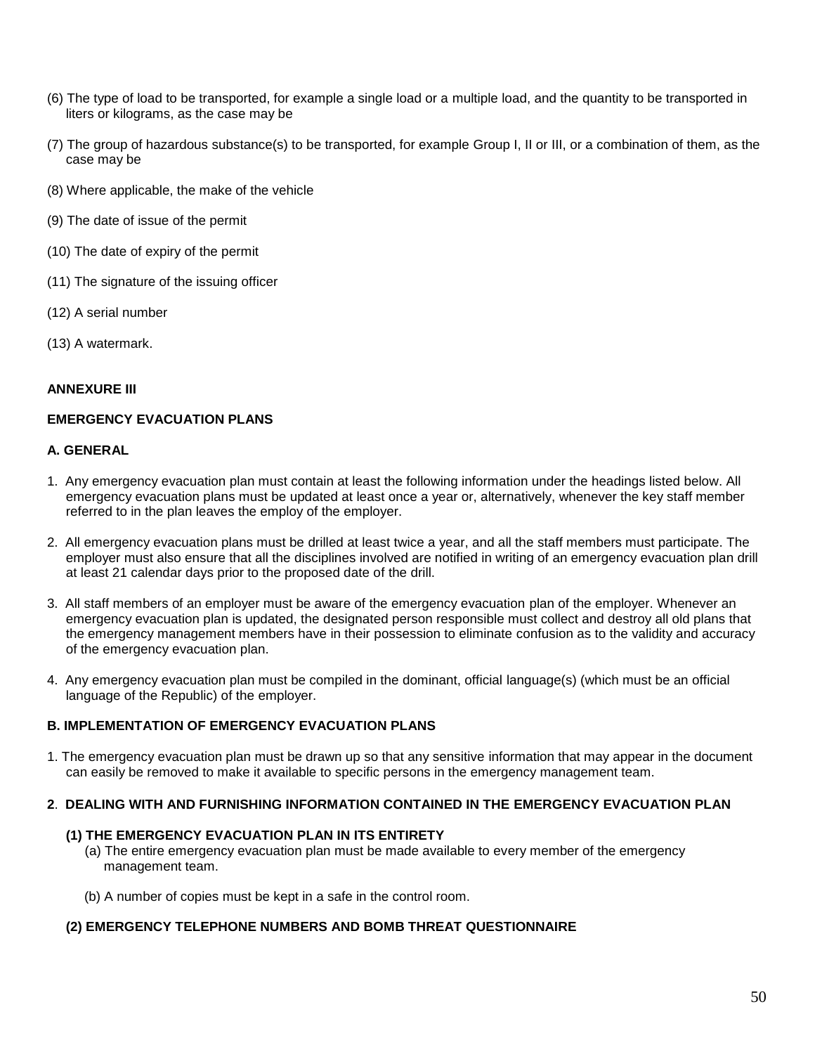(6) The type of load to be transported, for example a single load or a multiple load, and the quantity to be transported in liters or kilograms, as the case may be

(7) The group of hazardous substance(s) to be transported, for example Group I, II or III, or a combination of them, as the case may be

(8) Where applicable, the make of the vehicle

(9) The date of issue of the permit

(10) The date of expiry of the permit

(11) The signature of the issuing officer

(12) A serial number

(13) A watermark.

## ANNEXURE III

## EMERGENCY EVACUATION PLANS

### A. GENERAL

1. Any emergency evacuation plan must contain at least the following information under the headings listed below. All emergency evacuation plans must be updated at least once a year or, alternatively, whenever the key staff member referred to in the plan leaves the employ of the employer.

2. All emergency evacuation plans must be drilled at least twice a year, and all the staff members must participate. The employer must also ensure that all the disciplines involved are notified in writing of an emergency evacuation plan drill at least 21 calendar days prior to the proposed date of the drill.

3. All staff members of an employer must be aware of the emergency evacuation plan of the employer. Whenever an emergency evacuation plan is updated, the designated person responsible must collect and destroy all old plans that the emergency management members have in their possession to eliminate confusion as to the validity and accuracy of the emergency evacuation plan.

4. Any emergency evacuation plan must be compiled in the dominant, official language(s) (which must be an official language of the Republic) of the employer.

### B. IMPLEMENTATION OF EMERGENCY EVACUATION PLANS

1. The emergency evacuation plan must be drawn up so that any sensitive information that may appear in the document can easily be removed to make it available to specific persons in the emergency management team.

### 2. DEALING WITH AND FURNISHING INFORMATION CONTAINED IN THE EMERGENCY EVACUATION PLAN

#### (1) THE EMERGENCY EVACUATION PLAN IN ITS ENTIRETY

(a) The entire emergency evacuation plan must be made available to every member of the emergency management team.

(b) A number of copies must be kept in a safe in the control room.

#### (2) EMERGENCY TELEPHONE NUMBERS AND BOMB THREAT QUESTIONNAIRE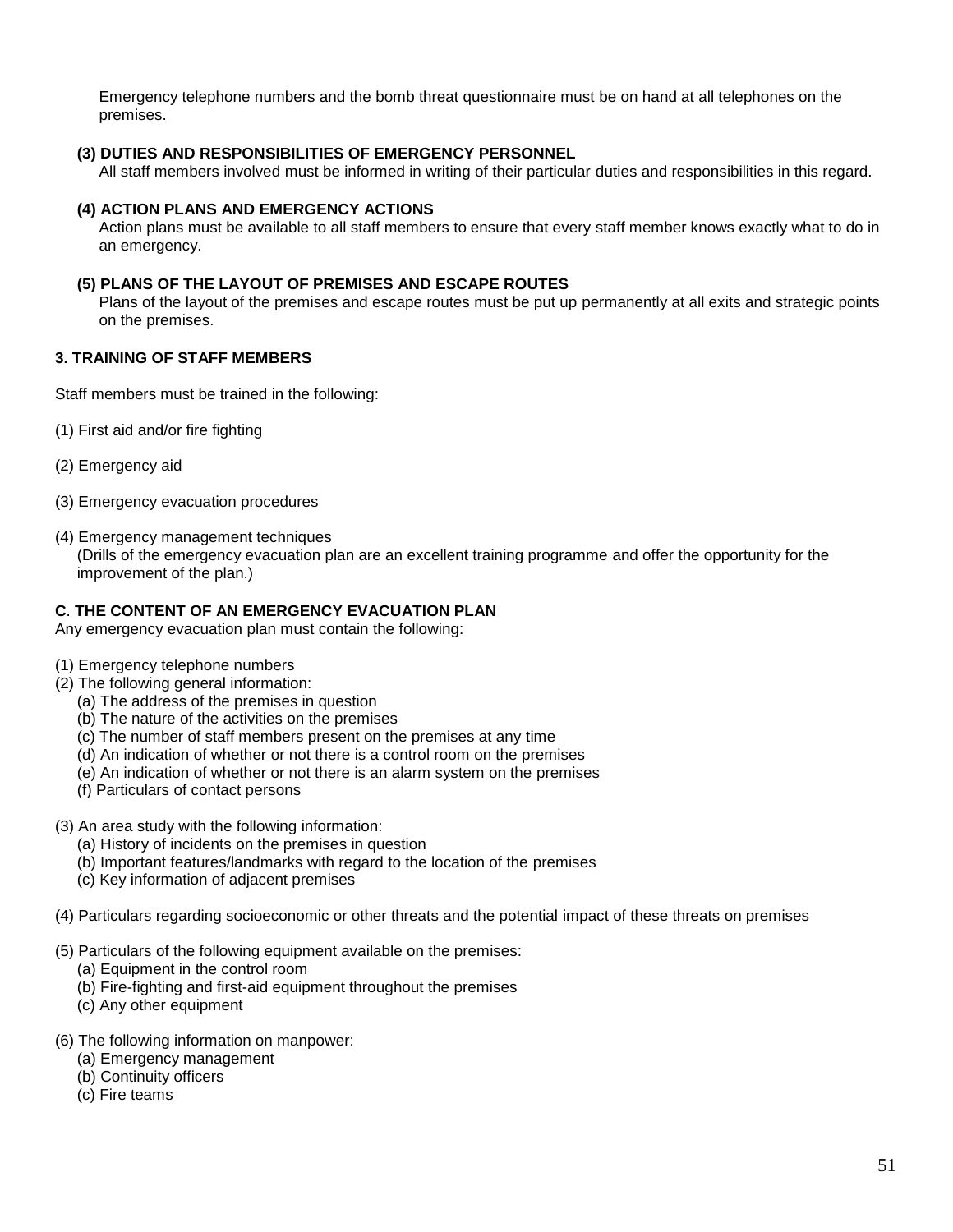Emergency telephone numbers and the bomb threat questionnaire must be on hand at all telephones on the premises.

**(3) DUTIES AND RESPONSIBILITIES OF EMERGENCY PERSONNEL**
All staff members involved must be informed in writing of their particular duties and responsibilities in this regard.

**(4) ACTION PLANS AND EMERGENCY ACTIONS**
Action plans must be available to all staff members to ensure that every staff member knows exactly what to do in an emergency.

**(5) PLANS OF THE LAYOUT OF PREMISES AND ESCAPE ROUTES**
Plans of the layout of the premises and escape routes must be put up permanently at all exits and strategic points on the premises.

**3. TRAINING OF STAFF MEMBERS**

Staff members must be trained in the following:

(1) First aid and/or fire fighting

(2) Emergency aid

(3) Emergency evacuation procedures

(4) Emergency management techniques
(Drills of the emergency evacuation plan are an excellent training programme and offer the opportunity for the improvement of the plan.)

**C. THE CONTENT OF AN EMERGENCY EVACUATION PLAN**
Any emergency evacuation plan must contain the following:

(1) Emergency telephone numbers
(2) The following general information:
- (a) The address of the premises in question
- (b) The nature of the activities on the premises
- (c) The number of staff members present on the premises at any time
- (d) An indication of whether or not there is a control room on the premises
- (e) An indication of whether or not there is an alarm system on the premises
- (f) Particulars of contact persons

(3) An area study with the following information:
- (a) History of incidents on the premises in question
- (b) Important features/landmarks with regard to the location of the premises
- (c) Key information of adjacent premises

(4) Particulars regarding socioeconomic or other threats and the potential impact of these threats on premises

(5) Particulars of the following equipment available on the premises:
- (a) Equipment in the control room
- (b) Fire-fighting and first-aid equipment throughout the premises
- (c) Any other equipment

(6) The following information on manpower:
- (a) Emergency management
- (b) Continuity officers
- (c) Fire teams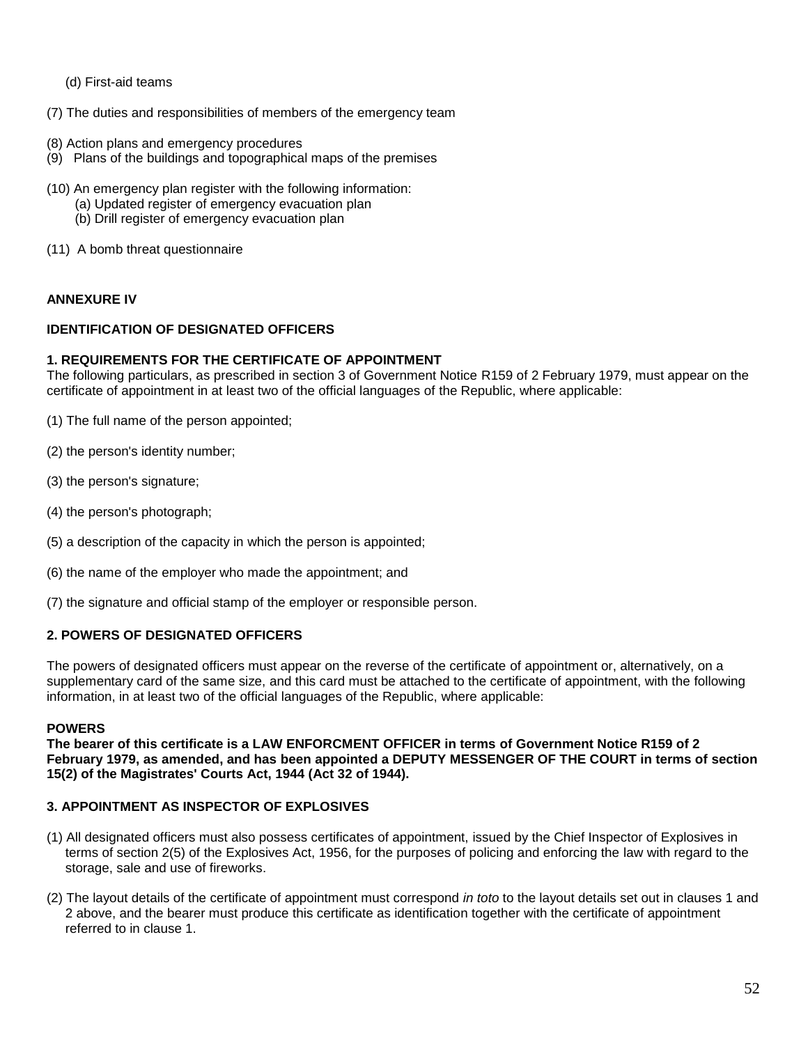(d) First-aid teams

(7) The duties and responsibilities of members of the emergency team

(8) Action plans and emergency procedures

(9) Plans of the buildings and topographical maps of the premises

(10) An emergency plan register with the following information:
  (a) Updated register of emergency evacuation plan
  (b) Drill register of emergency evacuation plan

(11) A bomb threat questionnaire

## ANNEXURE IV

## IDENTIFICATION OF DESIGNATED OFFICERS

### 1. REQUIREMENTS FOR THE CERTIFICATE OF APPOINTMENT

The following particulars, as prescribed in section 3 of Government Notice R159 of 2 February 1979, must appear on the certificate of appointment in at least two of the official languages of the Republic, where applicable:

(1) The full name of the person appointed;

(2) the person's identity number;

(3) the person's signature;

(4) the person's photograph;

(5) a description of the capacity in which the person is appointed;

(6) the name of the employer who made the appointment; and

(7) the signature and official stamp of the employer or responsible person.

### 2. POWERS OF DESIGNATED OFFICERS

The powers of designated officers must appear on the reverse of the certificate of appointment or, alternatively, on a supplementary card of the same size, and this card must be attached to the certificate of appointment, with the following information, in at least two of the official languages of the Republic, where applicable:

**POWERS**
**The bearer of this certificate is a LAW ENFORCMENT OFFICER in terms of Government Notice R159 of 2 February 1979, as amended, and has been appointed a DEPUTY MESSENGER OF THE COURT in terms of section 15(2) of the Magistrates' Courts Act, 1944 (Act 32 of 1944).**

### 3. APPOINTMENT AS INSPECTOR OF EXPLOSIVES

(1) All designated officers must also possess certificates of appointment, issued by the Chief Inspector of Explosives in terms of section 2(5) of the Explosives Act, 1956, for the purposes of policing and enforcing the law with regard to the storage, sale and use of fireworks.

(2) The layout details of the certificate of appointment must correspond *in toto* to the layout details set out in clauses 1 and 2 above, and the bearer must produce this certificate as identification together with the certificate of appointment referred to in clause 1.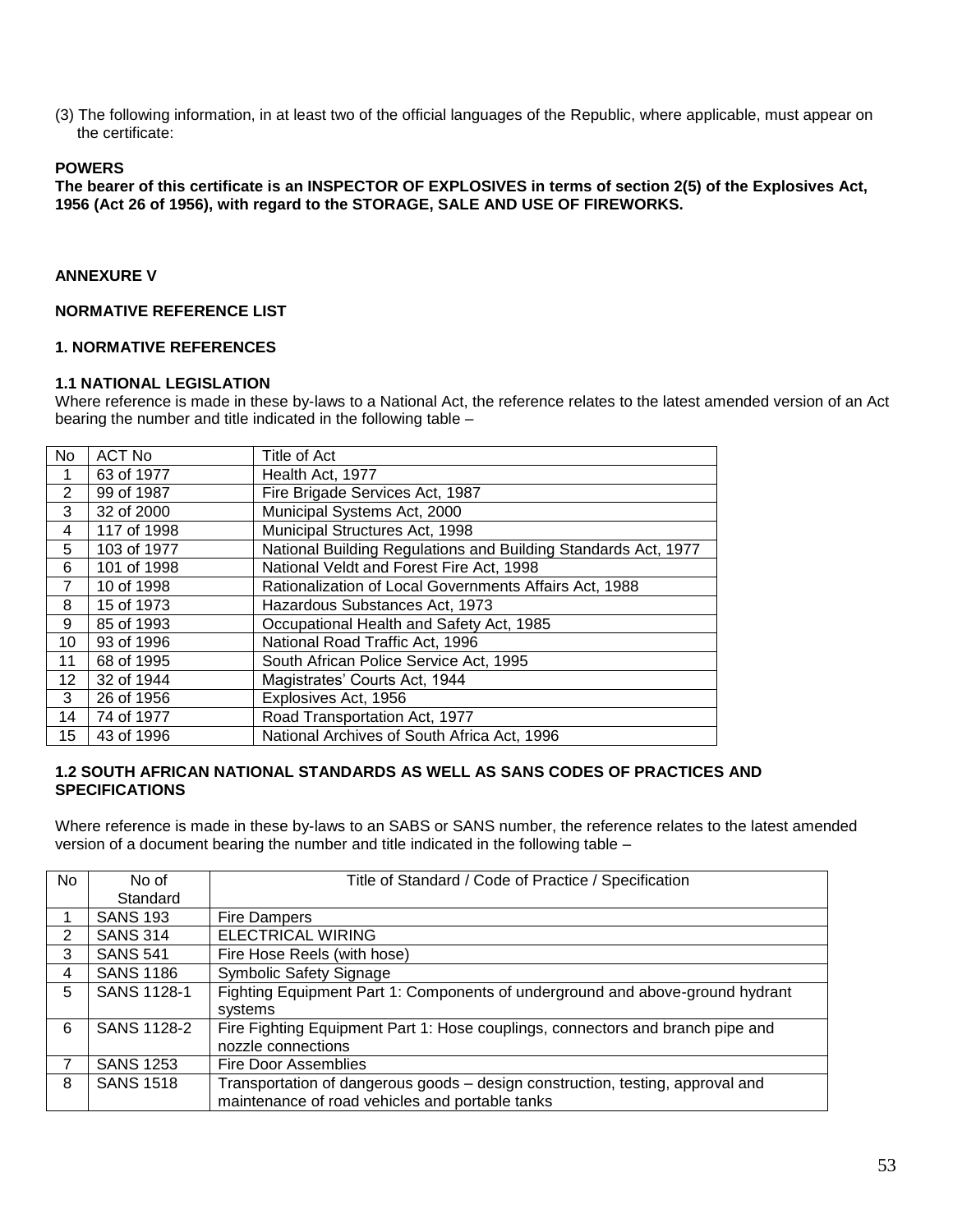(3) The following information, in at least two of the official languages of the Republic, where applicable, must appear on the certificate:

**POWERS**
**The bearer of this certificate is an INSPECTOR OF EXPLOSIVES in terms of section 2(5) of the Explosives Act, 1956 (Act 26 of 1956), with regard to the STORAGE, SALE AND USE OF FIREWORKS.**

**ANNEXURE V**

**NORMATIVE REFERENCE LIST**

**1. NORMATIVE REFERENCES**

**1.1 NATIONAL LEGISLATION**
Where reference is made in these by-laws to a National Act, the reference relates to the latest amended version of an Act bearing the number and title indicated in the following table –

| No | ACT No | Title of Act |
|---|---|---|
| 1 | 63 of 1977 | Health Act, 1977 |
| 2 | 99 of 1987 | Fire Brigade Services Act, 1987 |
| 3 | 32 of 2000 | Municipal Systems Act, 2000 |
| 4 | 117 of 1998 | Municipal Structures Act, 1998 |
| 5 | 103 of 1977 | National Building Regulations and Building Standards Act, 1977 |
| 6 | 101 of 1998 | National Veldt and Forest Fire Act, 1998 |
| 7 | 10 of 1998 | Rationalization of Local Governments Affairs Act, 1988 |
| 8 | 15 of 1973 | Hazardous Substances Act, 1973 |
| 9 | 85 of 1993 | Occupational Health and Safety Act, 1985 |
| 10 | 93 of 1996 | National Road Traffic Act, 1996 |
| 11 | 68 of 1995 | South African Police Service Act, 1995 |
| 12 | 32 of 1944 | Magistrates' Courts Act, 1944 |
| 3 | 26 of 1956 | Explosives Act, 1956 |
| 14 | 74 of 1977 | Road Transportation Act, 1977 |
| 15 | 43 of 1996 | National Archives of South Africa Act, 1996 |

**1.2 SOUTH AFRICAN NATIONAL STANDARDS AS WELL AS SANS CODES OF PRACTICES AND SPECIFICATIONS**

Where reference is made in these by-laws to an SABS or SANS number, the reference relates to the latest amended version of a document bearing the number and title indicated in the following table –

| No | No of Standard | Title of Standard / Code of Practice / Specification |
|---|---|---|
| 1 | SANS 193 | Fire Dampers |
| 2 | SANS 314 | ELECTRICAL WIRING |
| 3 | SANS 541 | Fire Hose Reels (with hose) |
| 4 | SANS 1186 | Symbolic Safety Signage |
| 5 | SANS 1128-1 | Fighting Equipment Part 1: Components of underground and above-ground hydrant systems |
| 6 | SANS 1128-2 | Fire Fighting Equipment Part 1: Hose couplings, connectors and branch pipe and nozzle connections |
| 7 | SANS 1253 | Fire Door Assemblies |
| 8 | SANS 1518 | Transportation of dangerous goods – design construction, testing, approval and maintenance of road vehicles and portable tanks |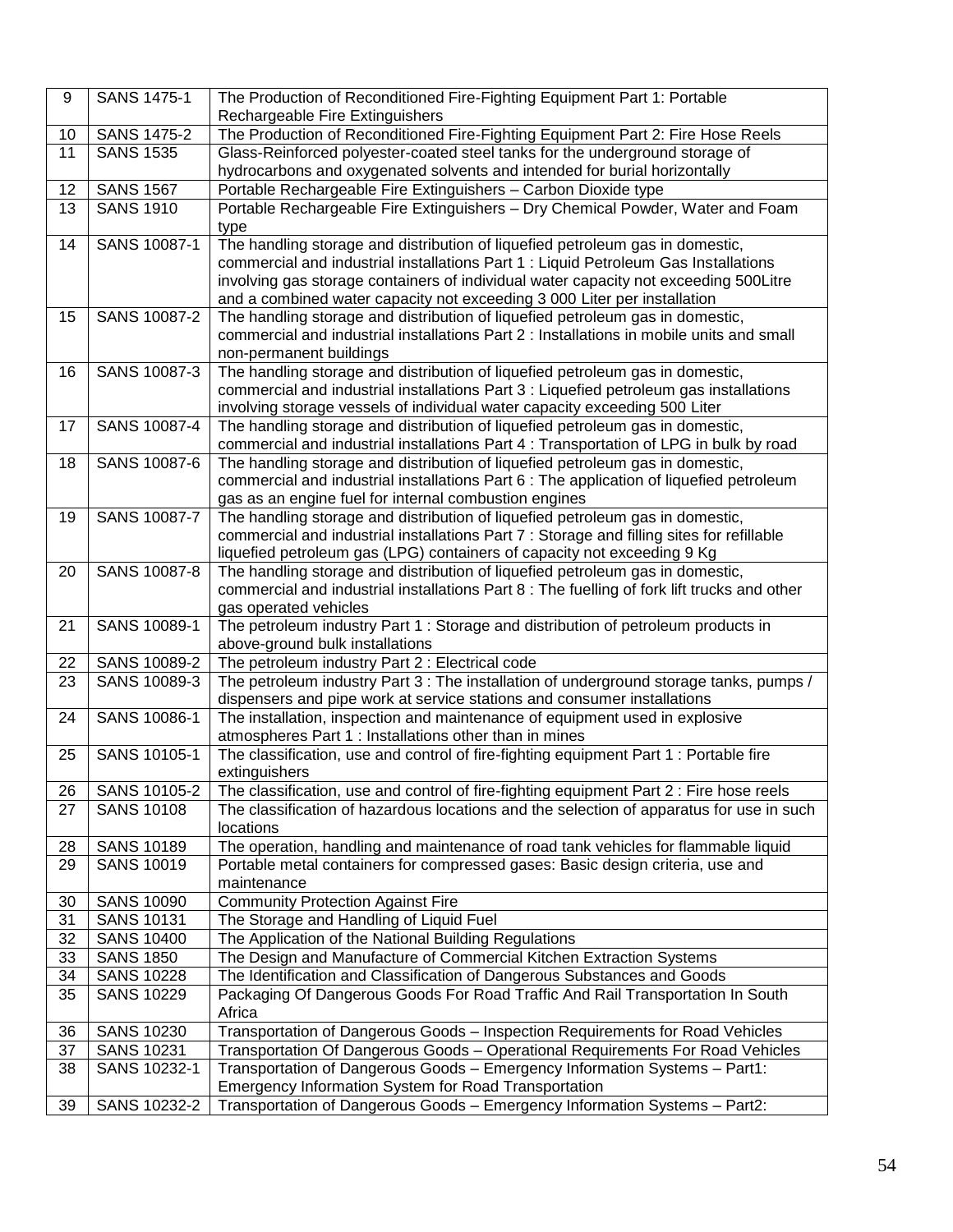| 9 | SANS 1475-1 | The Production of Reconditioned Fire-Fighting Equipment Part 1: Portable Rechargeable Fire Extinguishers |
|---|---|---|
| 10 | SANS 1475-2 | The Production of Reconditioned Fire-Fighting Equipment Part 2: Fire Hose Reels |
| 11 | SANS 1535 | Glass-Reinforced polyester-coated steel tanks for the underground storage of hydrocarbons and oxygenated solvents and intended for burial horizontally |
| 12 | SANS 1567 | Portable Rechargeable Fire Extinguishers – Carbon Dioxide type |
| 13 | SANS 1910 | Portable Rechargeable Fire Extinguishers – Dry Chemical Powder, Water and Foam type |
| 14 | SANS 10087-1 | The handling storage and distribution of liquefied petroleum gas in domestic, commercial and industrial installations Part 1 : Liquid Petroleum Gas Installations involving gas storage containers of individual water capacity not exceeding 500Litre and a combined water capacity not exceeding 3 000 Liter per installation |
| 15 | SANS 10087-2 | The handling storage and distribution of liquefied petroleum gas in domestic, commercial and industrial installations Part 2 : Installations in mobile units and small non-permanent buildings |
| 16 | SANS 10087-3 | The handling storage and distribution of liquefied petroleum gas in domestic, commercial and industrial installations Part 3 : Liquefied petroleum gas installations involving storage vessels of individual water capacity exceeding 500 Liter |
| 17 | SANS 10087-4 | The handling storage and distribution of liquefied petroleum gas in domestic, commercial and industrial installations Part 4 : Transportation of LPG in bulk by road |
| 18 | SANS 10087-6 | The handling storage and distribution of liquefied petroleum gas in domestic, commercial and industrial installations Part 6 : The application of liquefied petroleum gas as an engine fuel for internal combustion engines |
| 19 | SANS 10087-7 | The handling storage and distribution of liquefied petroleum gas in domestic, commercial and industrial installations Part 7 : Storage and filling sites for refillable liquefied petroleum gas (LPG) containers of capacity not exceeding 9 Kg |
| 20 | SANS 10087-8 | The handling storage and distribution of liquefied petroleum gas in domestic, commercial and industrial installations Part 8 : The fuelling of fork lift trucks and other gas operated vehicles |
| 21 | SANS 10089-1 | The petroleum industry Part 1 : Storage and distribution of petroleum products in above-ground bulk installations |
| 22 | SANS 10089-2 | The petroleum industry Part 2 : Electrical code |
| 23 | SANS 10089-3 | The petroleum industry Part 3 : The installation of underground storage tanks, pumps / dispensers and pipe work at service stations and consumer installations |
| 24 | SANS 10086-1 | The installation, inspection and maintenance of equipment used in explosive atmospheres Part 1 : Installations other than in mines |
| 25 | SANS 10105-1 | The classification, use and control of fire-fighting equipment Part 1 : Portable fire extinguishers |
| 26 | SANS 10105-2 | The classification, use and control of fire-fighting equipment Part 2 : Fire hose reels |
| 27 | SANS 10108 | The classification of hazardous locations and the selection of apparatus for use in such locations |
| 28 | SANS 10189 | The operation, handling and maintenance of road tank vehicles for flammable liquid |
| 29 | SANS 10019 | Portable metal containers for compressed gases: Basic design criteria, use and maintenance |
| 30 | SANS 10090 | Community Protection Against Fire |
| 31 | SANS 10131 | The Storage and Handling of Liquid Fuel |
| 32 | SANS 10400 | The Application of the National Building Regulations |
| 33 | SANS 1850 | The Design and Manufacture of Commercial Kitchen Extraction Systems |
| 34 | SANS 10228 | The Identification and Classification of Dangerous Substances and Goods |
| 35 | SANS 10229 | Packaging Of Dangerous Goods For Road Traffic And Rail Transportation In South Africa |
| 36 | SANS 10230 | Transportation of Dangerous Goods – Inspection Requirements for Road Vehicles |
| 37 | SANS 10231 | Transportation Of Dangerous Goods – Operational Requirements For Road Vehicles |
| 38 | SANS 10232-1 | Transportation of Dangerous Goods – Emergency Information Systems – Part1: Emergency Information System for Road Transportation |
| 39 | SANS 10232-2 | Transportation of Dangerous Goods – Emergency Information Systems – Part2: |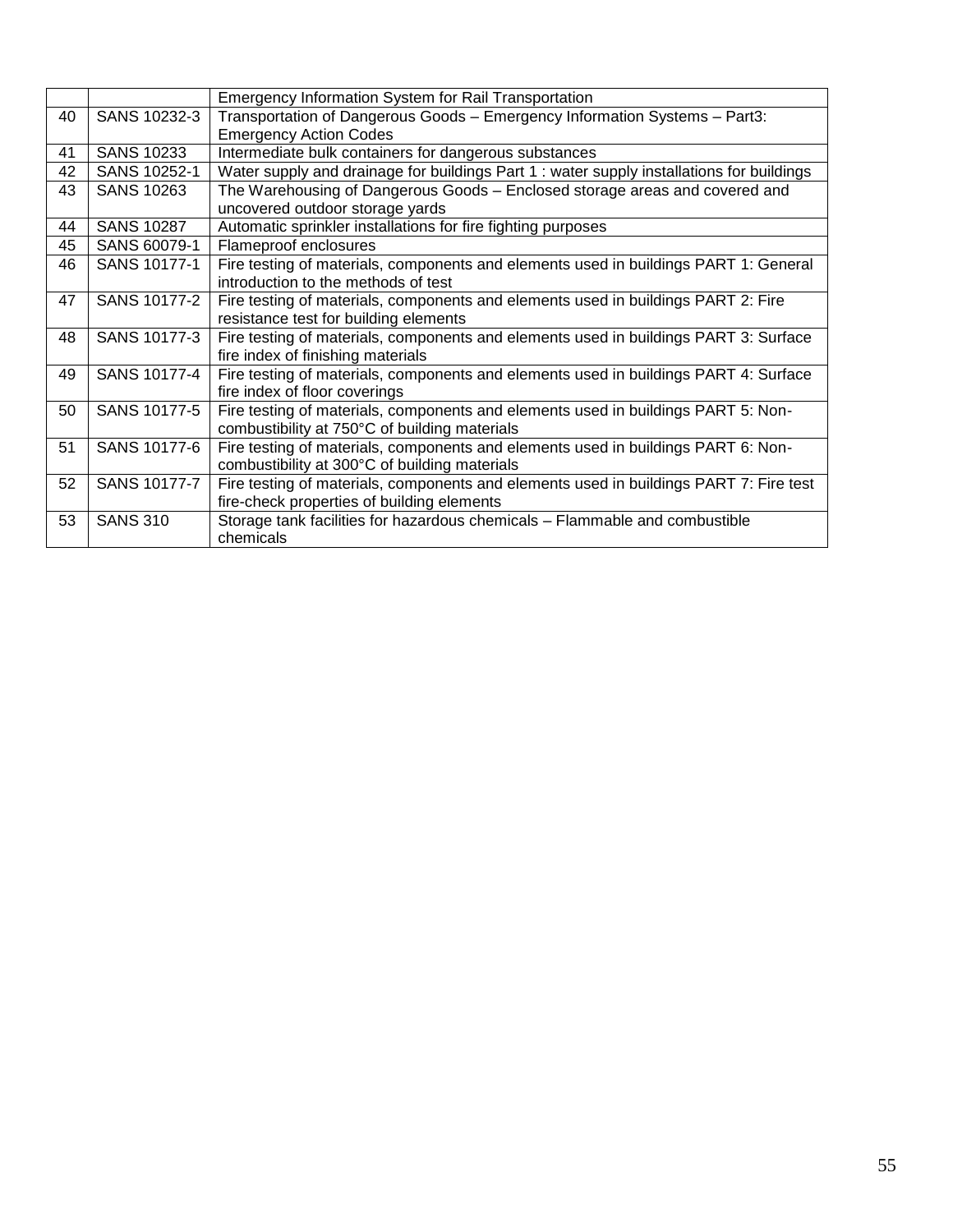| | | |
|---|---|---|
| | | Emergency Information System for Rail Transportation |
| 40 | SANS 10232-3 | Transportation of Dangerous Goods – Emergency Information Systems – Part3: Emergency Action Codes |
| 41 | SANS 10233 | Intermediate bulk containers for dangerous substances |
| 42 | SANS 10252-1 | Water supply and drainage for buildings Part 1 : water supply installations for buildings |
| 43 | SANS 10263 | The Warehousing of Dangerous Goods – Enclosed storage areas and covered and uncovered outdoor storage yards |
| 44 | SANS 10287 | Automatic sprinkler installations for fire fighting purposes |
| 45 | SANS 60079-1 | Flameproof enclosures |
| 46 | SANS 10177-1 | Fire testing of materials, components and elements used in buildings PART 1: General introduction to the methods of test |
| 47 | SANS 10177-2 | Fire testing of materials, components and elements used in buildings PART 2: Fire resistance test for building elements |
| 48 | SANS 10177-3 | Fire testing of materials, components and elements used in buildings PART 3: Surface fire index of finishing materials |
| 49 | SANS 10177-4 | Fire testing of materials, components and elements used in buildings PART 4: Surface fire index of floor coverings |
| 50 | SANS 10177-5 | Fire testing of materials, components and elements used in buildings PART 5: Non-combustibility at 750°C of building materials |
| 51 | SANS 10177-6 | Fire testing of materials, components and elements used in buildings PART 6: Non-combustibility at 300°C of building materials |
| 52 | SANS 10177-7 | Fire testing of materials, components and elements used in buildings PART 7: Fire test fire-check properties of building elements |
| 53 | SANS 310 | Storage tank facilities for hazardous chemicals – Flammable and combustible chemicals |